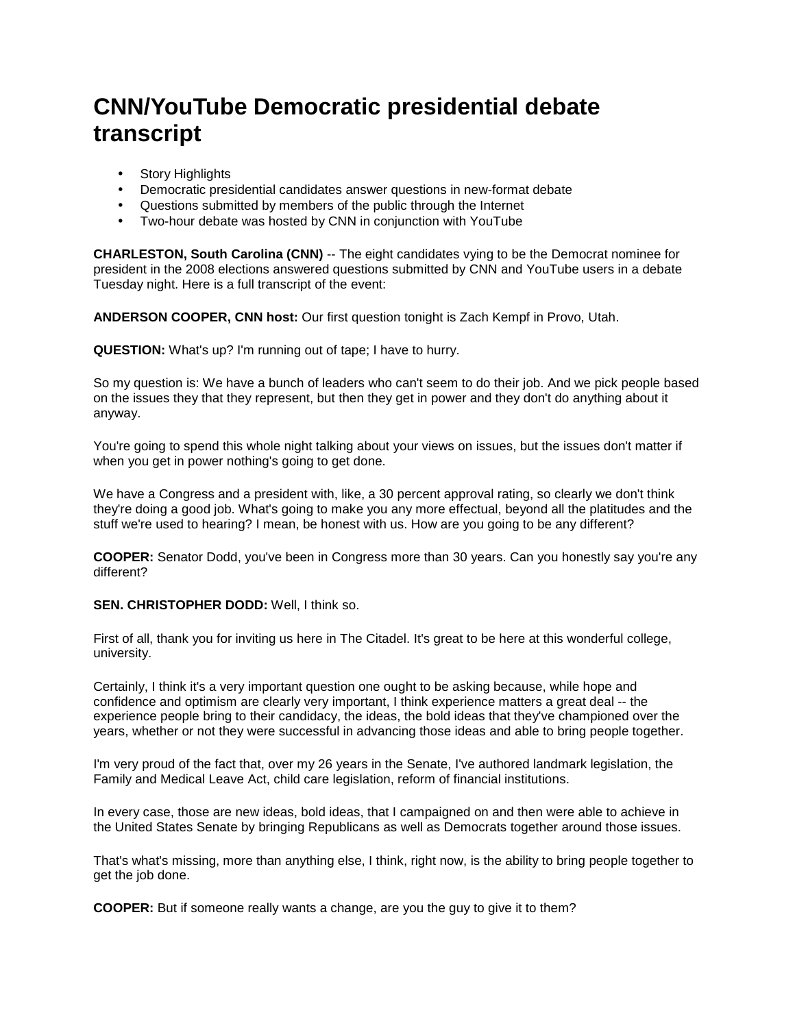# CNN/YouTube Democratic presidential debate transcript

- Story Highlights
- Democratic presidential candidates answer questions in new-format debate
- Questions submitted by members of the public through the Internet
- Two-hour debate was hosted by CNN in conjunction with YouTube

**CHARLESTON, South Carolina (CNN)** -- The eight candidates vying to be the Democrat nominee for president in the 2008 elections answered questions submitted by CNN and YouTube users in a debate Tuesday night. Here is a full transcript of the event:

**ANDERSON COOPER, CNN host:** Our first question tonight is Zach Kempf in Provo, Utah.

**QUESTION:** What's up? I'm running out of tape; I have to hurry.

So my question is: We have a bunch of leaders who can't seem to do their job. And we pick people based on the issues they that they represent, but then they get in power and they don't do anything about it anyway.

You're going to spend this whole night talking about your views on issues, but the issues don't matter if when you get in power nothing's going to get done.

We have a Congress and a president with, like, a 30 percent approval rating, so clearly we don't think they're doing a good job. What's going to make you any more effectual, beyond all the platitudes and the stuff we're used to hearing? I mean, be honest with us. How are you going to be any different?

**COOPER:** Senator Dodd, you've been in Congress more than 30 years. Can you honestly say you're any different?

**SEN. CHRISTOPHER DODD:** Well, I think so.

First of all, thank you for inviting us here in The Citadel. It's great to be here at this wonderful college, university.

Certainly, I think it's a very important question one ought to be asking because, while hope and confidence and optimism are clearly very important, I think experience matters a great deal -- the experience people bring to their candidacy, the ideas, the bold ideas that they've championed over the years, whether or not they were successful in advancing those ideas and able to bring people together.

I'm very proud of the fact that, over my 26 years in the Senate, I've authored landmark legislation, the Family and Medical Leave Act, child care legislation, reform of financial institutions.

In every case, those are new ideas, bold ideas, that I campaigned on and then were able to achieve in the United States Senate by bringing Republicans as well as Democrats together around those issues.

That's what's missing, more than anything else, I think, right now, is the ability to bring people together to get the job done.

**COOPER:** But if someone really wants a change, are you the guy to give it to them?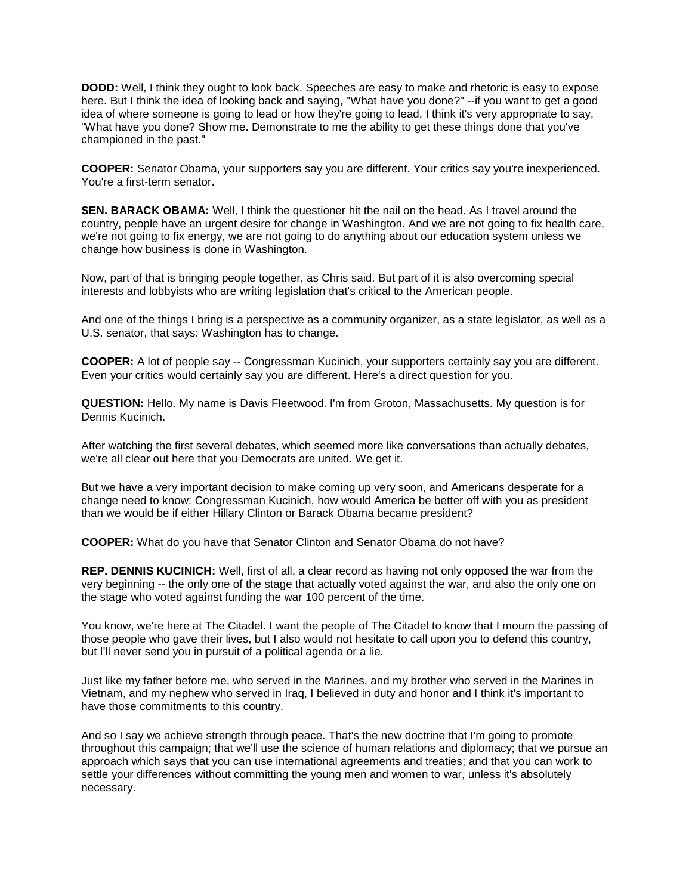**DODD:** Well, I think they ought to look back. Speeches are easy to make and rhetoric is easy to expose here. But I think the idea of looking back and saying, "What have you done?" --if you want to get a good idea of where someone is going to lead or how they're going to lead, I think it's very appropriate to say, "What have you done? Show me. Demonstrate to me the ability to get these things done that you've championed in the past."

**COOPER:** Senator Obama, your supporters say you are different. Your critics say you're inexperienced. You're a first-term senator.

**SEN. BARACK OBAMA:** Well, I think the questioner hit the nail on the head. As I travel around the country, people have an urgent desire for change in Washington. And we are not going to fix health care, we're not going to fix energy, we are not going to do anything about our education system unless we change how business is done in Washington.

Now, part of that is bringing people together, as Chris said. But part of it is also overcoming special interests and lobbyists who are writing legislation that's critical to the American people.

And one of the things I bring is a perspective as a community organizer, as a state legislator, as well as a U.S. senator, that says: Washington has to change.

**COOPER:** A lot of people say -- Congressman Kucinich, your supporters certainly say you are different. Even your critics would certainly say you are different. Here's a direct question for you.

**QUESTION:** Hello. My name is Davis Fleetwood. I'm from Groton, Massachusetts. My question is for Dennis Kucinich.

After watching the first several debates, which seemed more like conversations than actually debates, we're all clear out here that you Democrats are united. We get it.

But we have a very important decision to make coming up very soon, and Americans desperate for a change need to know: Congressman Kucinich, how would America be better off with you as president than we would be if either Hillary Clinton or Barack Obama became president?

**COOPER:** What do you have that Senator Clinton and Senator Obama do not have?

**REP. DENNIS KUCINICH:** Well, first of all, a clear record as having not only opposed the war from the very beginning -- the only one of the stage that actually voted against the war, and also the only one on the stage who voted against funding the war 100 percent of the time.

You know, we're here at The Citadel. I want the people of The Citadel to know that I mourn the passing of those people who gave their lives, but I also would not hesitate to call upon you to defend this country, but I'll never send you in pursuit of a political agenda or a lie.

Just like my father before me, who served in the Marines, and my brother who served in the Marines in Vietnam, and my nephew who served in Iraq, I believed in duty and honor and I think it's important to have those commitments to this country.

And so I say we achieve strength through peace. That's the new doctrine that I'm going to promote throughout this campaign; that we'll use the science of human relations and diplomacy; that we pursue an approach which says that you can use international agreements and treaties; and that you can work to settle your differences without committing the young men and women to war, unless it's absolutely necessary.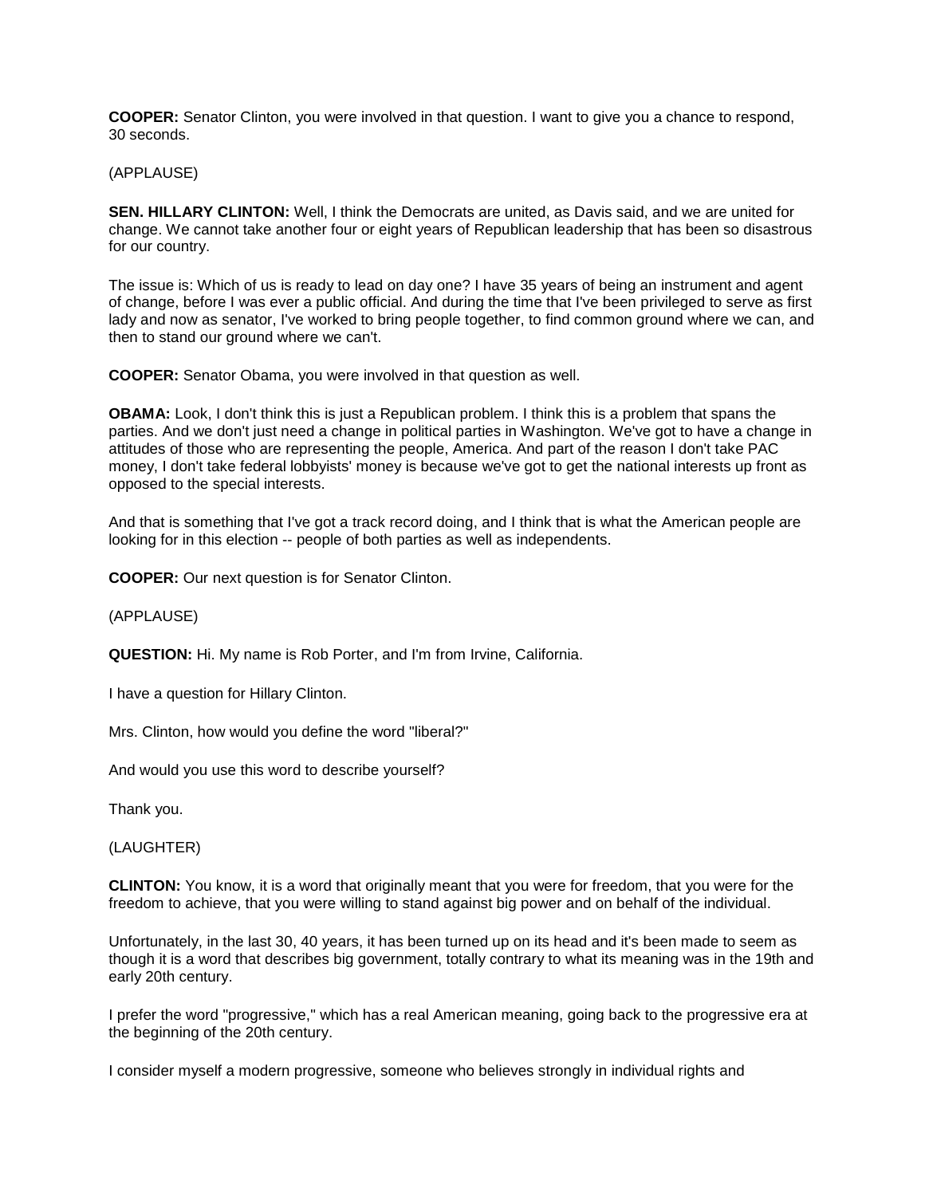**COOPER:** Senator Clinton, you were involved in that question. I want to give you a chance to respond, 30 seconds.

(APPLAUSE)

**SEN. HILLARY CLINTON:** Well, I think the Democrats are united, as Davis said, and we are united for change. We cannot take another four or eight years of Republican leadership that has been so disastrous for our country.

The issue is: Which of us is ready to lead on day one? I have 35 years of being an instrument and agent of change, before I was ever a public official. And during the time that I've been privileged to serve as first lady and now as senator, I've worked to bring people together, to find common ground where we can, and then to stand our ground where we can't.

**COOPER:** Senator Obama, you were involved in that question as well.

**OBAMA:** Look, I don't think this is just a Republican problem. I think this is a problem that spans the parties. And we don't just need a change in political parties in Washington. We've got to have a change in attitudes of those who are representing the people, America. And part of the reason I don't take PAC money, I don't take federal lobbyists' money is because we've got to get the national interests up front as opposed to the special interests.

And that is something that I've got a track record doing, and I think that is what the American people are looking for in this election -- people of both parties as well as independents.

**COOPER:** Our next question is for Senator Clinton.

(APPLAUSE)

**QUESTION:** Hi. My name is Rob Porter, and I'm from Irvine, California.

I have a question for Hillary Clinton.

Mrs. Clinton, how would you define the word "liberal?"

And would you use this word to describe yourself?

Thank you.

(LAUGHTER)

**CLINTON:** You know, it is a word that originally meant that you were for freedom, that you were for the freedom to achieve, that you were willing to stand against big power and on behalf of the individual.

Unfortunately, in the last 30, 40 years, it has been turned up on its head and it's been made to seem as though it is a word that describes big government, totally contrary to what its meaning was in the 19th and early 20th century.

I prefer the word "progressive," which has a real American meaning, going back to the progressive era at the beginning of the 20th century.

I consider myself a modern progressive, someone who believes strongly in individual rights and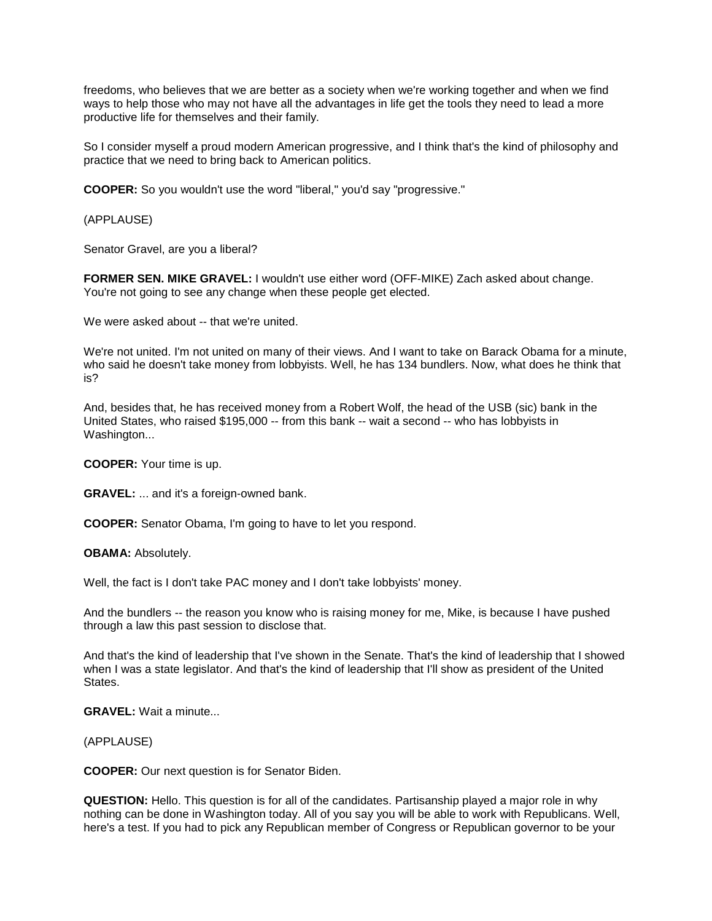freedoms, who believes that we are better as a society when we're working together and when we find ways to help those who may not have all the advantages in life get the tools they need to lead a more productive life for themselves and their family.

So I consider myself a proud modern American progressive, and I think that's the kind of philosophy and practice that we need to bring back to American politics.

**COOPER:** So you wouldn't use the word "liberal," you'd say "progressive."

(APPLAUSE)

Senator Gravel, are you a liberal?

**FORMER SEN. MIKE GRAVEL:** I wouldn't use either word (OFF-MIKE) Zach asked about change. You're not going to see any change when these people get elected.

We were asked about -- that we're united.

We're not united. I'm not united on many of their views. And I want to take on Barack Obama for a minute, who said he doesn't take money from lobbyists. Well, he has 134 bundlers. Now, what does he think that is?

And, besides that, he has received money from a Robert Wolf, the head of the USB (sic) bank in the United States, who raised $195,000 -- from this bank -- wait a second -- who has lobbyists in Washington...

**COOPER:** Your time is up.

**GRAVEL:** ... and it's a foreign-owned bank.

**COOPER:** Senator Obama, I'm going to have to let you respond.

**OBAMA:** Absolutely.

Well, the fact is I don't take PAC money and I don't take lobbyists' money.

And the bundlers -- the reason you know who is raising money for me, Mike, is because I have pushed through a law this past session to disclose that.

And that's the kind of leadership that I've shown in the Senate. That's the kind of leadership that I showed when I was a state legislator. And that's the kind of leadership that I'll show as president of the United States.

**GRAVEL:** Wait a minute...

(APPLAUSE)

**COOPER:** Our next question is for Senator Biden.

**QUESTION:** Hello. This question is for all of the candidates. Partisanship played a major role in why nothing can be done in Washington today. All of you say you will be able to work with Republicans. Well, here's a test. If you had to pick any Republican member of Congress or Republican governor to be your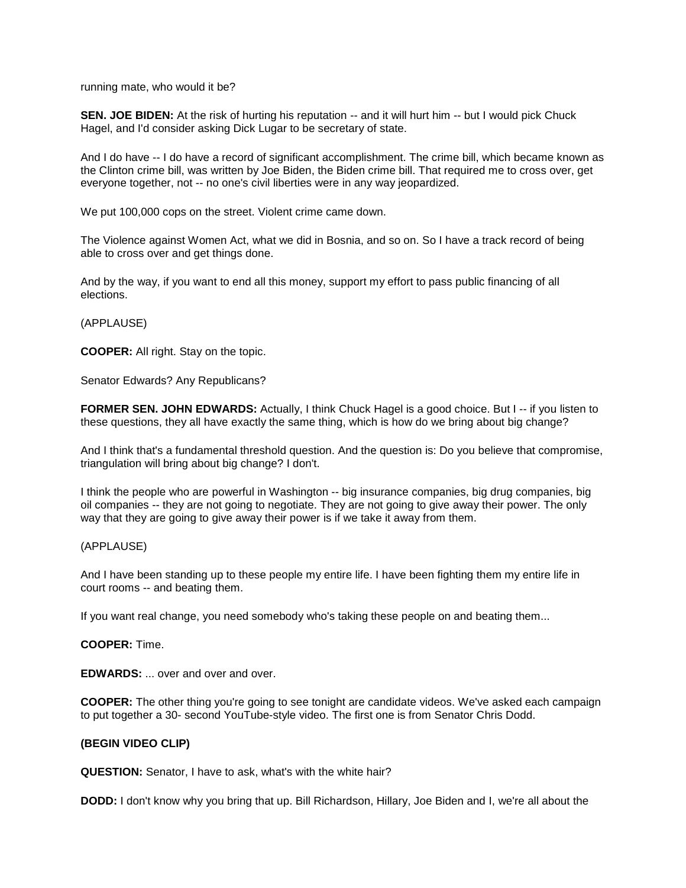running mate, who would it be?

**SEN. JOE BIDEN:** At the risk of hurting his reputation -- and it will hurt him -- but I would pick Chuck Hagel, and I'd consider asking Dick Lugar to be secretary of state.

And I do have -- I do have a record of significant accomplishment. The crime bill, which became known as the Clinton crime bill, was written by Joe Biden, the Biden crime bill. That required me to cross over, get everyone together, not -- no one's civil liberties were in any way jeopardized.

We put 100,000 cops on the street. Violent crime came down.

The Violence against Women Act, what we did in Bosnia, and so on. So I have a track record of being able to cross over and get things done.

And by the way, if you want to end all this money, support my effort to pass public financing of all elections.

(APPLAUSE)

**COOPER:** All right. Stay on the topic.

Senator Edwards? Any Republicans?

**FORMER SEN. JOHN EDWARDS:** Actually, I think Chuck Hagel is a good choice. But I -- if you listen to these questions, they all have exactly the same thing, which is how do we bring about big change?

And I think that's a fundamental threshold question. And the question is: Do you believe that compromise, triangulation will bring about big change? I don't.

I think the people who are powerful in Washington -- big insurance companies, big drug companies, big oil companies -- they are not going to negotiate. They are not going to give away their power. The only way that they are going to give away their power is if we take it away from them.

(APPLAUSE)

And I have been standing up to these people my entire life. I have been fighting them my entire life in court rooms -- and beating them.

If you want real change, you need somebody who's taking these people on and beating them...

**COOPER:** Time.

**EDWARDS:** ... over and over and over.

**COOPER:** The other thing you're going to see tonight are candidate videos. We've asked each campaign to put together a 30- second YouTube-style video. The first one is from Senator Chris Dodd.

**(BEGIN VIDEO CLIP)**

**QUESTION:** Senator, I have to ask, what's with the white hair?

**DODD:** I don't know why you bring that up. Bill Richardson, Hillary, Joe Biden and I, we're all about the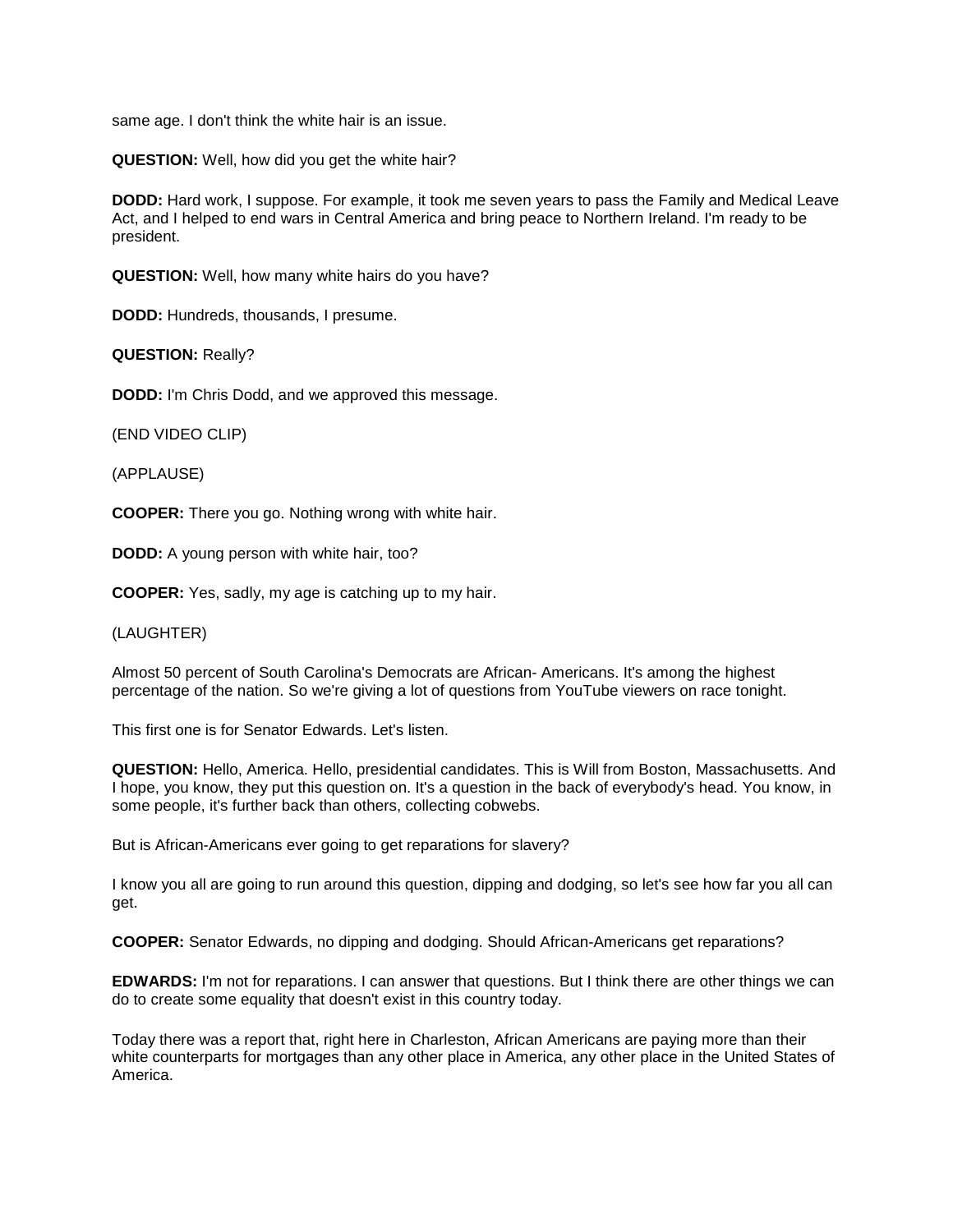same age. I don't think the white hair is an issue.

**QUESTION:** Well, how did you get the white hair?

**DODD:** Hard work, I suppose. For example, it took me seven years to pass the Family and Medical Leave Act, and I helped to end wars in Central America and bring peace to Northern Ireland. I'm ready to be president.

**QUESTION:** Well, how many white hairs do you have?

**DODD:** Hundreds, thousands, I presume.

**QUESTION:** Really?

**DODD:** I'm Chris Dodd, and we approved this message.

(END VIDEO CLIP)

(APPLAUSE)

**COOPER:** There you go. Nothing wrong with white hair.

**DODD:** A young person with white hair, too?

**COOPER:** Yes, sadly, my age is catching up to my hair.

(LAUGHTER)

Almost 50 percent of South Carolina's Democrats are African- Americans. It's among the highest percentage of the nation. So we're giving a lot of questions from YouTube viewers on race tonight.

This first one is for Senator Edwards. Let's listen.

**QUESTION:** Hello, America. Hello, presidential candidates. This is Will from Boston, Massachusetts. And I hope, you know, they put this question on. It's a question in the back of everybody's head. You know, in some people, it's further back than others, collecting cobwebs.

But is African-Americans ever going to get reparations for slavery?

I know you all are going to run around this question, dipping and dodging, so let's see how far you all can get.

**COOPER:** Senator Edwards, no dipping and dodging. Should African-Americans get reparations?

**EDWARDS:** I'm not for reparations. I can answer that questions. But I think there are other things we can do to create some equality that doesn't exist in this country today.

Today there was a report that, right here in Charleston, African Americans are paying more than their white counterparts for mortgages than any other place in America, any other place in the United States of America.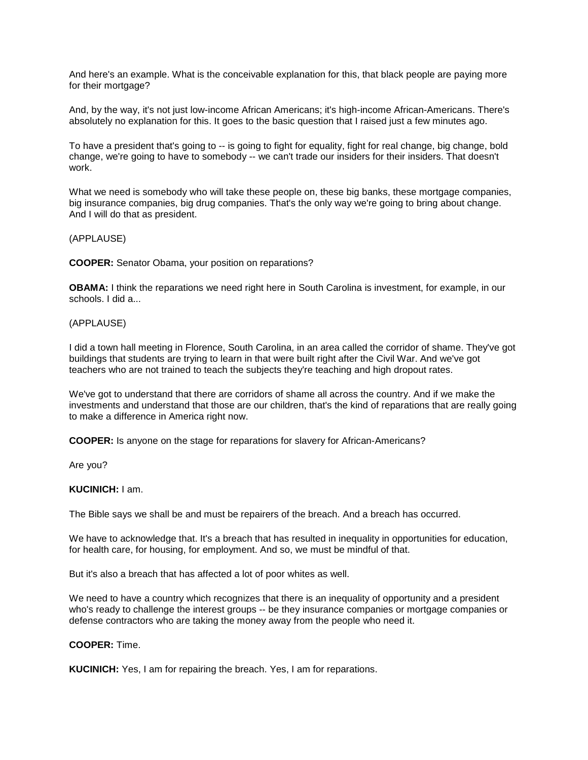And here's an example. What is the conceivable explanation for this, that black people are paying more for their mortgage?

And, by the way, it's not just low-income African Americans; it's high-income African-Americans. There's absolutely no explanation for this. It goes to the basic question that I raised just a few minutes ago.

To have a president that's going to -- is going to fight for equality, fight for real change, big change, bold change, we're going to have to somebody -- we can't trade our insiders for their insiders. That doesn't work.

What we need is somebody who will take these people on, these big banks, these mortgage companies, big insurance companies, big drug companies. That's the only way we're going to bring about change. And I will do that as president.

(APPLAUSE)

**COOPER:** Senator Obama, your position on reparations?

**OBAMA:** I think the reparations we need right here in South Carolina is investment, for example, in our schools. I did a...

(APPLAUSE)

I did a town hall meeting in Florence, South Carolina, in an area called the corridor of shame. They've got buildings that students are trying to learn in that were built right after the Civil War. And we've got teachers who are not trained to teach the subjects they're teaching and high dropout rates.

We've got to understand that there are corridors of shame all across the country. And if we make the investments and understand that those are our children, that's the kind of reparations that are really going to make a difference in America right now.

**COOPER:** Is anyone on the stage for reparations for slavery for African-Americans?

Are you?

**KUCINICH:** I am.

The Bible says we shall be and must be repairers of the breach. And a breach has occurred.

We have to acknowledge that. It's a breach that has resulted in inequality in opportunities for education, for health care, for housing, for employment. And so, we must be mindful of that.

But it's also a breach that has affected a lot of poor whites as well.

We need to have a country which recognizes that there is an inequality of opportunity and a president who's ready to challenge the interest groups -- be they insurance companies or mortgage companies or defense contractors who are taking the money away from the people who need it.

**COOPER:** Time.

**KUCINICH:** Yes, I am for repairing the breach. Yes, I am for reparations.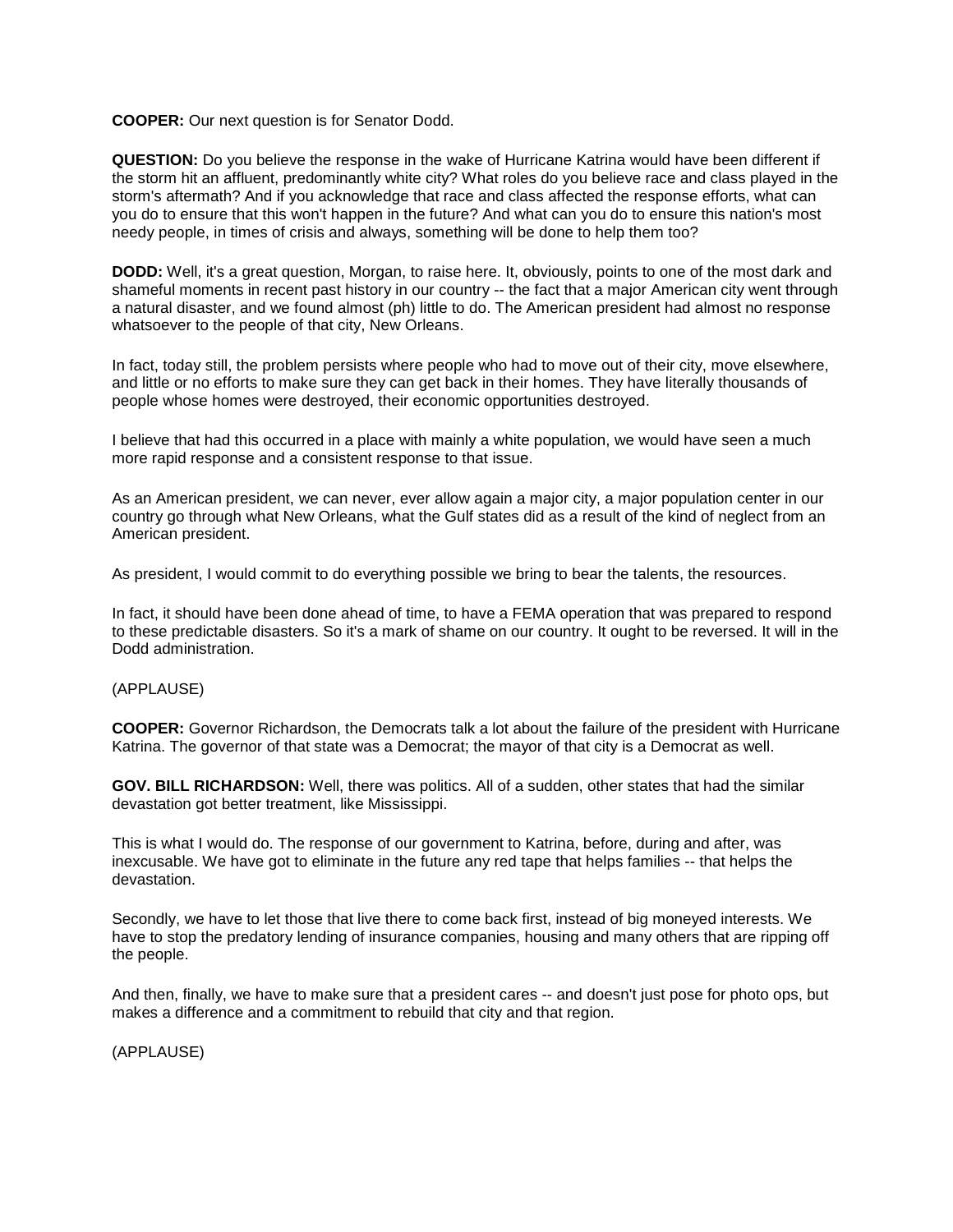**COOPER:** Our next question is for Senator Dodd.

**QUESTION:** Do you believe the response in the wake of Hurricane Katrina would have been different if the storm hit an affluent, predominantly white city? What roles do you believe race and class played in the storm's aftermath? And if you acknowledge that race and class affected the response efforts, what can you do to ensure that this won't happen in the future? And what can you do to ensure this nation's most needy people, in times of crisis and always, something will be done to help them too?

**DODD:** Well, it's a great question, Morgan, to raise here. It, obviously, points to one of the most dark and shameful moments in recent past history in our country -- the fact that a major American city went through a natural disaster, and we found almost (ph) little to do. The American president had almost no response whatsoever to the people of that city, New Orleans.

In fact, today still, the problem persists where people who had to move out of their city, move elsewhere, and little or no efforts to make sure they can get back in their homes. They have literally thousands of people whose homes were destroyed, their economic opportunities destroyed.

I believe that had this occurred in a place with mainly a white population, we would have seen a much more rapid response and a consistent response to that issue.

As an American president, we can never, ever allow again a major city, a major population center in our country go through what New Orleans, what the Gulf states did as a result of the kind of neglect from an American president.

As president, I would commit to do everything possible we bring to bear the talents, the resources.

In fact, it should have been done ahead of time, to have a FEMA operation that was prepared to respond to these predictable disasters. So it's a mark of shame on our country. It ought to be reversed. It will in the Dodd administration.

(APPLAUSE)

**COOPER:** Governor Richardson, the Democrats talk a lot about the failure of the president with Hurricane Katrina. The governor of that state was a Democrat; the mayor of that city is a Democrat as well.

**GOV. BILL RICHARDSON:** Well, there was politics. All of a sudden, other states that had the similar devastation got better treatment, like Mississippi.

This is what I would do. The response of our government to Katrina, before, during and after, was inexcusable. We have got to eliminate in the future any red tape that helps families -- that helps the devastation.

Secondly, we have to let those that live there to come back first, instead of big moneyed interests. We have to stop the predatory lending of insurance companies, housing and many others that are ripping off the people.

And then, finally, we have to make sure that a president cares -- and doesn't just pose for photo ops, but makes a difference and a commitment to rebuild that city and that region.

(APPLAUSE)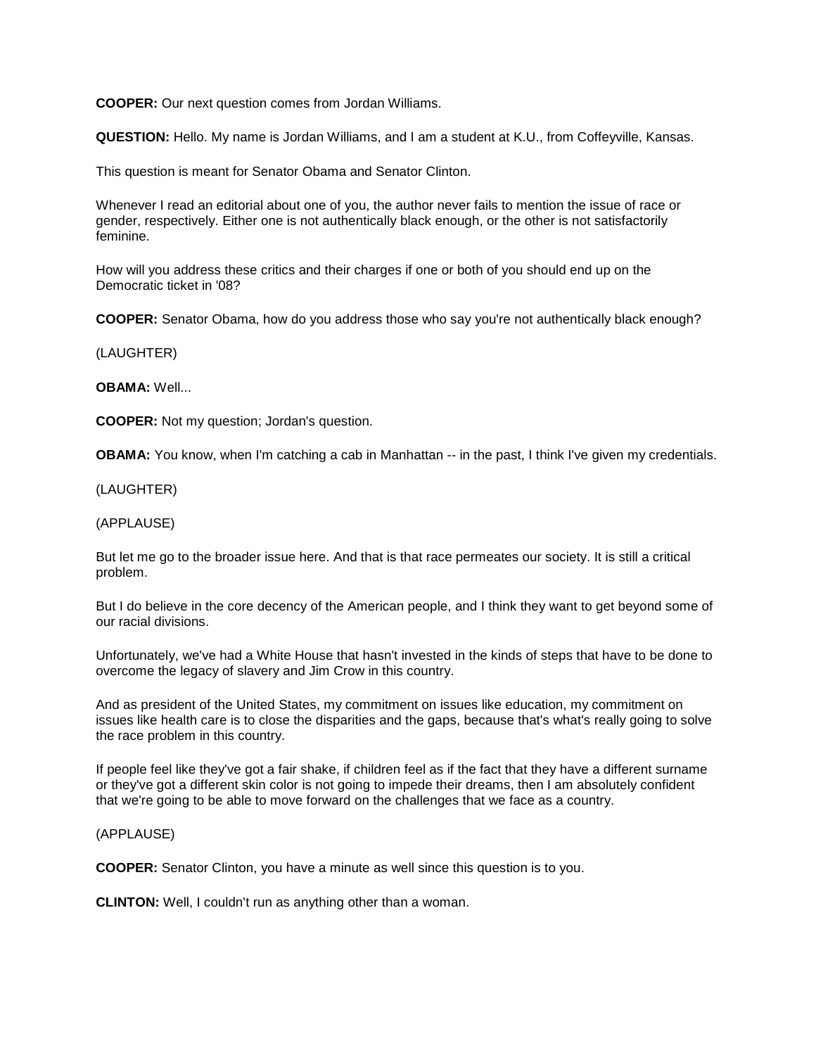**COOPER:** Our next question comes from Jordan Williams.

**QUESTION:** Hello. My name is Jordan Williams, and I am a student at K.U., from Coffeyville, Kansas.

This question is meant for Senator Obama and Senator Clinton.

Whenever I read an editorial about one of you, the author never fails to mention the issue of race or gender, respectively. Either one is not authentically black enough, or the other is not satisfactorily feminine.

How will you address these critics and their charges if one or both of you should end up on the Democratic ticket in '08?

**COOPER:** Senator Obama, how do you address those who say you're not authentically black enough?

(LAUGHTER)

**OBAMA:** Well...

**COOPER:** Not my question; Jordan's question.

**OBAMA:** You know, when I'm catching a cab in Manhattan -- in the past, I think I've given my credentials.

(LAUGHTER)

(APPLAUSE)

But let me go to the broader issue here. And that is that race permeates our society. It is still a critical problem.

But I do believe in the core decency of the American people, and I think they want to get beyond some of our racial divisions.

Unfortunately, we've had a White House that hasn't invested in the kinds of steps that have to be done to overcome the legacy of slavery and Jim Crow in this country.

And as president of the United States, my commitment on issues like education, my commitment on issues like health care is to close the disparities and the gaps, because that's what's really going to solve the race problem in this country.

If people feel like they've got a fair shake, if children feel as if the fact that they have a different surname or they've got a different skin color is not going to impede their dreams, then I am absolutely confident that we're going to be able to move forward on the challenges that we face as a country.

(APPLAUSE)

**COOPER:** Senator Clinton, you have a minute as well since this question is to you.

**CLINTON:** Well, I couldn't run as anything other than a woman.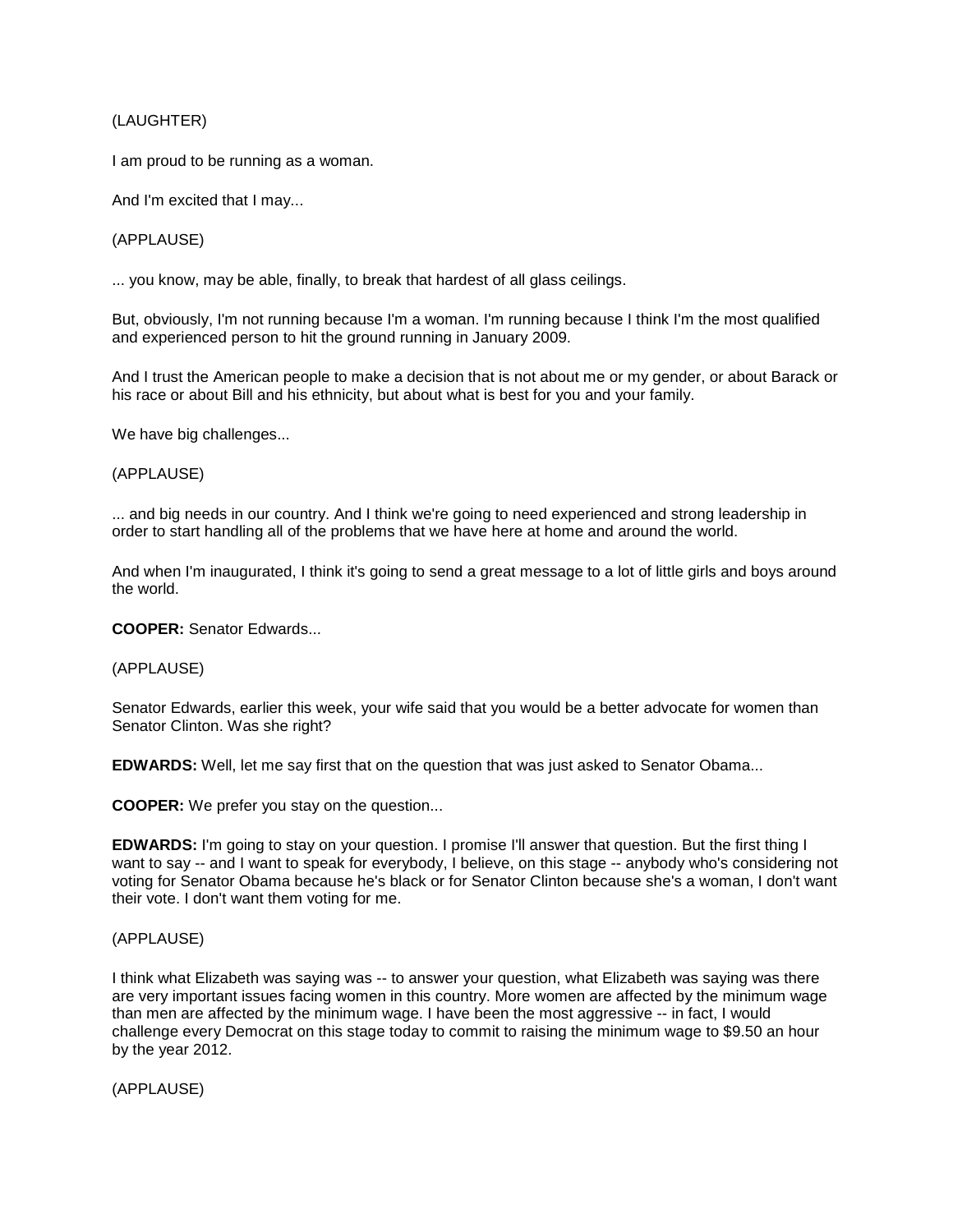(LAUGHTER)

I am proud to be running as a woman.

And I'm excited that I may...

(APPLAUSE)

... you know, may be able, finally, to break that hardest of all glass ceilings.

But, obviously, I'm not running because I'm a woman. I'm running because I think I'm the most qualified and experienced person to hit the ground running in January 2009.

And I trust the American people to make a decision that is not about me or my gender, or about Barack or his race or about Bill and his ethnicity, but about what is best for you and your family.

We have big challenges...

(APPLAUSE)

... and big needs in our country. And I think we're going to need experienced and strong leadership in order to start handling all of the problems that we have here at home and around the world.

And when I'm inaugurated, I think it's going to send a great message to a lot of little girls and boys around the world.

**COOPER:** Senator Edwards...

(APPLAUSE)

Senator Edwards, earlier this week, your wife said that you would be a better advocate for women than Senator Clinton. Was she right?

**EDWARDS:** Well, let me say first that on the question that was just asked to Senator Obama...

**COOPER:** We prefer you stay on the question...

**EDWARDS:** I'm going to stay on your question. I promise I'll answer that question. But the first thing I want to say -- and I want to speak for everybody, I believe, on this stage -- anybody who's considering not voting for Senator Obama because he's black or for Senator Clinton because she's a woman, I don't want their vote. I don't want them voting for me.

(APPLAUSE)

I think what Elizabeth was saying was -- to answer your question, what Elizabeth was saying was there are very important issues facing women in this country. More women are affected by the minimum wage than men are affected by the minimum wage. I have been the most aggressive -- in fact, I would challenge every Democrat on this stage today to commit to raising the minimum wage to $9.50 an hour by the year 2012.

(APPLAUSE)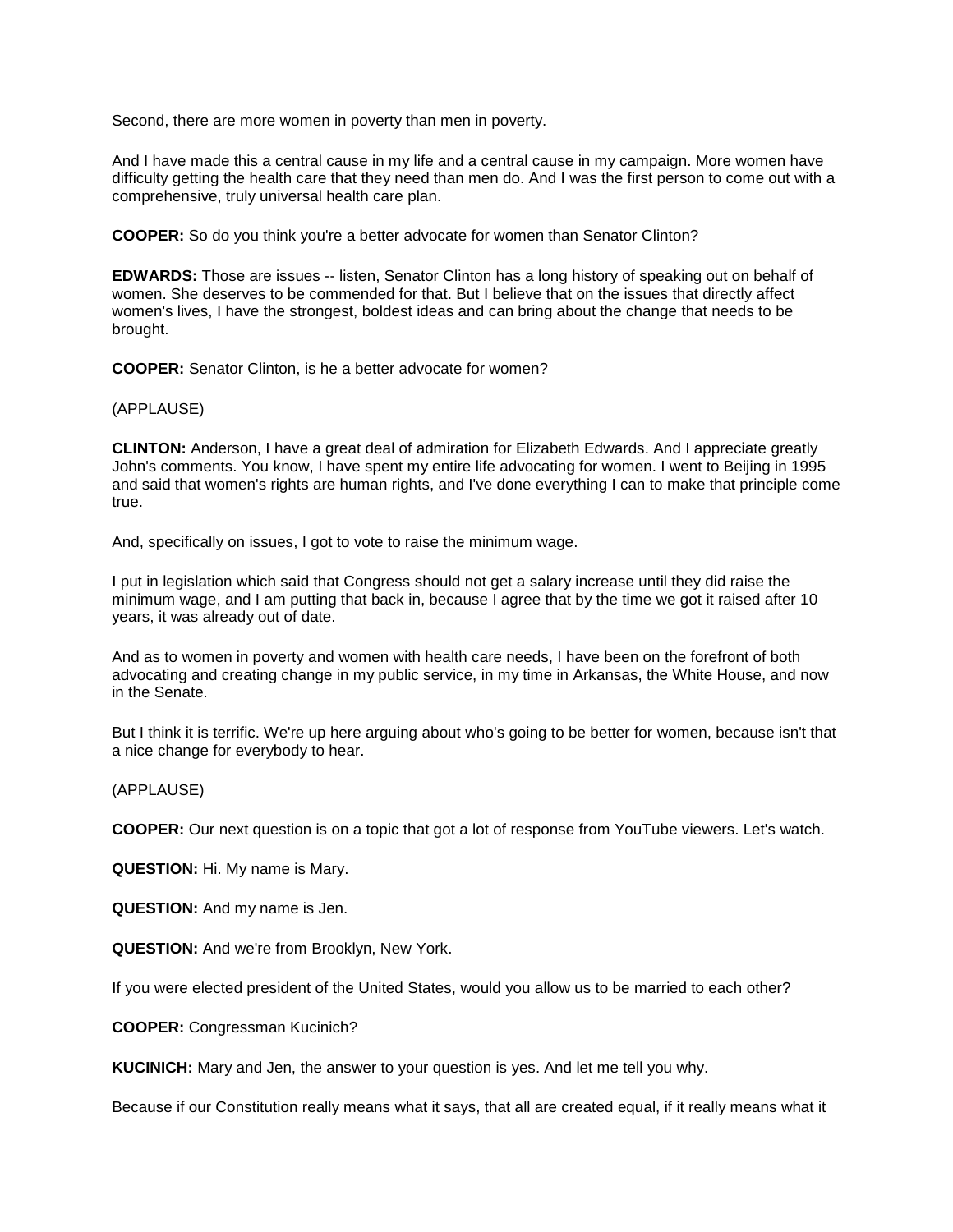Second, there are more women in poverty than men in poverty.

And I have made this a central cause in my life and a central cause in my campaign. More women have difficulty getting the health care that they need than men do. And I was the first person to come out with a comprehensive, truly universal health care plan.

**COOPER:** So do you think you're a better advocate for women than Senator Clinton?

**EDWARDS:** Those are issues -- listen, Senator Clinton has a long history of speaking out on behalf of women. She deserves to be commended for that. But I believe that on the issues that directly affect women's lives, I have the strongest, boldest ideas and can bring about the change that needs to be brought.

**COOPER:** Senator Clinton, is he a better advocate for women?

(APPLAUSE)

**CLINTON:** Anderson, I have a great deal of admiration for Elizabeth Edwards. And I appreciate greatly John's comments. You know, I have spent my entire life advocating for women. I went to Beijing in 1995 and said that women's rights are human rights, and I've done everything I can to make that principle come true.

And, specifically on issues, I got to vote to raise the minimum wage.

I put in legislation which said that Congress should not get a salary increase until they did raise the minimum wage, and I am putting that back in, because I agree that by the time we got it raised after 10 years, it was already out of date.

And as to women in poverty and women with health care needs, I have been on the forefront of both advocating and creating change in my public service, in my time in Arkansas, the White House, and now in the Senate.

But I think it is terrific. We're up here arguing about who's going to be better for women, because isn't that a nice change for everybody to hear.

(APPLAUSE)

**COOPER:** Our next question is on a topic that got a lot of response from YouTube viewers. Let's watch.

**QUESTION:** Hi. My name is Mary.

**QUESTION:** And my name is Jen.

**QUESTION:** And we're from Brooklyn, New York.

If you were elected president of the United States, would you allow us to be married to each other?

**COOPER:** Congressman Kucinich?

**KUCINICH:** Mary and Jen, the answer to your question is yes. And let me tell you why.

Because if our Constitution really means what it says, that all are created equal, if it really means what it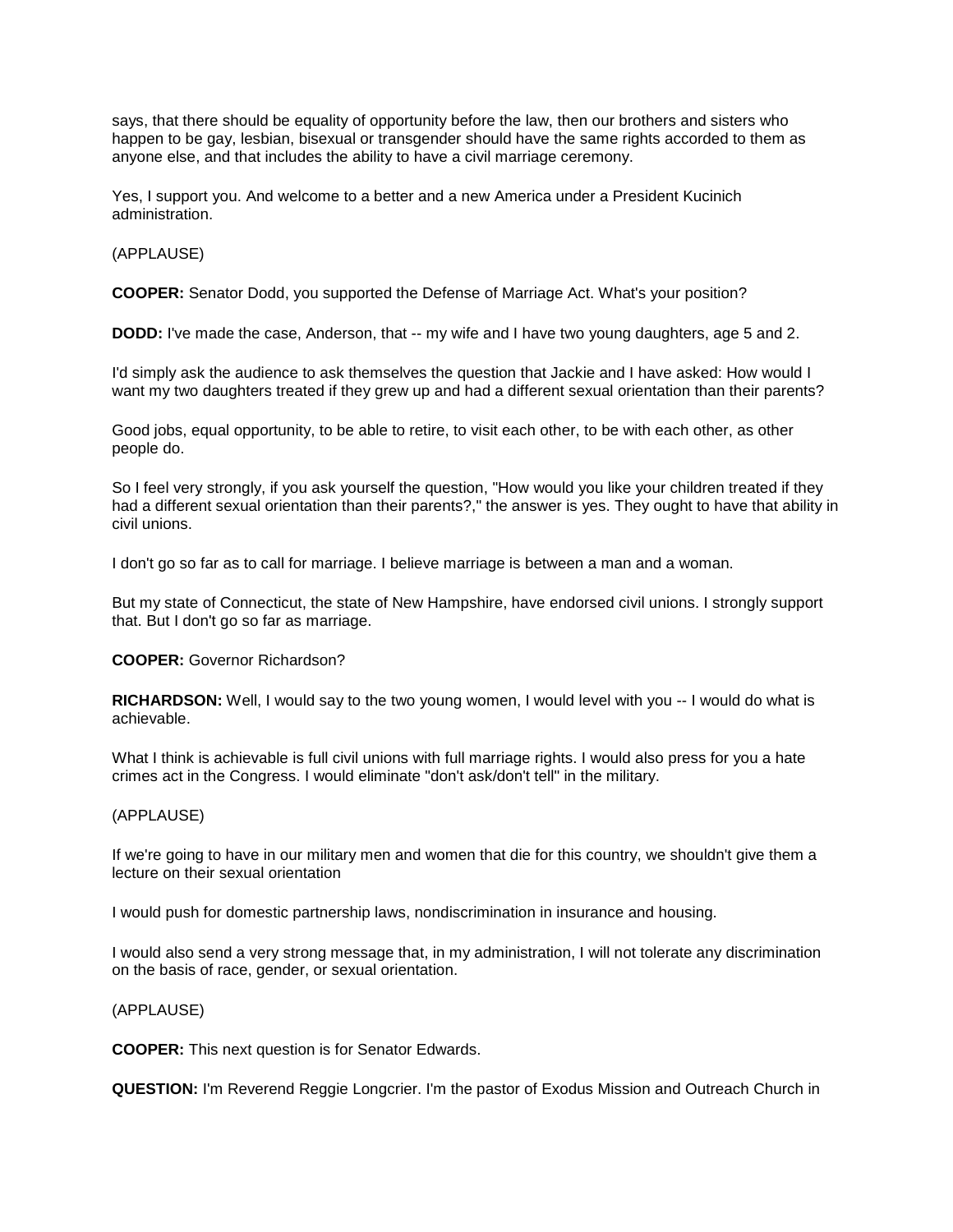says, that there should be equality of opportunity before the law, then our brothers and sisters who happen to be gay, lesbian, bisexual or transgender should have the same rights accorded to them as anyone else, and that includes the ability to have a civil marriage ceremony.

Yes, I support you. And welcome to a better and a new America under a President Kucinich administration.

(APPLAUSE)

**COOPER:** Senator Dodd, you supported the Defense of Marriage Act. What's your position?

**DODD:** I've made the case, Anderson, that -- my wife and I have two young daughters, age 5 and 2.

I'd simply ask the audience to ask themselves the question that Jackie and I have asked: How would I want my two daughters treated if they grew up and had a different sexual orientation than their parents?

Good jobs, equal opportunity, to be able to retire, to visit each other, to be with each other, as other people do.

So I feel very strongly, if you ask yourself the question, "How would you like your children treated if they had a different sexual orientation than their parents?," the answer is yes. They ought to have that ability in civil unions.

I don't go so far as to call for marriage. I believe marriage is between a man and a woman.

But my state of Connecticut, the state of New Hampshire, have endorsed civil unions. I strongly support that. But I don't go so far as marriage.

**COOPER:** Governor Richardson?

**RICHARDSON:** Well, I would say to the two young women, I would level with you -- I would do what is achievable.

What I think is achievable is full civil unions with full marriage rights. I would also press for you a hate crimes act in the Congress. I would eliminate "don't ask/don't tell" in the military.

(APPLAUSE)

If we're going to have in our military men and women that die for this country, we shouldn't give them a lecture on their sexual orientation

I would push for domestic partnership laws, nondiscrimination in insurance and housing.

I would also send a very strong message that, in my administration, I will not tolerate any discrimination on the basis of race, gender, or sexual orientation.

(APPLAUSE)

**COOPER:** This next question is for Senator Edwards.

**QUESTION:** I'm Reverend Reggie Longcrier. I'm the pastor of Exodus Mission and Outreach Church in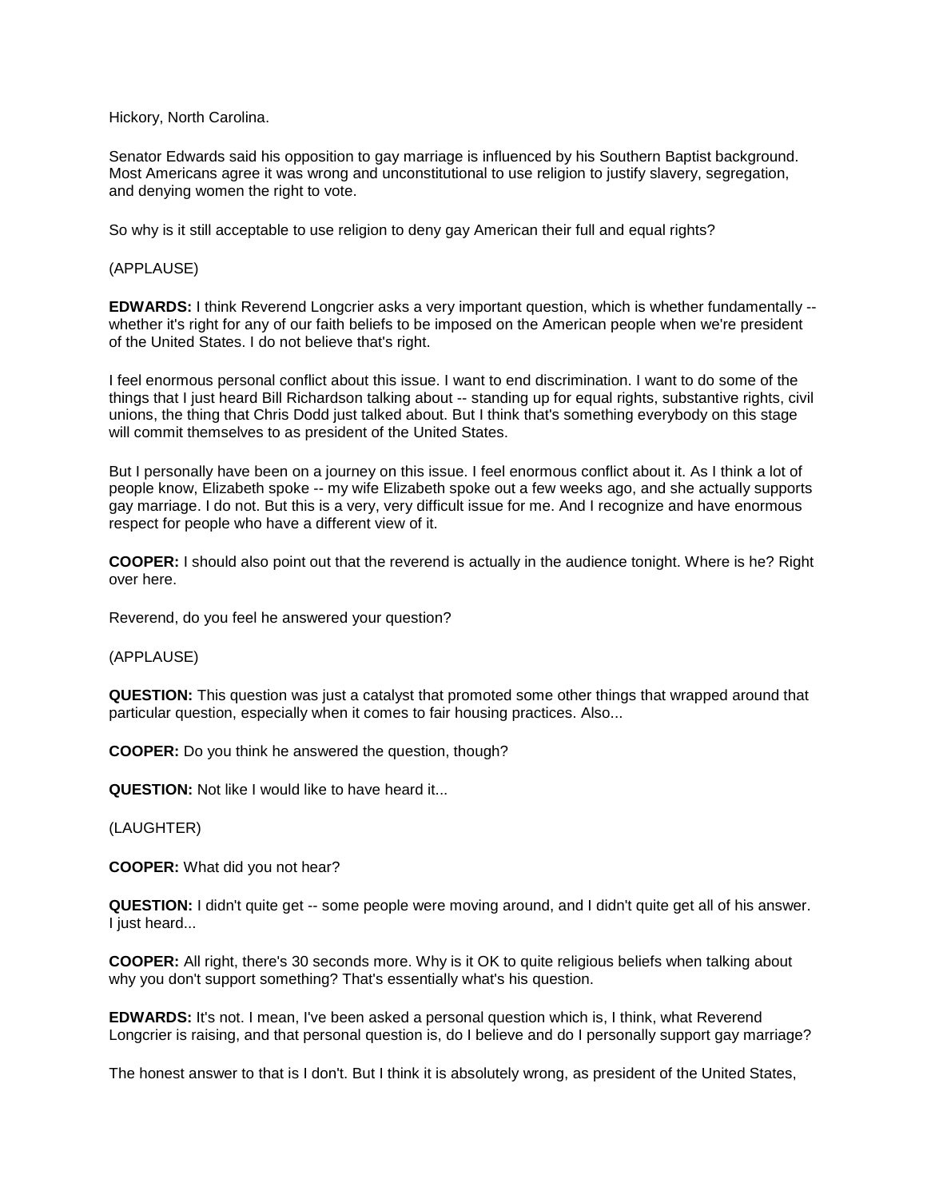Hickory, North Carolina.

Senator Edwards said his opposition to gay marriage is influenced by his Southern Baptist background. Most Americans agree it was wrong and unconstitutional to use religion to justify slavery, segregation, and denying women the right to vote.

So why is it still acceptable to use religion to deny gay American their full and equal rights?

(APPLAUSE)

**EDWARDS:** I think Reverend Longcrier asks a very important question, which is whether fundamentally -- whether it's right for any of our faith beliefs to be imposed on the American people when we're president of the United States. I do not believe that's right.

I feel enormous personal conflict about this issue. I want to end discrimination. I want to do some of the things that I just heard Bill Richardson talking about -- standing up for equal rights, substantive rights, civil unions, the thing that Chris Dodd just talked about. But I think that's something everybody on this stage will commit themselves to as president of the United States.

But I personally have been on a journey on this issue. I feel enormous conflict about it. As I think a lot of people know, Elizabeth spoke -- my wife Elizabeth spoke out a few weeks ago, and she actually supports gay marriage. I do not. But this is a very, very difficult issue for me. And I recognize and have enormous respect for people who have a different view of it.

**COOPER:** I should also point out that the reverend is actually in the audience tonight. Where is he? Right over here.

Reverend, do you feel he answered your question?

(APPLAUSE)

**QUESTION:** This question was just a catalyst that promoted some other things that wrapped around that particular question, especially when it comes to fair housing practices. Also...

**COOPER:** Do you think he answered the question, though?

**QUESTION:** Not like I would like to have heard it...

(LAUGHTER)

**COOPER:** What did you not hear?

**QUESTION:** I didn't quite get -- some people were moving around, and I didn't quite get all of his answer. I just heard...

**COOPER:** All right, there's 30 seconds more. Why is it OK to quite religious beliefs when talking about why you don't support something? That's essentially what's his question.

**EDWARDS:** It's not. I mean, I've been asked a personal question which is, I think, what Reverend Longcrier is raising, and that personal question is, do I believe and do I personally support gay marriage?

The honest answer to that is I don't. But I think it is absolutely wrong, as president of the United States,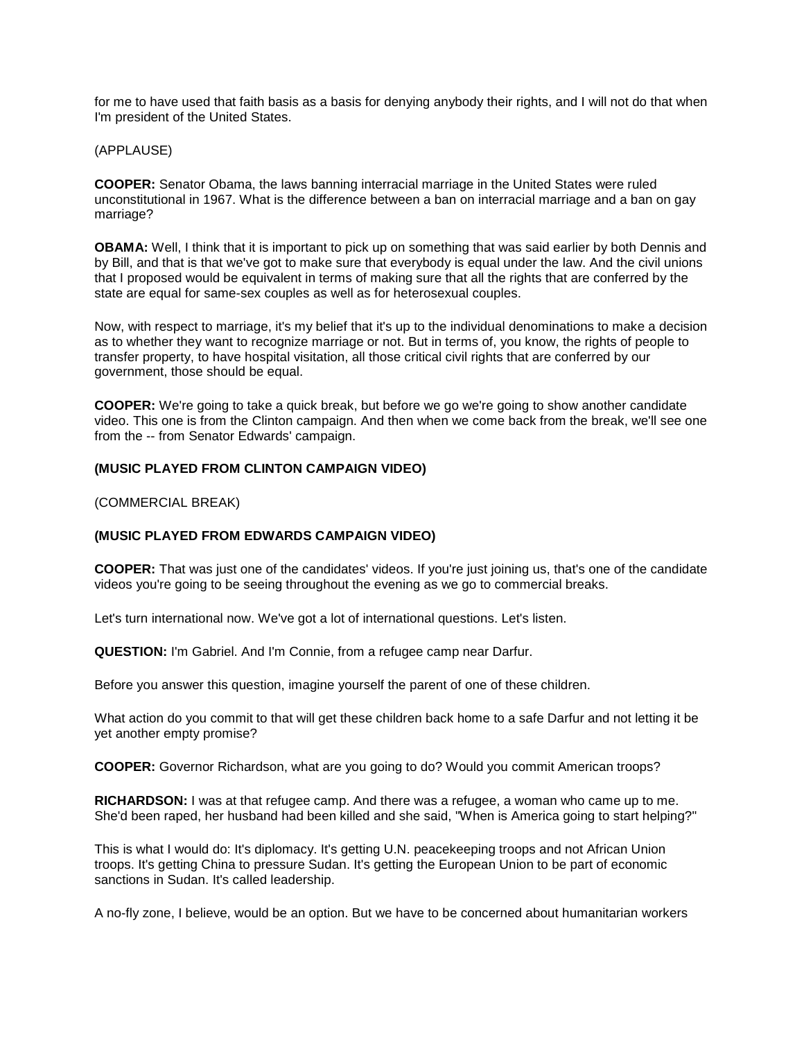for me to have used that faith basis as a basis for denying anybody their rights, and I will not do that when I'm president of the United States.

(APPLAUSE)

**COOPER:** Senator Obama, the laws banning interracial marriage in the United States were ruled unconstitutional in 1967. What is the difference between a ban on interracial marriage and a ban on gay marriage?

**OBAMA:** Well, I think that it is important to pick up on something that was said earlier by both Dennis and by Bill, and that is that we've got to make sure that everybody is equal under the law. And the civil unions that I proposed would be equivalent in terms of making sure that all the rights that are conferred by the state are equal for same-sex couples as well as for heterosexual couples.

Now, with respect to marriage, it's my belief that it's up to the individual denominations to make a decision as to whether they want to recognize marriage or not. But in terms of, you know, the rights of people to transfer property, to have hospital visitation, all those critical civil rights that are conferred by our government, those should be equal.

**COOPER:** We're going to take a quick break, but before we go we're going to show another candidate video. This one is from the Clinton campaign. And then when we come back from the break, we'll see one from the -- from Senator Edwards' campaign.

**(MUSIC PLAYED FROM CLINTON CAMPAIGN VIDEO)**

(COMMERCIAL BREAK)

**(MUSIC PLAYED FROM EDWARDS CAMPAIGN VIDEO)**

**COOPER:** That was just one of the candidates' videos. If you're just joining us, that's one of the candidate videos you're going to be seeing throughout the evening as we go to commercial breaks.

Let's turn international now. We've got a lot of international questions. Let's listen.

**QUESTION:** I'm Gabriel. And I'm Connie, from a refugee camp near Darfur.

Before you answer this question, imagine yourself the parent of one of these children.

What action do you commit to that will get these children back home to a safe Darfur and not letting it be yet another empty promise?

**COOPER:** Governor Richardson, what are you going to do? Would you commit American troops?

**RICHARDSON:** I was at that refugee camp. And there was a refugee, a woman who came up to me. She'd been raped, her husband had been killed and she said, "When is America going to start helping?"

This is what I would do: It's diplomacy. It's getting U.N. peacekeeping troops and not African Union troops. It's getting China to pressure Sudan. It's getting the European Union to be part of economic sanctions in Sudan. It's called leadership.

A no-fly zone, I believe, would be an option. But we have to be concerned about humanitarian workers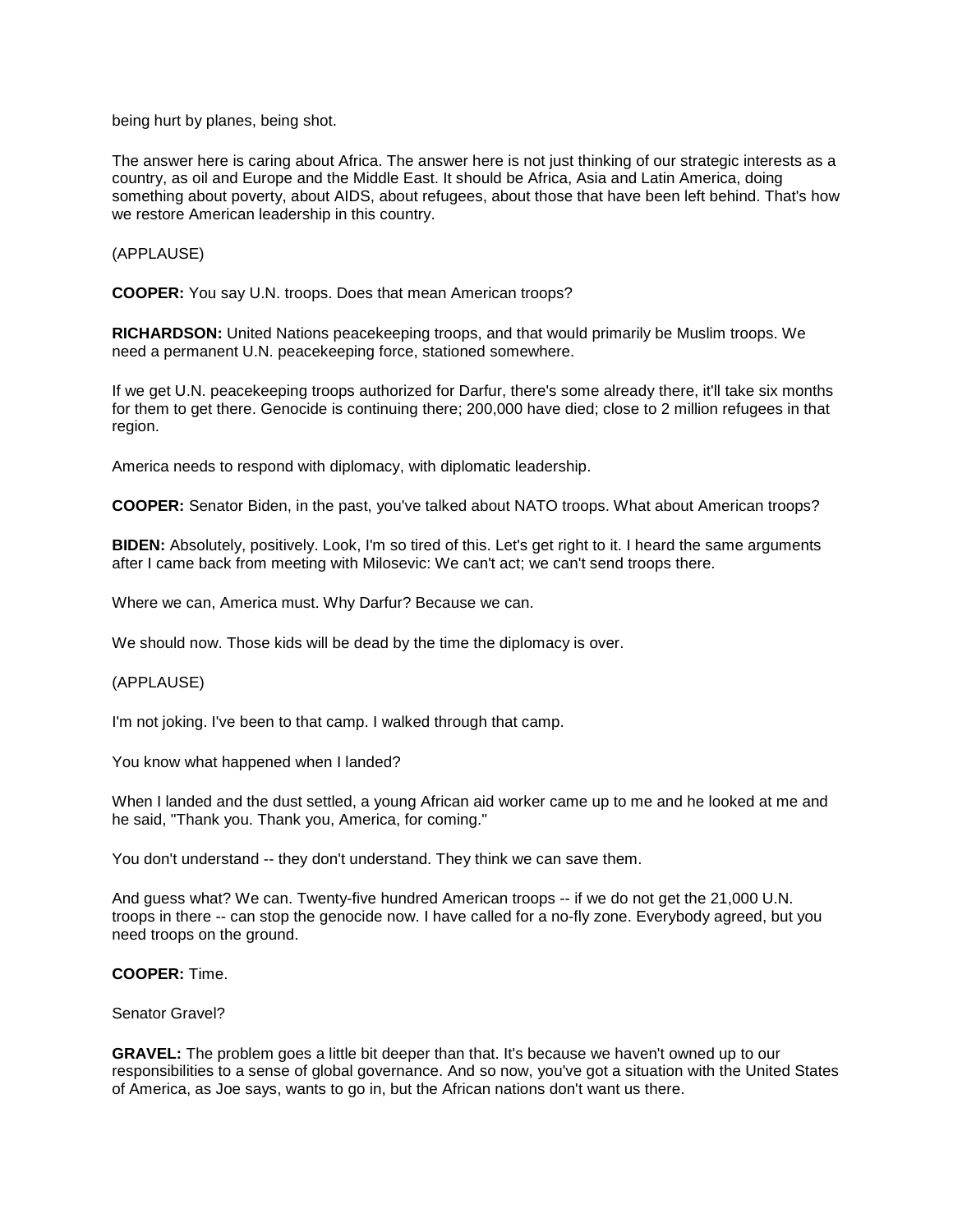being hurt by planes, being shot.

The answer here is caring about Africa. The answer here is not just thinking of our strategic interests as a country, as oil and Europe and the Middle East. It should be Africa, Asia and Latin America, doing something about poverty, about AIDS, about refugees, about those that have been left behind. That's how we restore American leadership in this country.

(APPLAUSE)

**COOPER:** You say U.N. troops. Does that mean American troops?

**RICHARDSON:** United Nations peacekeeping troops, and that would primarily be Muslim troops. We need a permanent U.N. peacekeeping force, stationed somewhere.

If we get U.N. peacekeeping troops authorized for Darfur, there's some already there, it'll take six months for them to get there. Genocide is continuing there; 200,000 have died; close to 2 million refugees in that region.

America needs to respond with diplomacy, with diplomatic leadership.

**COOPER:** Senator Biden, in the past, you've talked about NATO troops. What about American troops?

**BIDEN:** Absolutely, positively. Look, I'm so tired of this. Let's get right to it. I heard the same arguments after I came back from meeting with Milosevic: We can't act; we can't send troops there.

Where we can, America must. Why Darfur? Because we can.

We should now. Those kids will be dead by the time the diplomacy is over.

(APPLAUSE)

I'm not joking. I've been to that camp. I walked through that camp.

You know what happened when I landed?

When I landed and the dust settled, a young African aid worker came up to me and he looked at me and he said, "Thank you. Thank you, America, for coming."

You don't understand -- they don't understand. They think we can save them.

And guess what? We can. Twenty-five hundred American troops -- if we do not get the 21,000 U.N. troops in there -- can stop the genocide now. I have called for a no-fly zone. Everybody agreed, but you need troops on the ground.

**COOPER:** Time.

Senator Gravel?

**GRAVEL:** The problem goes a little bit deeper than that. It's because we haven't owned up to our responsibilities to a sense of global governance. And so now, you've got a situation with the United States of America, as Joe says, wants to go in, but the African nations don't want us there.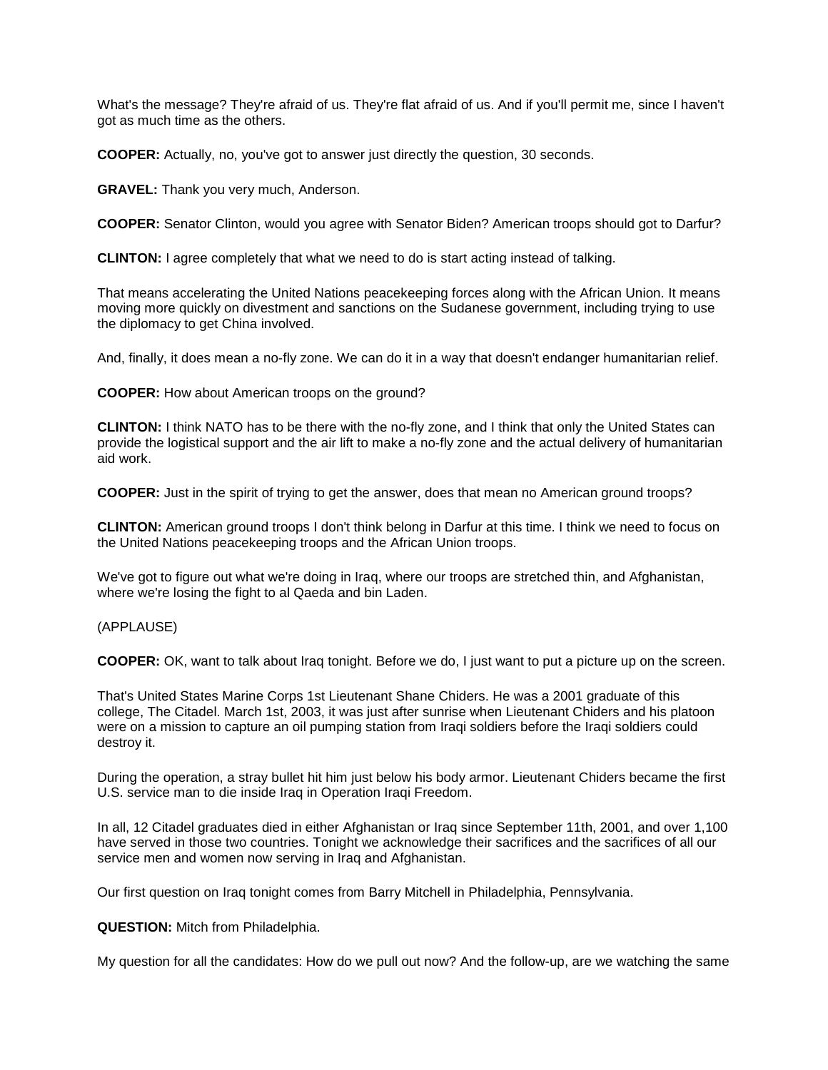What's the message? They're afraid of us. They're flat afraid of us. And if you'll permit me, since I haven't got as much time as the others.

**COOPER:** Actually, no, you've got to answer just directly the question, 30 seconds.

**GRAVEL:** Thank you very much, Anderson.

**COOPER:** Senator Clinton, would you agree with Senator Biden? American troops should got to Darfur?

**CLINTON:** I agree completely that what we need to do is start acting instead of talking.

That means accelerating the United Nations peacekeeping forces along with the African Union. It means moving more quickly on divestment and sanctions on the Sudanese government, including trying to use the diplomacy to get China involved.

And, finally, it does mean a no-fly zone. We can do it in a way that doesn't endanger humanitarian relief.

**COOPER:** How about American troops on the ground?

**CLINTON:** I think NATO has to be there with the no-fly zone, and I think that only the United States can provide the logistical support and the air lift to make a no-fly zone and the actual delivery of humanitarian aid work.

**COOPER:** Just in the spirit of trying to get the answer, does that mean no American ground troops?

**CLINTON:** American ground troops I don't think belong in Darfur at this time. I think we need to focus on the United Nations peacekeeping troops and the African Union troops.

We've got to figure out what we're doing in Iraq, where our troops are stretched thin, and Afghanistan, where we're losing the fight to al Qaeda and bin Laden.

(APPLAUSE)

**COOPER:** OK, want to talk about Iraq tonight. Before we do, I just want to put a picture up on the screen.

That's United States Marine Corps 1st Lieutenant Shane Childers. He was a 2001 graduate of this college, The Citadel. March 1st, 2003, it was just after sunrise when Lieutenant Childers and his platoon were on a mission to capture an oil pumping station from Iraqi soldiers before the Iraqi soldiers could destroy it.

During the operation, a stray bullet hit him just below his body armor. Lieutenant Childers became the first U.S. service man to die inside Iraq in Operation Iraqi Freedom.

In all, 12 Citadel graduates died in either Afghanistan or Iraq since September 11th, 2001, and over 1,100 have served in those two countries. Tonight we acknowledge their sacrifices and the sacrifices of all our service men and women now serving in Iraq and Afghanistan.

Our first question on Iraq tonight comes from Barry Mitchell in Philadelphia, Pennsylvania.

**QUESTION:** Mitch from Philadelphia.

My question for all the candidates: How do we pull out now? And the follow-up, are we watching the same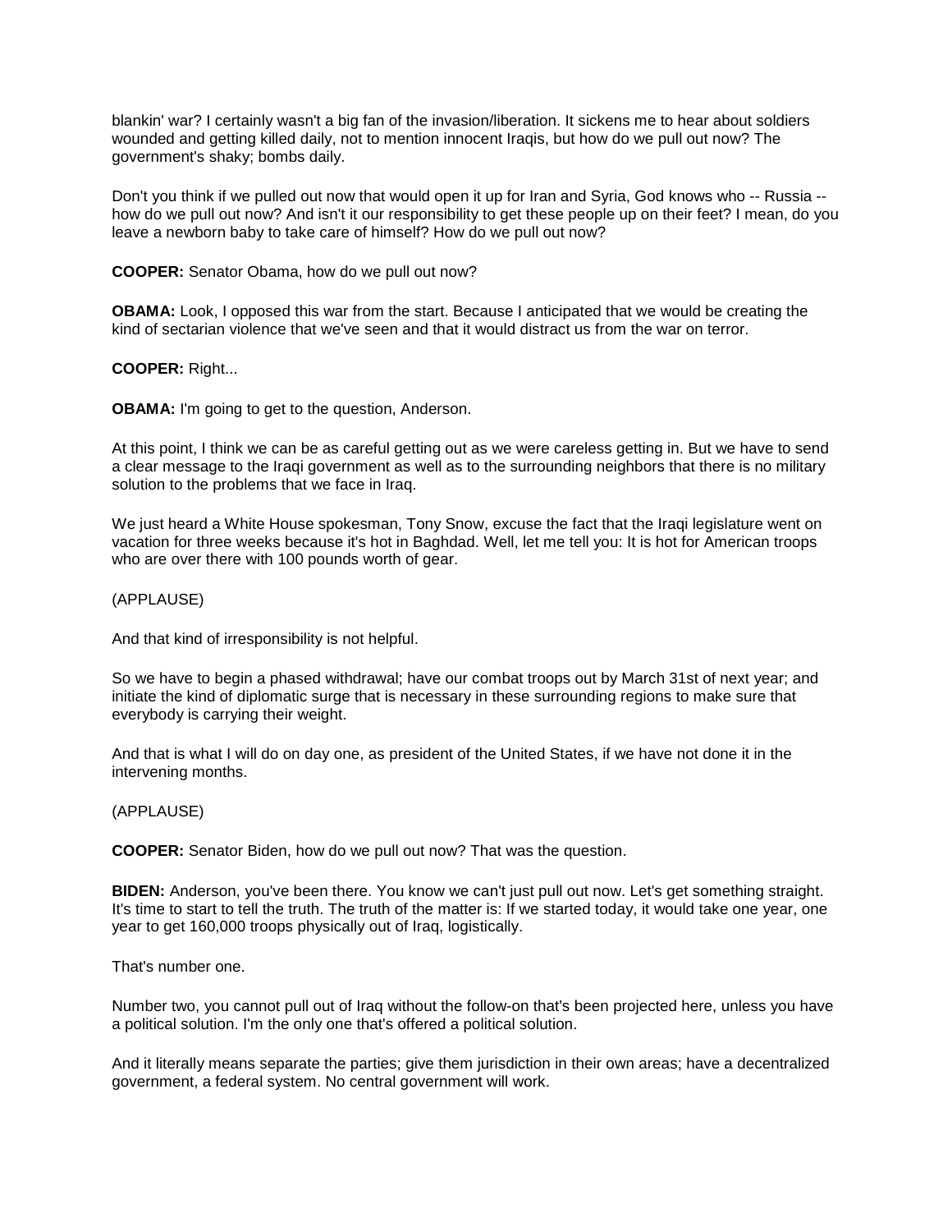blankin' war? I certainly wasn't a big fan of the invasion/liberation. It sickens me to hear about soldiers wounded and getting killed daily, not to mention innocent Iraqis, but how do we pull out now? The government's shaky; bombs daily.

Don't you think if we pulled out now that would open it up for Iran and Syria, God knows who -- Russia -- how do we pull out now? And isn't it our responsibility to get these people up on their feet? I mean, do you leave a newborn baby to take care of himself? How do we pull out now?

**COOPER:** Senator Obama, how do we pull out now?

**OBAMA:** Look, I opposed this war from the start. Because I anticipated that we would be creating the kind of sectarian violence that we've seen and that it would distract us from the war on terror.

**COOPER:** Right...

**OBAMA:** I'm going to get to the question, Anderson.

At this point, I think we can be as careful getting out as we were careless getting in. But we have to send a clear message to the Iraqi government as well as to the surrounding neighbors that there is no military solution to the problems that we face in Iraq.

We just heard a White House spokesman, Tony Snow, excuse the fact that the Iraqi legislature went on vacation for three weeks because it's hot in Baghdad. Well, let me tell you: It is hot for American troops who are over there with 100 pounds worth of gear.

(APPLAUSE)

And that kind of irresponsibility is not helpful.

So we have to begin a phased withdrawal; have our combat troops out by March 31st of next year; and initiate the kind of diplomatic surge that is necessary in these surrounding regions to make sure that everybody is carrying their weight.

And that is what I will do on day one, as president of the United States, if we have not done it in the intervening months.

(APPLAUSE)

**COOPER:** Senator Biden, how do we pull out now? That was the question.

**BIDEN:** Anderson, you've been there. You know we can't just pull out now. Let's get something straight. It's time to start to tell the truth. The truth of the matter is: If we started today, it would take one year, one year to get 160,000 troops physically out of Iraq, logistically.

That's number one.

Number two, you cannot pull out of Iraq without the follow-on that's been projected here, unless you have a political solution. I'm the only one that's offered a political solution.

And it literally means separate the parties; give them jurisdiction in their own areas; have a decentralized government, a federal system. No central government will work.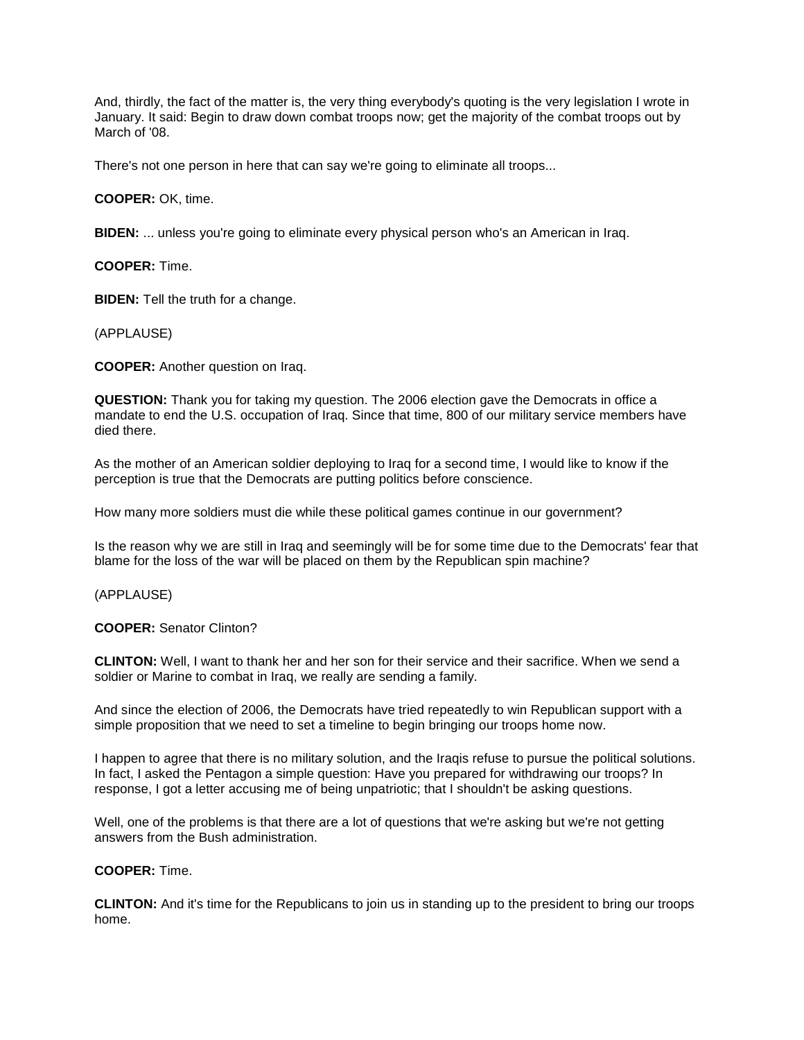And, thirdly, the fact of the matter is, the very thing everybody's quoting is the very legislation I wrote in January. It said: Begin to draw down combat troops now; get the majority of the combat troops out by March of '08.

There's not one person in here that can say we're going to eliminate all troops...

**COOPER:** OK, time.

**BIDEN:** ... unless you're going to eliminate every physical person who's an American in Iraq.

**COOPER:** Time.

**BIDEN:** Tell the truth for a change.

(APPLAUSE)

**COOPER:** Another question on Iraq.

**QUESTION:** Thank you for taking my question. The 2006 election gave the Democrats in office a mandate to end the U.S. occupation of Iraq. Since that time, 800 of our military service members have died there.

As the mother of an American soldier deploying to Iraq for a second time, I would like to know if the perception is true that the Democrats are putting politics before conscience.

How many more soldiers must die while these political games continue in our government?

Is the reason why we are still in Iraq and seemingly will be for some time due to the Democrats' fear that blame for the loss of the war will be placed on them by the Republican spin machine?

(APPLAUSE)

**COOPER:** Senator Clinton?

**CLINTON:** Well, I want to thank her and her son for their service and their sacrifice. When we send a soldier or Marine to combat in Iraq, we really are sending a family.

And since the election of 2006, the Democrats have tried repeatedly to win Republican support with a simple proposition that we need to set a timeline to begin bringing our troops home now.

I happen to agree that there is no military solution, and the Iraqis refuse to pursue the political solutions. In fact, I asked the Pentagon a simple question: Have you prepared for withdrawing our troops? In response, I got a letter accusing me of being unpatriotic; that I shouldn't be asking questions.

Well, one of the problems is that there are a lot of questions that we're asking but we're not getting answers from the Bush administration.

**COOPER:** Time.

**CLINTON:** And it's time for the Republicans to join us in standing up to the president to bring our troops home.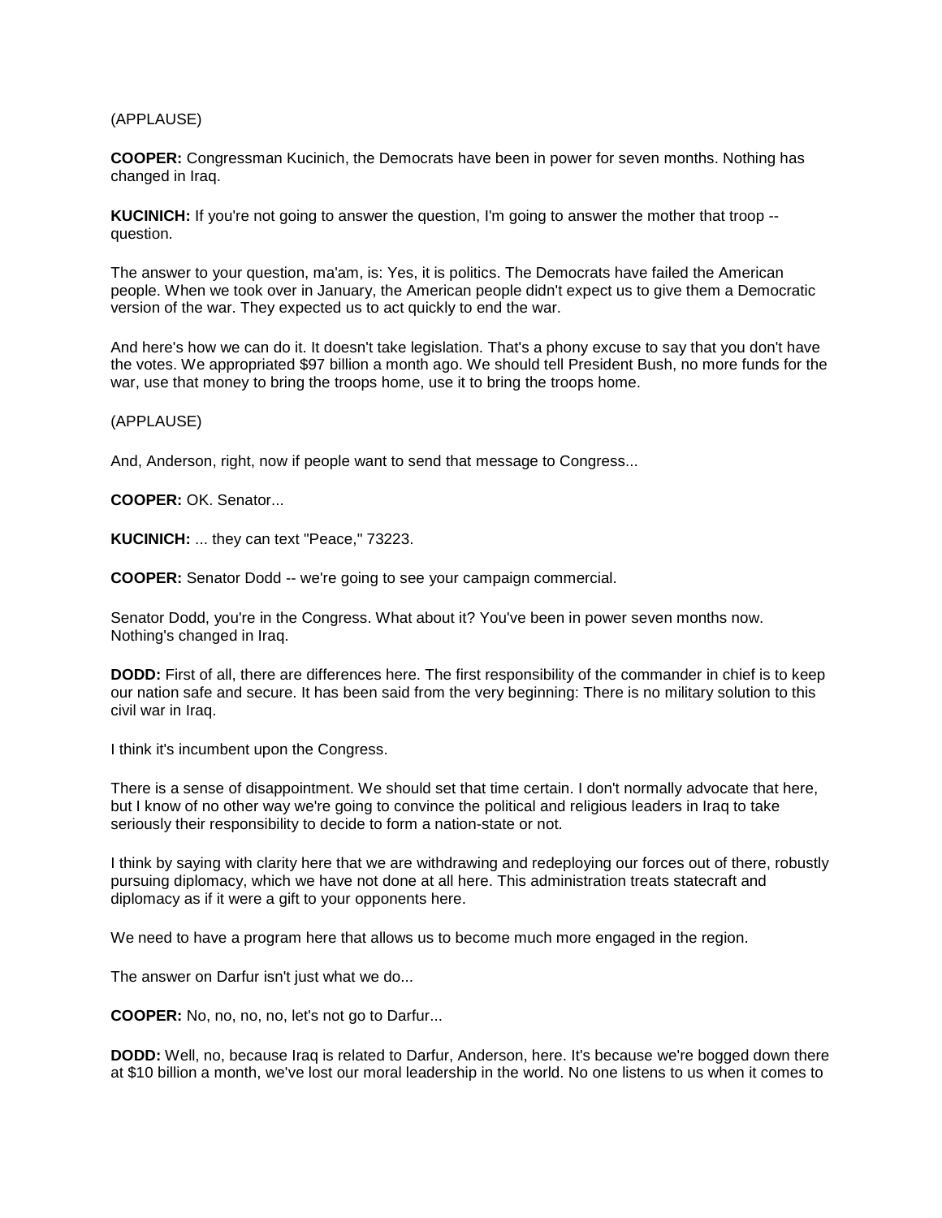(APPLAUSE)

**COOPER:** Congressman Kucinich, the Democrats have been in power for seven months. Nothing has changed in Iraq.

**KUCINICH:** If you're not going to answer the question, I'm going to answer the mother that troop -- question.

The answer to your question, ma'am, is: Yes, it is politics. The Democrats have failed the American people. When we took over in January, the American people didn't expect us to give them a Democratic version of the war. They expected us to act quickly to end the war.

And here's how we can do it. It doesn't take legislation. That's a phony excuse to say that you don't have the votes. We appropriated $97 billion a month ago. We should tell President Bush, no more funds for the war, use that money to bring the troops home, use it to bring the troops home.

(APPLAUSE)

And, Anderson, right, now if people want to send that message to Congress...

**COOPER:** OK. Senator...

**KUCINICH:** ... they can text "Peace," 73223.

**COOPER:** Senator Dodd -- we're going to see your campaign commercial.

Senator Dodd, you're in the Congress. What about it? You've been in power seven months now. Nothing's changed in Iraq.

**DODD:** First of all, there are differences here. The first responsibility of the commander in chief is to keep our nation safe and secure. It has been said from the very beginning: There is no military solution to this civil war in Iraq.

I think it's incumbent upon the Congress.

There is a sense of disappointment. We should set that time certain. I don't normally advocate that here, but I know of no other way we're going to convince the political and religious leaders in Iraq to take seriously their responsibility to decide to form a nation-state or not.

I think by saying with clarity here that we are withdrawing and redeploying our forces out of there, robustly pursuing diplomacy, which we have not done at all here. This administration treats statecraft and diplomacy as if it were a gift to your opponents here.

We need to have a program here that allows us to become much more engaged in the region.

The answer on Darfur isn't just what we do...

**COOPER:** No, no, no, no, let's not go to Darfur...

**DODD:** Well, no, because Iraq is related to Darfur, Anderson, here. It's because we're bogged down there at $10 billion a month, we've lost our moral leadership in the world. No one listens to us when it comes to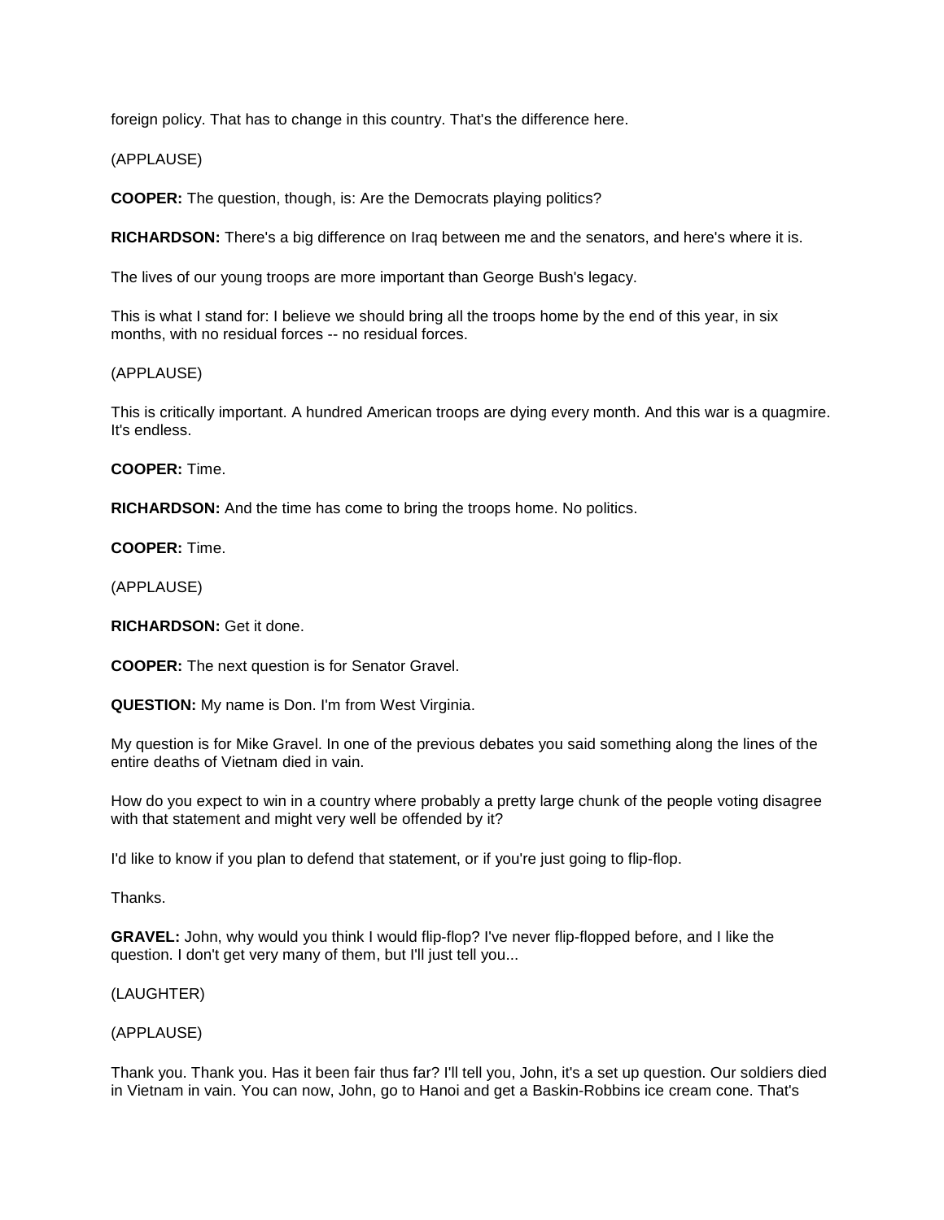foreign policy. That has to change in this country. That's the difference here.

(APPLAUSE)

**COOPER:** The question, though, is: Are the Democrats playing politics?

**RICHARDSON:** There's a big difference on Iraq between me and the senators, and here's where it is.

The lives of our young troops are more important than George Bush's legacy.

This is what I stand for: I believe we should bring all the troops home by the end of this year, in six months, with no residual forces -- no residual forces.

(APPLAUSE)

This is critically important. A hundred American troops are dying every month. And this war is a quagmire. It's endless.

**COOPER:** Time.

**RICHARDSON:** And the time has come to bring the troops home. No politics.

**COOPER:** Time.

(APPLAUSE)

**RICHARDSON:** Get it done.

**COOPER:** The next question is for Senator Gravel.

**QUESTION:** My name is Don. I'm from West Virginia.

My question is for Mike Gravel. In one of the previous debates you said something along the lines of the entire deaths of Vietnam died in vain.

How do you expect to win in a country where probably a pretty large chunk of the people voting disagree with that statement and might very well be offended by it?

I'd like to know if you plan to defend that statement, or if you're just going to flip-flop.

Thanks.

**GRAVEL:** John, why would you think I would flip-flop? I've never flip-flopped before, and I like the question. I don't get very many of them, but I'll just tell you...

(LAUGHTER)

(APPLAUSE)

Thank you. Thank you. Has it been fair thus far? I'll tell you, John, it's a set up question. Our soldiers died in Vietnam in vain. You can now, John, go to Hanoi and get a Baskin-Robbins ice cream cone. That's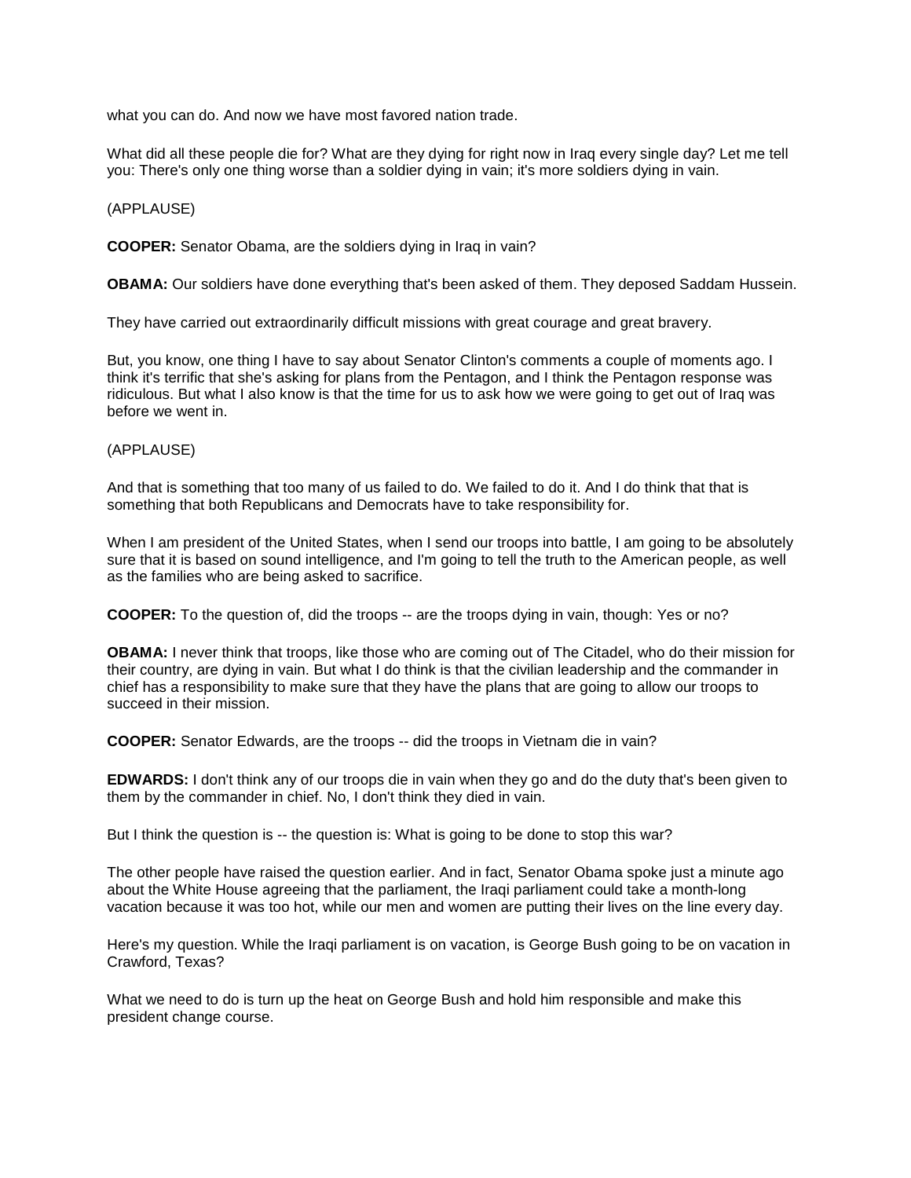what you can do. And now we have most favored nation trade.

What did all these people die for? What are they dying for right now in Iraq every single day? Let me tell you: There's only one thing worse than a soldier dying in vain; it's more soldiers dying in vain.

(APPLAUSE)

**COOPER:** Senator Obama, are the soldiers dying in Iraq in vain?

**OBAMA:** Our soldiers have done everything that's been asked of them. They deposed Saddam Hussein.

They have carried out extraordinarily difficult missions with great courage and great bravery.

But, you know, one thing I have to say about Senator Clinton's comments a couple of moments ago. I think it's terrific that she's asking for plans from the Pentagon, and I think the Pentagon response was ridiculous. But what I also know is that the time for us to ask how we were going to get out of Iraq was before we went in.

(APPLAUSE)

And that is something that too many of us failed to do. We failed to do it. And I do think that that is something that both Republicans and Democrats have to take responsibility for.

When I am president of the United States, when I send our troops into battle, I am going to be absolutely sure that it is based on sound intelligence, and I'm going to tell the truth to the American people, as well as the families who are being asked to sacrifice.

**COOPER:** To the question of, did the troops -- are the troops dying in vain, though: Yes or no?

**OBAMA:** I never think that troops, like those who are coming out of The Citadel, who do their mission for their country, are dying in vain. But what I do think is that the civilian leadership and the commander in chief has a responsibility to make sure that they have the plans that are going to allow our troops to succeed in their mission.

**COOPER:** Senator Edwards, are the troops -- did the troops in Vietnam die in vain?

**EDWARDS:** I don't think any of our troops die in vain when they go and do the duty that's been given to them by the commander in chief. No, I don't think they died in vain.

But I think the question is -- the question is: What is going to be done to stop this war?

The other people have raised the question earlier. And in fact, Senator Obama spoke just a minute ago about the White House agreeing that the parliament, the Iraqi parliament could take a month-long vacation because it was too hot, while our men and women are putting their lives on the line every day.

Here's my question. While the Iraqi parliament is on vacation, is George Bush going to be on vacation in Crawford, Texas?

What we need to do is turn up the heat on George Bush and hold him responsible and make this president change course.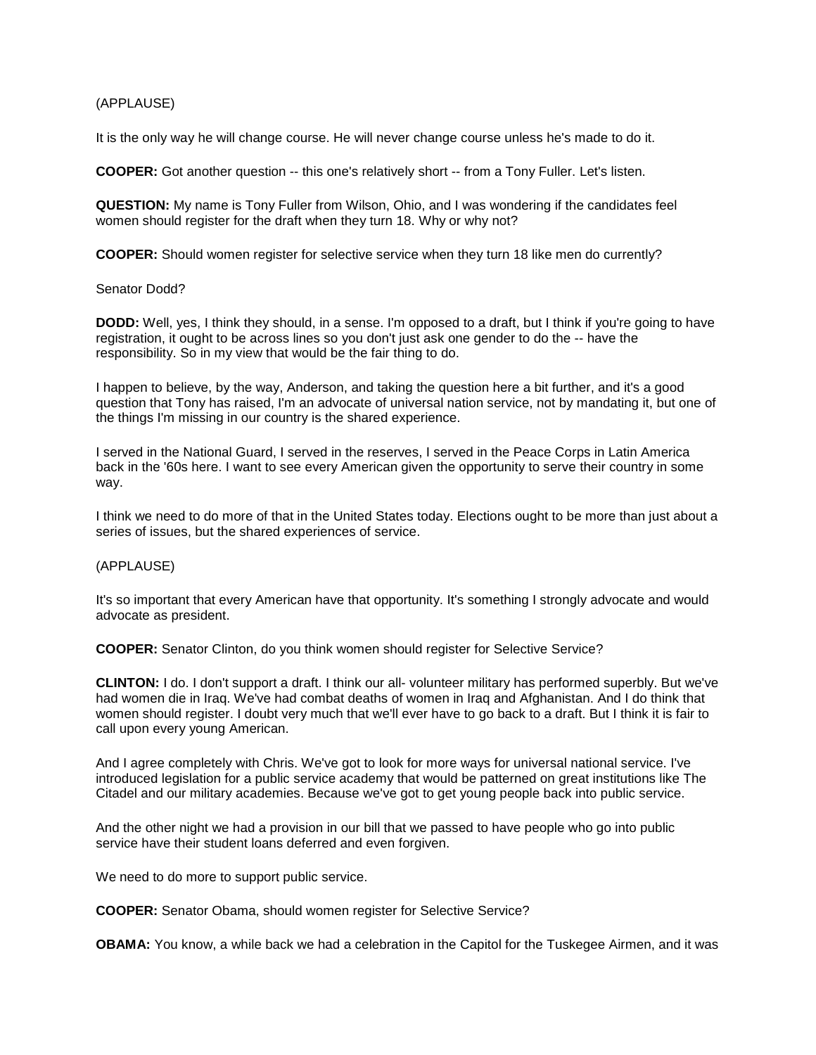(APPLAUSE)

It is the only way he will change course. He will never change course unless he's made to do it.

**COOPER:** Got another question -- this one's relatively short -- from a Tony Fuller. Let's listen.

**QUESTION:** My name is Tony Fuller from Wilson, Ohio, and I was wondering if the candidates feel women should register for the draft when they turn 18. Why or why not?

**COOPER:** Should women register for selective service when they turn 18 like men do currently?

Senator Dodd?

**DODD:** Well, yes, I think they should, in a sense. I'm opposed to a draft, but I think if you're going to have registration, it ought to be across lines so you don't just ask one gender to do the -- have the responsibility. So in my view that would be the fair thing to do.

I happen to believe, by the way, Anderson, and taking the question here a bit further, and it's a good question that Tony has raised, I'm an advocate of universal nation service, not by mandating it, but one of the things I'm missing in our country is the shared experience.

I served in the National Guard, I served in the reserves, I served in the Peace Corps in Latin America back in the '60s here. I want to see every American given the opportunity to serve their country in some way.

I think we need to do more of that in the United States today. Elections ought to be more than just about a series of issues, but the shared experiences of service.

(APPLAUSE)

It's so important that every American have that opportunity. It's something I strongly advocate and would advocate as president.

**COOPER:** Senator Clinton, do you think women should register for Selective Service?

**CLINTON:** I do. I don't support a draft. I think our all- volunteer military has performed superbly. But we've had women die in Iraq. We've had combat deaths of women in Iraq and Afghanistan. And I do think that women should register. I doubt very much that we'll ever have to go back to a draft. But I think it is fair to call upon every young American.

And I agree completely with Chris. We've got to look for more ways for universal national service. I've introduced legislation for a public service academy that would be patterned on great institutions like The Citadel and our military academies. Because we've got to get young people back into public service.

And the other night we had a provision in our bill that we passed to have people who go into public service have their student loans deferred and even forgiven.

We need to do more to support public service.

**COOPER:** Senator Obama, should women register for Selective Service?

**OBAMA:** You know, a while back we had a celebration in the Capitol for the Tuskegee Airmen, and it was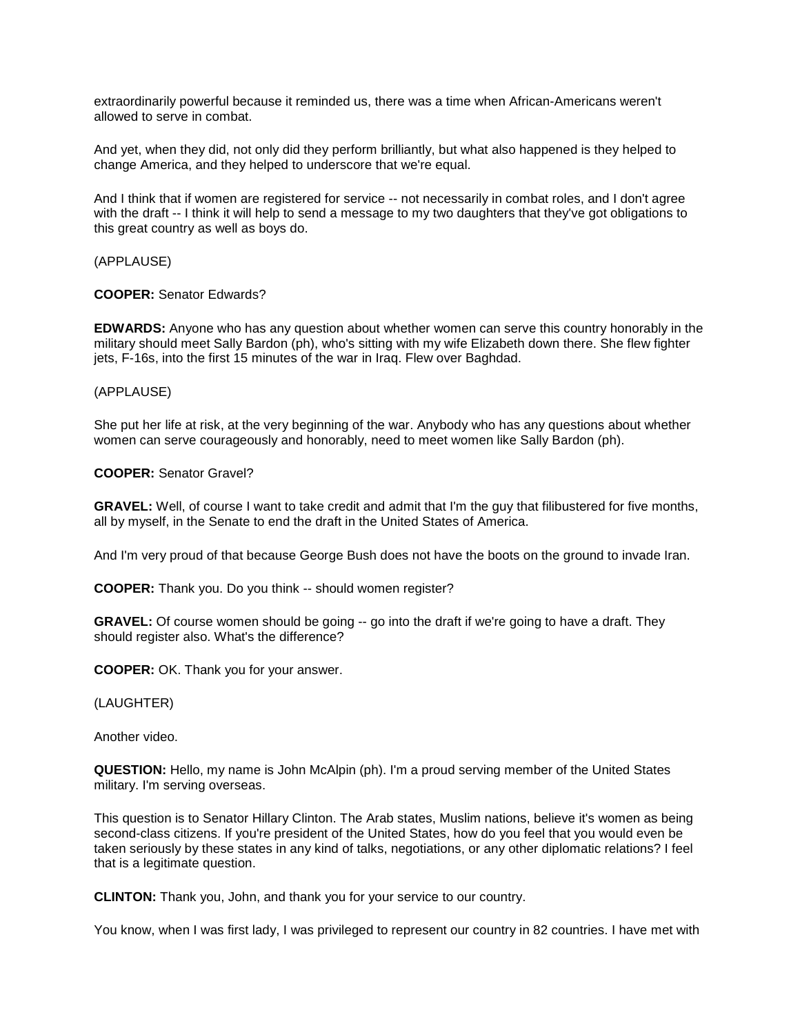extraordinarily powerful because it reminded us, there was a time when African-Americans weren't allowed to serve in combat.

And yet, when they did, not only did they perform brilliantly, but what also happened is they helped to change America, and they helped to underscore that we're equal.

And I think that if women are registered for service -- not necessarily in combat roles, and I don't agree with the draft -- I think it will help to send a message to my two daughters that they've got obligations to this great country as well as boys do.

(APPLAUSE)

**COOPER:** Senator Edwards?

**EDWARDS:** Anyone who has any question about whether women can serve this country honorably in the military should meet Sally Bardon (ph), who's sitting with my wife Elizabeth down there. She flew fighter jets, F-16s, into the first 15 minutes of the war in Iraq. Flew over Baghdad.

(APPLAUSE)

She put her life at risk, at the very beginning of the war. Anybody who has any questions about whether women can serve courageously and honorably, need to meet women like Sally Bardon (ph).

**COOPER:** Senator Gravel?

**GRAVEL:** Well, of course I want to take credit and admit that I'm the guy that filibustered for five months, all by myself, in the Senate to end the draft in the United States of America.

And I'm very proud of that because George Bush does not have the boots on the ground to invade Iran.

**COOPER:** Thank you. Do you think -- should women register?

**GRAVEL:** Of course women should be going -- go into the draft if we're going to have a draft. They should register also. What's the difference?

**COOPER:** OK. Thank you for your answer.

(LAUGHTER)

Another video.

**QUESTION:** Hello, my name is John McAlpin (ph). I'm a proud serving member of the United States military. I'm serving overseas.

This question is to Senator Hillary Clinton. The Arab states, Muslim nations, believe it's women as being second-class citizens. If you're president of the United States, how do you feel that you would even be taken seriously by these states in any kind of talks, negotiations, or any other diplomatic relations? I feel that is a legitimate question.

**CLINTON:** Thank you, John, and thank you for your service to our country.

You know, when I was first lady, I was privileged to represent our country in 82 countries. I have met with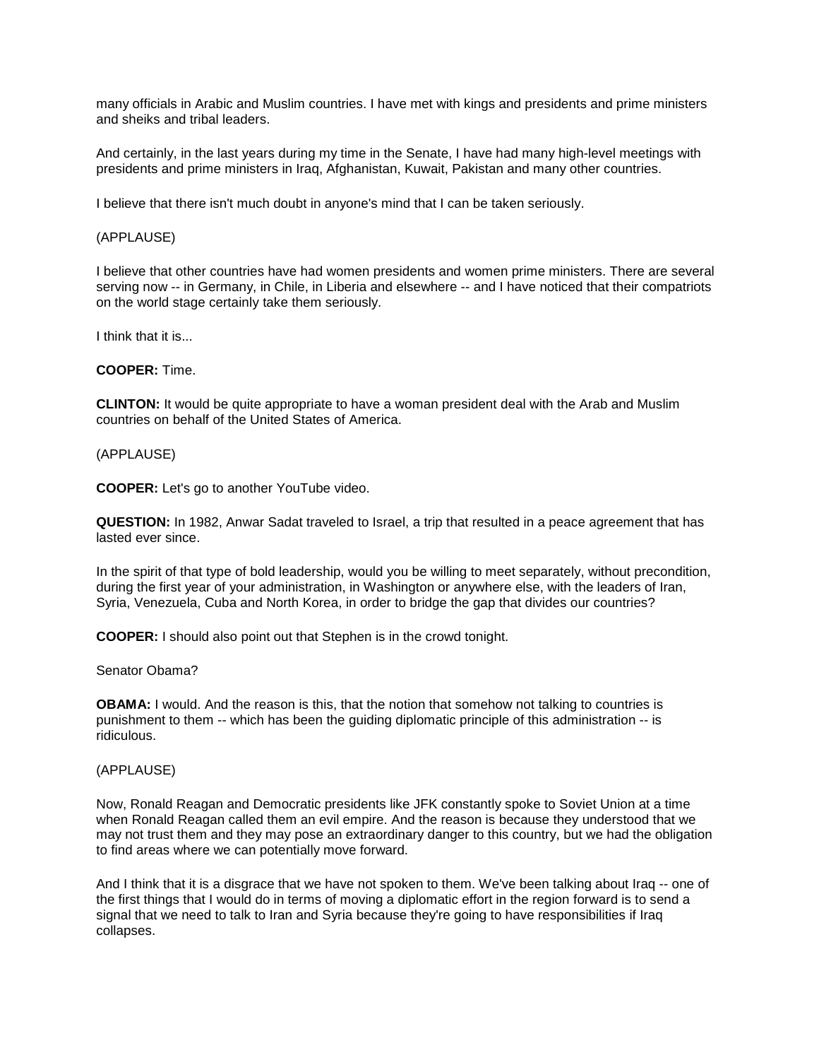many officials in Arabic and Muslim countries. I have met with kings and presidents and prime ministers and sheiks and tribal leaders.

And certainly, in the last years during my time in the Senate, I have had many high-level meetings with presidents and prime ministers in Iraq, Afghanistan, Kuwait, Pakistan and many other countries.

I believe that there isn't much doubt in anyone's mind that I can be taken seriously.

(APPLAUSE)

I believe that other countries have had women presidents and women prime ministers. There are several serving now -- in Germany, in Chile, in Liberia and elsewhere -- and I have noticed that their compatriots on the world stage certainly take them seriously.

I think that it is...

**COOPER:** Time.

**CLINTON:** It would be quite appropriate to have a woman president deal with the Arab and Muslim countries on behalf of the United States of America.

(APPLAUSE)

**COOPER:** Let's go to another YouTube video.

**QUESTION:** In 1982, Anwar Sadat traveled to Israel, a trip that resulted in a peace agreement that has lasted ever since.

In the spirit of that type of bold leadership, would you be willing to meet separately, without precondition, during the first year of your administration, in Washington or anywhere else, with the leaders of Iran, Syria, Venezuela, Cuba and North Korea, in order to bridge the gap that divides our countries?

**COOPER:** I should also point out that Stephen is in the crowd tonight.

Senator Obama?

**OBAMA:** I would. And the reason is this, that the notion that somehow not talking to countries is punishment to them -- which has been the guiding diplomatic principle of this administration -- is ridiculous.

(APPLAUSE)

Now, Ronald Reagan and Democratic presidents like JFK constantly spoke to Soviet Union at a time when Ronald Reagan called them an evil empire. And the reason is because they understood that we may not trust them and they may pose an extraordinary danger to this country, but we had the obligation to find areas where we can potentially move forward.

And I think that it is a disgrace that we have not spoken to them. We've been talking about Iraq -- one of the first things that I would do in terms of moving a diplomatic effort in the region forward is to send a signal that we need to talk to Iran and Syria because they're going to have responsibilities if Iraq collapses.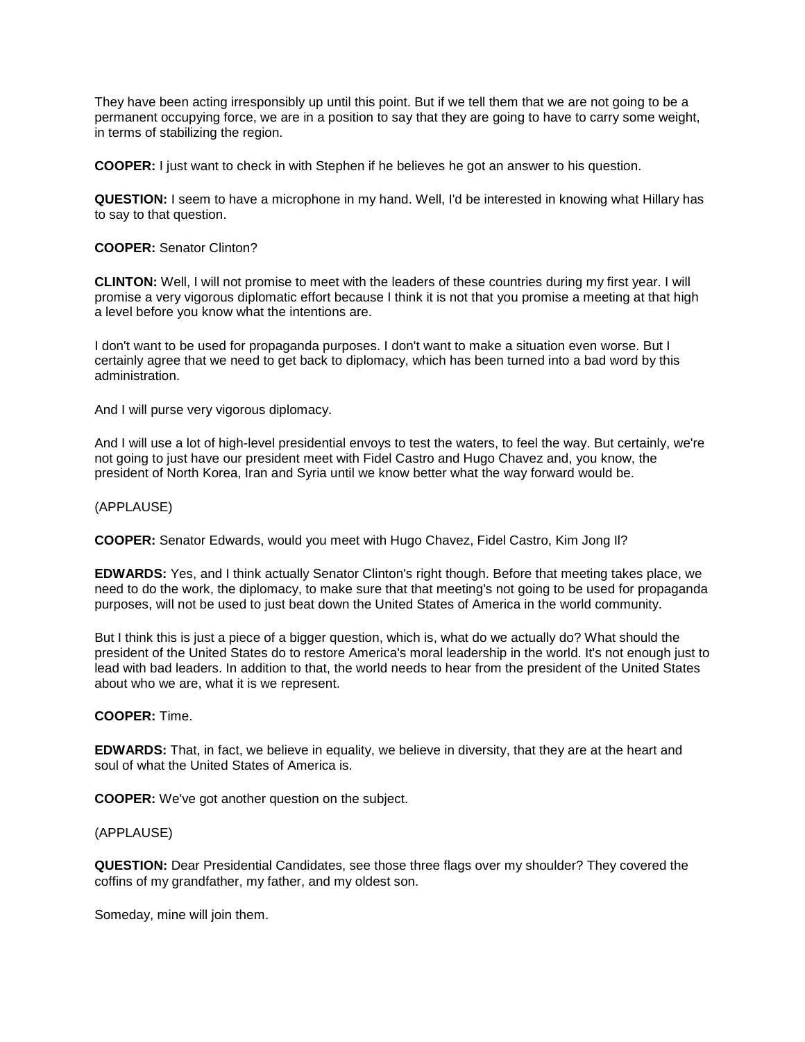They have been acting irresponsibly up until this point. But if we tell them that we are not going to be a permanent occupying force, we are in a position to say that they are going to have to carry some weight, in terms of stabilizing the region.

**COOPER:** I just want to check in with Stephen if he believes he got an answer to his question.

**QUESTION:** I seem to have a microphone in my hand. Well, I'd be interested in knowing what Hillary has to say to that question.

**COOPER:** Senator Clinton?

**CLINTON:** Well, I will not promise to meet with the leaders of these countries during my first year. I will promise a very vigorous diplomatic effort because I think it is not that you promise a meeting at that high a level before you know what the intentions are.

I don't want to be used for propaganda purposes. I don't want to make a situation even worse. But I certainly agree that we need to get back to diplomacy, which has been turned into a bad word by this administration.

And I will purse very vigorous diplomacy.

And I will use a lot of high-level presidential envoys to test the waters, to feel the way. But certainly, we're not going to just have our president meet with Fidel Castro and Hugo Chavez and, you know, the president of North Korea, Iran and Syria until we know better what the way forward would be.

(APPLAUSE)

**COOPER:** Senator Edwards, would you meet with Hugo Chavez, Fidel Castro, Kim Jong Il?

**EDWARDS:** Yes, and I think actually Senator Clinton's right though. Before that meeting takes place, we need to do the work, the diplomacy, to make sure that that meeting's not going to be used for propaganda purposes, will not be used to just beat down the United States of America in the world community.

But I think this is just a piece of a bigger question, which is, what do we actually do? What should the president of the United States do to restore America's moral leadership in the world. It's not enough just to lead with bad leaders. In addition to that, the world needs to hear from the president of the United States about who we are, what it is we represent.

**COOPER:** Time.

**EDWARDS:** That, in fact, we believe in equality, we believe in diversity, that they are at the heart and soul of what the United States of America is.

**COOPER:** We've got another question on the subject.

(APPLAUSE)

**QUESTION:** Dear Presidential Candidates, see those three flags over my shoulder? They covered the coffins of my grandfather, my father, and my oldest son.

Someday, mine will join them.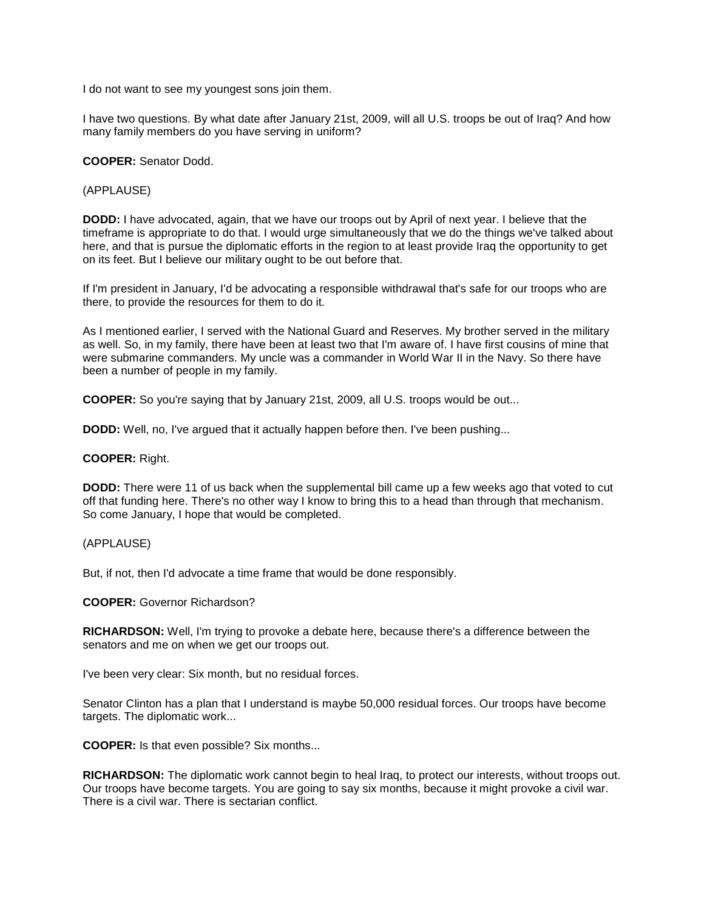I do not want to see my youngest sons join them.

I have two questions. By what date after January 21st, 2009, will all U.S. troops be out of Iraq? And how many family members do you have serving in uniform?

**COOPER:** Senator Dodd.

(APPLAUSE)

**DODD:** I have advocated, again, that we have our troops out by April of next year. I believe that the timeframe is appropriate to do that. I would urge simultaneously that we do the things we've talked about here, and that is pursue the diplomatic efforts in the region to at least provide Iraq the opportunity to get on its feet. But I believe our military ought to be out before that.

If I'm president in January, I'd be advocating a responsible withdrawal that's safe for our troops who are there, to provide the resources for them to do it.

As I mentioned earlier, I served with the National Guard and Reserves. My brother served in the military as well. So, in my family, there have been at least two that I'm aware of. I have first cousins of mine that were submarine commanders. My uncle was a commander in World War II in the Navy. So there have been a number of people in my family.

**COOPER:** So you're saying that by January 21st, 2009, all U.S. troops would be out...

**DODD:** Well, no, I've argued that it actually happen before then. I've been pushing...

**COOPER:** Right.

**DODD:** There were 11 of us back when the supplemental bill came up a few weeks ago that voted to cut off that funding here. There's no other way I know to bring this to a head than through that mechanism. So come January, I hope that would be completed.

(APPLAUSE)

But, if not, then I'd advocate a time frame that would be done responsibly.

**COOPER:** Governor Richardson?

**RICHARDSON:** Well, I'm trying to provoke a debate here, because there's a difference between the senators and me on when we get our troops out.

I've been very clear: Six month, but no residual forces.

Senator Clinton has a plan that I understand is maybe 50,000 residual forces. Our troops have become targets. The diplomatic work...

**COOPER:** Is that even possible? Six months...

**RICHARDSON:** The diplomatic work cannot begin to heal Iraq, to protect our interests, without troops out. Our troops have become targets. You are going to say six months, because it might provoke a civil war. There is a civil war. There is sectarian conflict.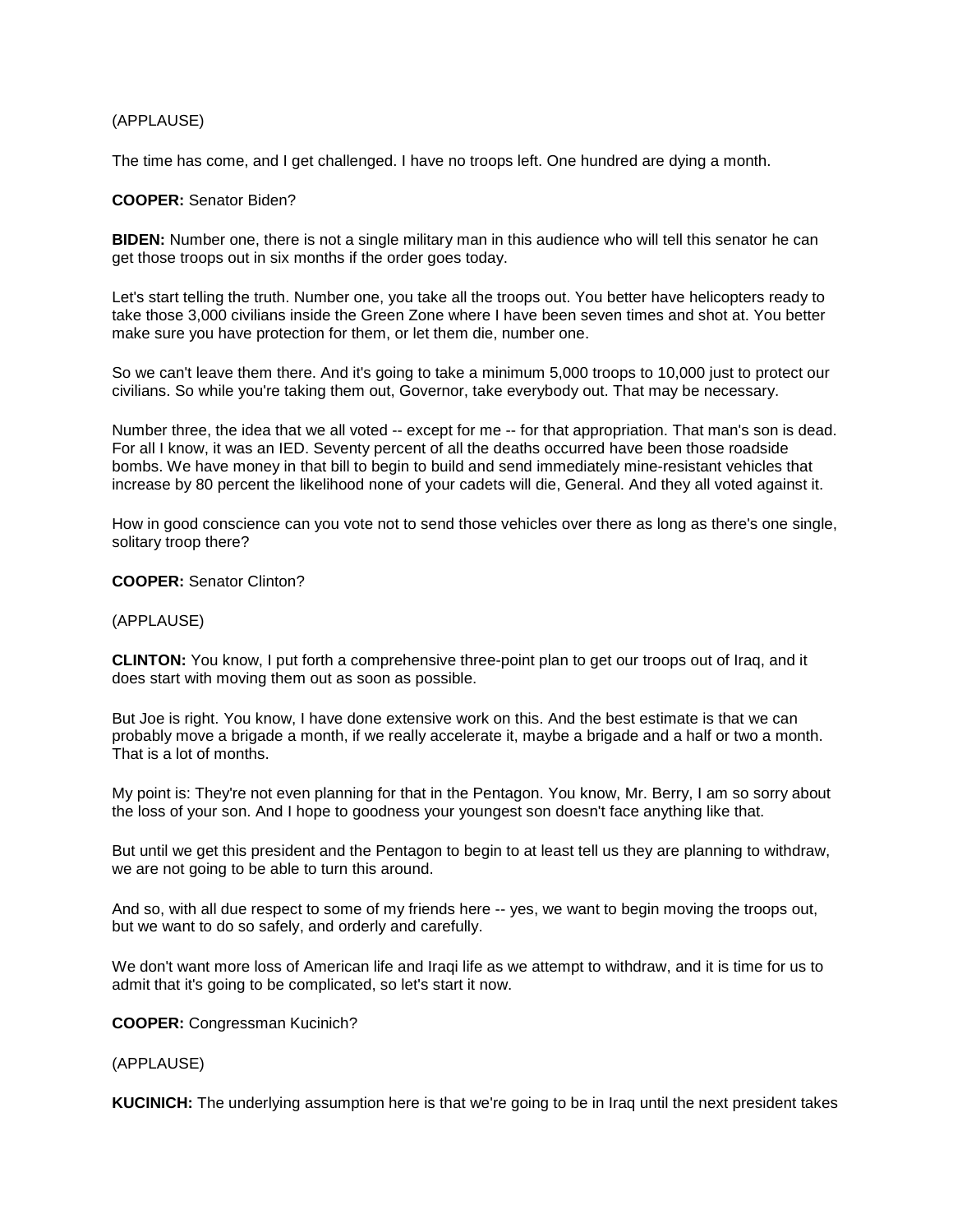(APPLAUSE)

The time has come, and I get challenged. I have no troops left. One hundred are dying a month.

**COOPER:** Senator Biden?

**BIDEN:** Number one, there is not a single military man in this audience who will tell this senator he can get those troops out in six months if the order goes today.

Let's start telling the truth. Number one, you take all the troops out. You better have helicopters ready to take those 3,000 civilians inside the Green Zone where I have been seven times and shot at. You better make sure you have protection for them, or let them die, number one.

So we can't leave them there. And it's going to take a minimum 5,000 troops to 10,000 just to protect our civilians. So while you're taking them out, Governor, take everybody out. That may be necessary.

Number three, the idea that we all voted -- except for me -- for that appropriation. That man's son is dead. For all I know, it was an IED. Seventy percent of all the deaths occurred have been those roadside bombs. We have money in that bill to begin to build and send immediately mine-resistant vehicles that increase by 80 percent the likelihood none of your cadets will die, General. And they all voted against it.

How in good conscience can you vote not to send those vehicles over there as long as there's one single, solitary troop there?

**COOPER:** Senator Clinton?

(APPLAUSE)

**CLINTON:** You know, I put forth a comprehensive three-point plan to get our troops out of Iraq, and it does start with moving them out as soon as possible.

But Joe is right. You know, I have done extensive work on this. And the best estimate is that we can probably move a brigade a month, if we really accelerate it, maybe a brigade and a half or two a month. That is a lot of months.

My point is: They're not even planning for that in the Pentagon. You know, Mr. Berry, I am so sorry about the loss of your son. And I hope to goodness your youngest son doesn't face anything like that.

But until we get this president and the Pentagon to begin to at least tell us they are planning to withdraw, we are not going to be able to turn this around.

And so, with all due respect to some of my friends here -- yes, we want to begin moving the troops out, but we want to do so safely, and orderly and carefully.

We don't want more loss of American life and Iraqi life as we attempt to withdraw, and it is time for us to admit that it's going to be complicated, so let's start it now.

**COOPER:** Congressman Kucinich?

(APPLAUSE)

**KUCINICH:** The underlying assumption here is that we're going to be in Iraq until the next president takes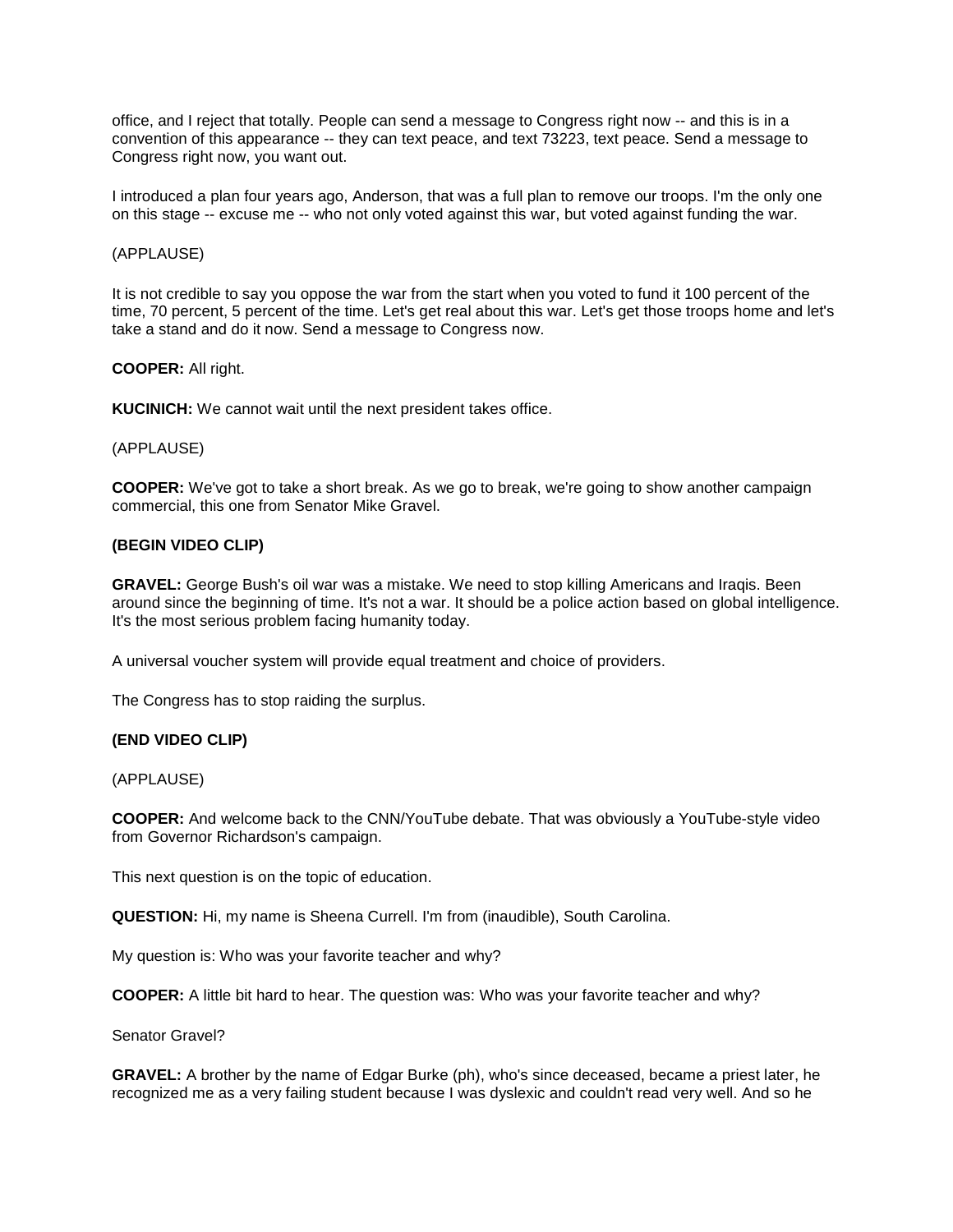office, and I reject that totally. People can send a message to Congress right now -- and this is in a convention of this appearance -- they can text peace, and text 73223, text peace. Send a message to Congress right now, you want out.

I introduced a plan four years ago, Anderson, that was a full plan to remove our troops. I'm the only one on this stage -- excuse me -- who not only voted against this war, but voted against funding the war.

(APPLAUSE)

It is not credible to say you oppose the war from the start when you voted to fund it 100 percent of the time, 70 percent, 5 percent of the time. Let's get real about this war. Let's get those troops home and let's take a stand and do it now. Send a message to Congress now.

**COOPER:** All right.

**KUCINICH:** We cannot wait until the next president takes office.

(APPLAUSE)

**COOPER:** We've got to take a short break. As we go to break, we're going to show another campaign commercial, this one from Senator Mike Gravel.

**(BEGIN VIDEO CLIP)**

**GRAVEL:** George Bush's oil war was a mistake. We need to stop killing Americans and Iraqis. Been around since the beginning of time. It's not a war. It should be a police action based on global intelligence. It's the most serious problem facing humanity today.

A universal voucher system will provide equal treatment and choice of providers.

The Congress has to stop raiding the surplus.

**(END VIDEO CLIP)**

(APPLAUSE)

**COOPER:** And welcome back to the CNN/YouTube debate. That was obviously a YouTube-style video from Governor Richardson's campaign.

This next question is on the topic of education.

**QUESTION:** Hi, my name is Sheena Currell. I'm from (inaudible), South Carolina.

My question is: Who was your favorite teacher and why?

**COOPER:** A little bit hard to hear. The question was: Who was your favorite teacher and why?

Senator Gravel?

**GRAVEL:** A brother by the name of Edgar Burke (ph), who's since deceased, became a priest later, he recognized me as a very failing student because I was dyslexic and couldn't read very well. And so he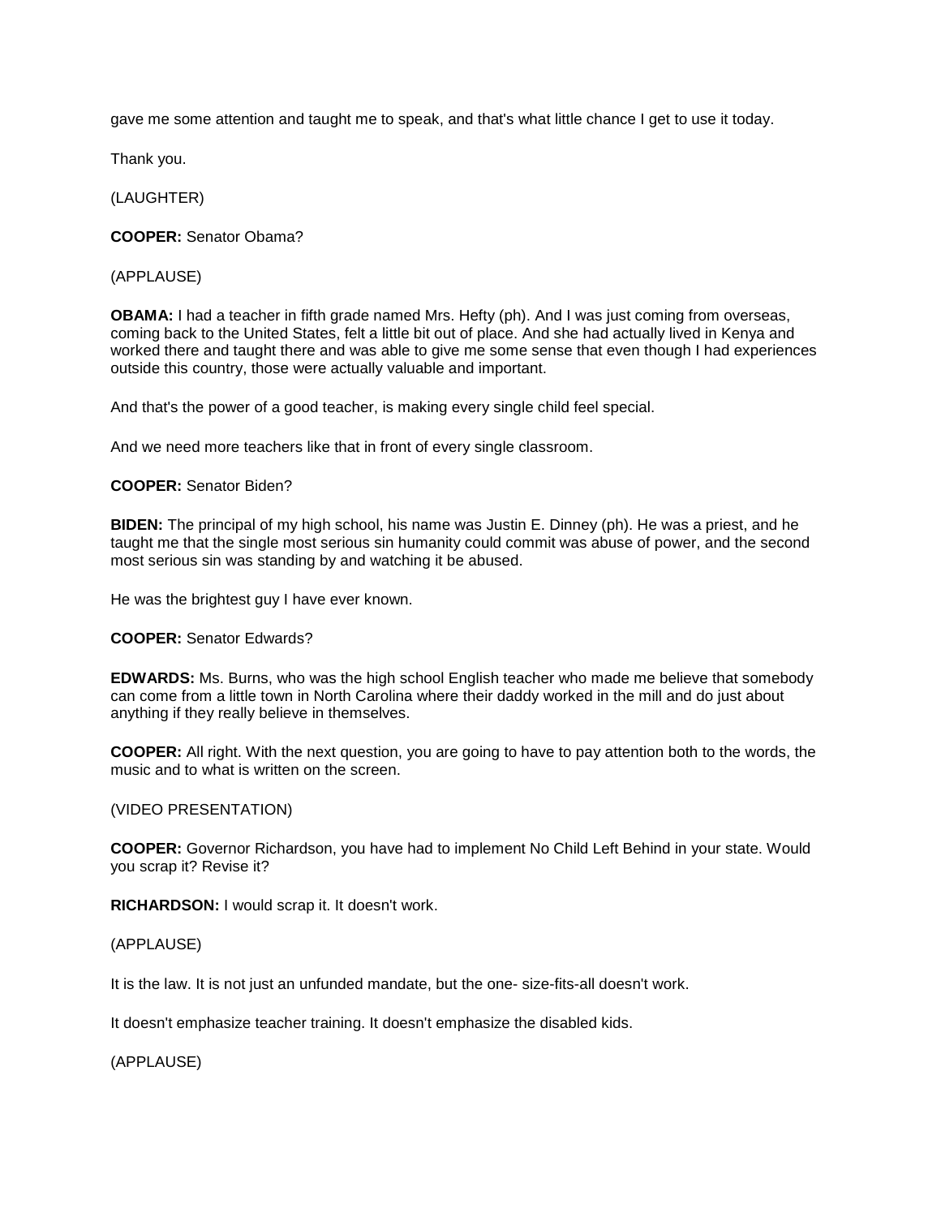gave me some attention and taught me to speak, and that's what little chance I get to use it today.

Thank you.

(LAUGHTER)

**COOPER:** Senator Obama?

(APPLAUSE)

**OBAMA:** I had a teacher in fifth grade named Mrs. Hefty (ph). And I was just coming from overseas, coming back to the United States, felt a little bit out of place. And she had actually lived in Kenya and worked there and taught there and was able to give me some sense that even though I had experiences outside this country, those were actually valuable and important.

And that's the power of a good teacher, is making every single child feel special.

And we need more teachers like that in front of every single classroom.

**COOPER:** Senator Biden?

**BIDEN:** The principal of my high school, his name was Justin E. Dinney (ph). He was a priest, and he taught me that the single most serious sin humanity could commit was abuse of power, and the second most serious sin was standing by and watching it be abused.

He was the brightest guy I have ever known.

**COOPER:** Senator Edwards?

**EDWARDS:** Ms. Burns, who was the high school English teacher who made me believe that somebody can come from a little town in North Carolina where their daddy worked in the mill and do just about anything if they really believe in themselves.

**COOPER:** All right. With the next question, you are going to have to pay attention both to the words, the music and to what is written on the screen.

(VIDEO PRESENTATION)

**COOPER:** Governor Richardson, you have had to implement No Child Left Behind in your state. Would you scrap it? Revise it?

**RICHARDSON:** I would scrap it. It doesn't work.

(APPLAUSE)

It is the law. It is not just an unfunded mandate, but the one- size-fits-all doesn't work.

It doesn't emphasize teacher training. It doesn't emphasize the disabled kids.

(APPLAUSE)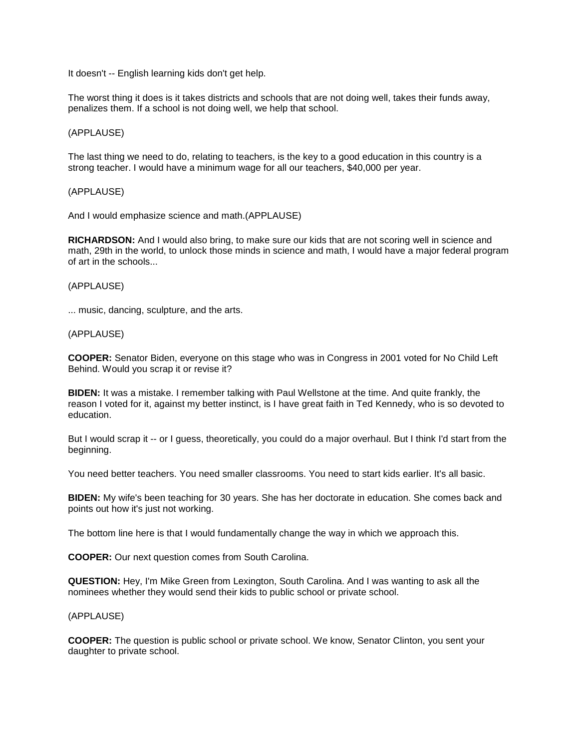It doesn't -- English learning kids don't get help.

The worst thing it does is it takes districts and schools that are not doing well, takes their funds away, penalizes them. If a school is not doing well, we help that school.

(APPLAUSE)

The last thing we need to do, relating to teachers, is the key to a good education in this country is a strong teacher. I would have a minimum wage for all our teachers, $40,000 per year.

(APPLAUSE)

And I would emphasize science and math.(APPLAUSE)

**RICHARDSON:** And I would also bring, to make sure our kids that are not scoring well in science and math, 29th in the world, to unlock those minds in science and math, I would have a major federal program of art in the schools...

(APPLAUSE)

... music, dancing, sculpture, and the arts.

(APPLAUSE)

**COOPER:** Senator Biden, everyone on this stage who was in Congress in 2001 voted for No Child Left Behind. Would you scrap it or revise it?

**BIDEN:** It was a mistake. I remember talking with Paul Wellstone at the time. And quite frankly, the reason I voted for it, against my better instinct, is I have great faith in Ted Kennedy, who is so devoted to education.

But I would scrap it -- or I guess, theoretically, you could do a major overhaul. But I think I'd start from the beginning.

You need better teachers. You need smaller classrooms. You need to start kids earlier. It's all basic.

**BIDEN:** My wife's been teaching for 30 years. She has her doctorate in education. She comes back and points out how it's just not working.

The bottom line here is that I would fundamentally change the way in which we approach this.

**COOPER:** Our next question comes from South Carolina.

**QUESTION:** Hey, I'm Mike Green from Lexington, South Carolina. And I was wanting to ask all the nominees whether they would send their kids to public school or private school.

(APPLAUSE)

**COOPER:** The question is public school or private school. We know, Senator Clinton, you sent your daughter to private school.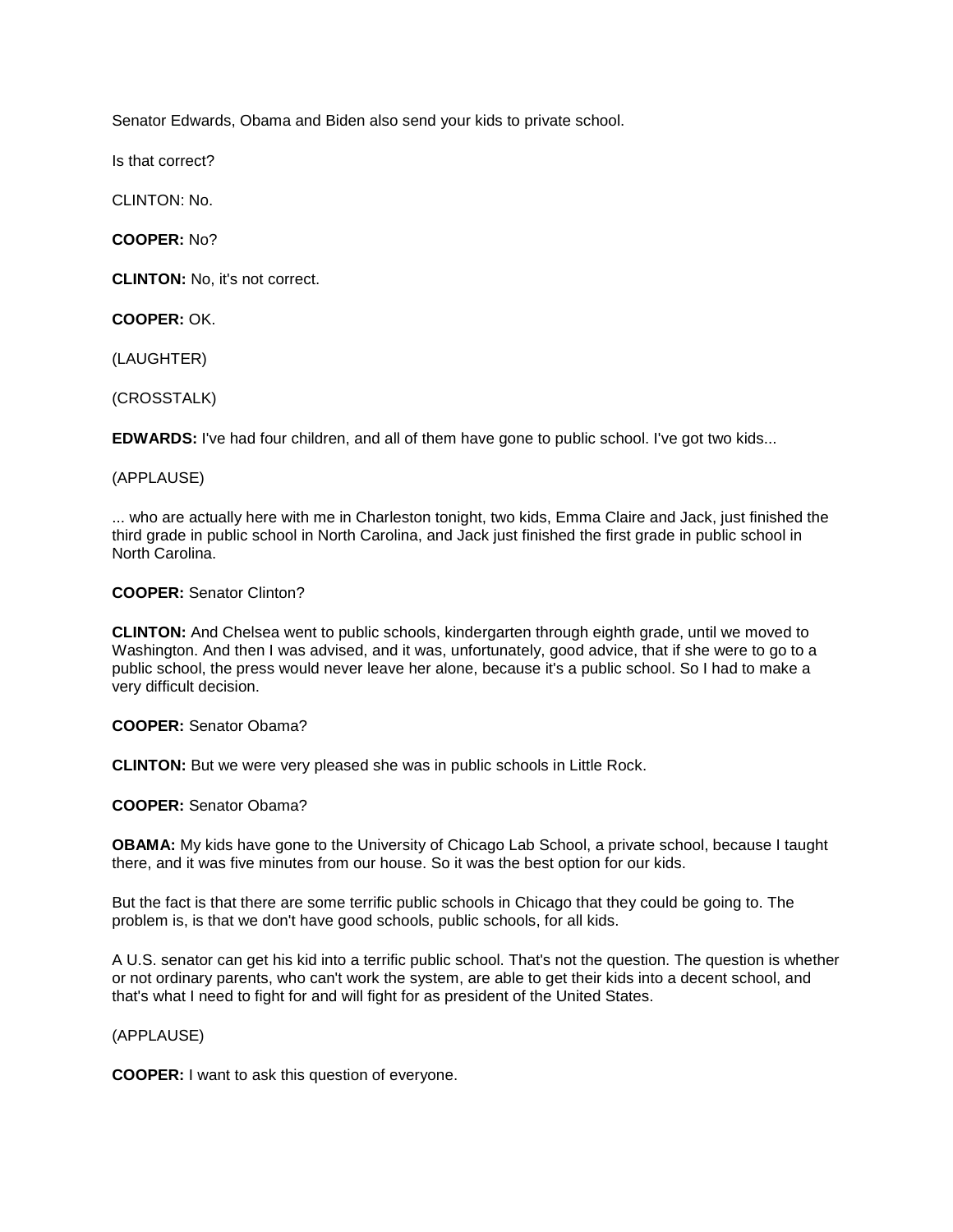Senator Edwards, Obama and Biden also send your kids to private school.

Is that correct?

CLINTON: No.

**COOPER:** No?

**CLINTON:** No, it's not correct.

**COOPER:** OK.

(LAUGHTER)

(CROSSTALK)

**EDWARDS:** I've had four children, and all of them have gone to public school. I've got two kids...

(APPLAUSE)

... who are actually here with me in Charleston tonight, two kids, Emma Claire and Jack, just finished the third grade in public school in North Carolina, and Jack just finished the first grade in public school in North Carolina.

**COOPER:** Senator Clinton?

**CLINTON:** And Chelsea went to public schools, kindergarten through eighth grade, until we moved to Washington. And then I was advised, and it was, unfortunately, good advice, that if she were to go to a public school, the press would never leave her alone, because it's a public school. So I had to make a very difficult decision.

**COOPER:** Senator Obama?

**CLINTON:** But we were very pleased she was in public schools in Little Rock.

**COOPER:** Senator Obama?

**OBAMA:** My kids have gone to the University of Chicago Lab School, a private school, because I taught there, and it was five minutes from our house. So it was the best option for our kids.

But the fact is that there are some terrific public schools in Chicago that they could be going to. The problem is, is that we don't have good schools, public schools, for all kids.

A U.S. senator can get his kid into a terrific public school. That's not the question. The question is whether or not ordinary parents, who can't work the system, are able to get their kids into a decent school, and that's what I need to fight for and will fight for as president of the United States.

(APPLAUSE)

**COOPER:** I want to ask this question of everyone.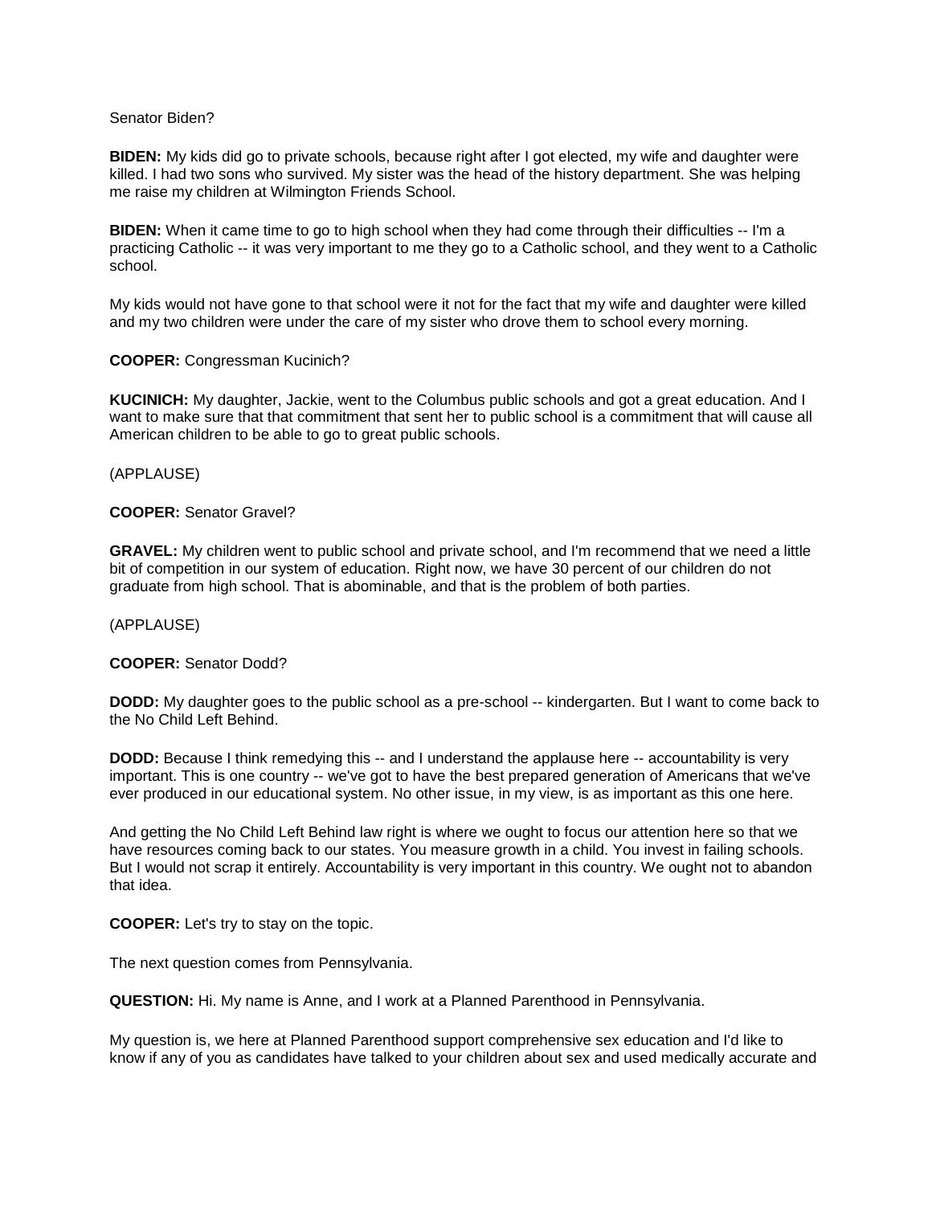Senator Biden?

**BIDEN:** My kids did go to private schools, because right after I got elected, my wife and daughter were killed. I had two sons who survived. My sister was the head of the history department. She was helping me raise my children at Wilmington Friends School.

**BIDEN:** When it came time to go to high school when they had come through their difficulties -- I'm a practicing Catholic -- it was very important to me they go to a Catholic school, and they went to a Catholic school.

My kids would not have gone to that school were it not for the fact that my wife and daughter were killed and my two children were under the care of my sister who drove them to school every morning.

**COOPER:** Congressman Kucinich?

**KUCINICH:** My daughter, Jackie, went to the Columbus public schools and got a great education. And I want to make sure that that commitment that sent her to public school is a commitment that will cause all American children to be able to go to great public schools.

(APPLAUSE)

**COOPER:** Senator Gravel?

**GRAVEL:** My children went to public school and private school, and I'm recommend that we need a little bit of competition in our system of education. Right now, we have 30 percent of our children do not graduate from high school. That is abominable, and that is the problem of both parties.

(APPLAUSE)

**COOPER:** Senator Dodd?

**DODD:** My daughter goes to the public school as a pre-school -- kindergarten. But I want to come back to the No Child Left Behind.

**DODD:** Because I think remedying this -- and I understand the applause here -- accountability is very important. This is one country -- we've got to have the best prepared generation of Americans that we've ever produced in our educational system. No other issue, in my view, is as important as this one here.

And getting the No Child Left Behind law right is where we ought to focus our attention here so that we have resources coming back to our states. You measure growth in a child. You invest in failing schools. But I would not scrap it entirely. Accountability is very important in this country. We ought not to abandon that idea.

**COOPER:** Let's try to stay on the topic.

The next question comes from Pennsylvania.

**QUESTION:** Hi. My name is Anne, and I work at a Planned Parenthood in Pennsylvania.

My question is, we here at Planned Parenthood support comprehensive sex education and I'd like to know if any of you as candidates have talked to your children about sex and used medically accurate and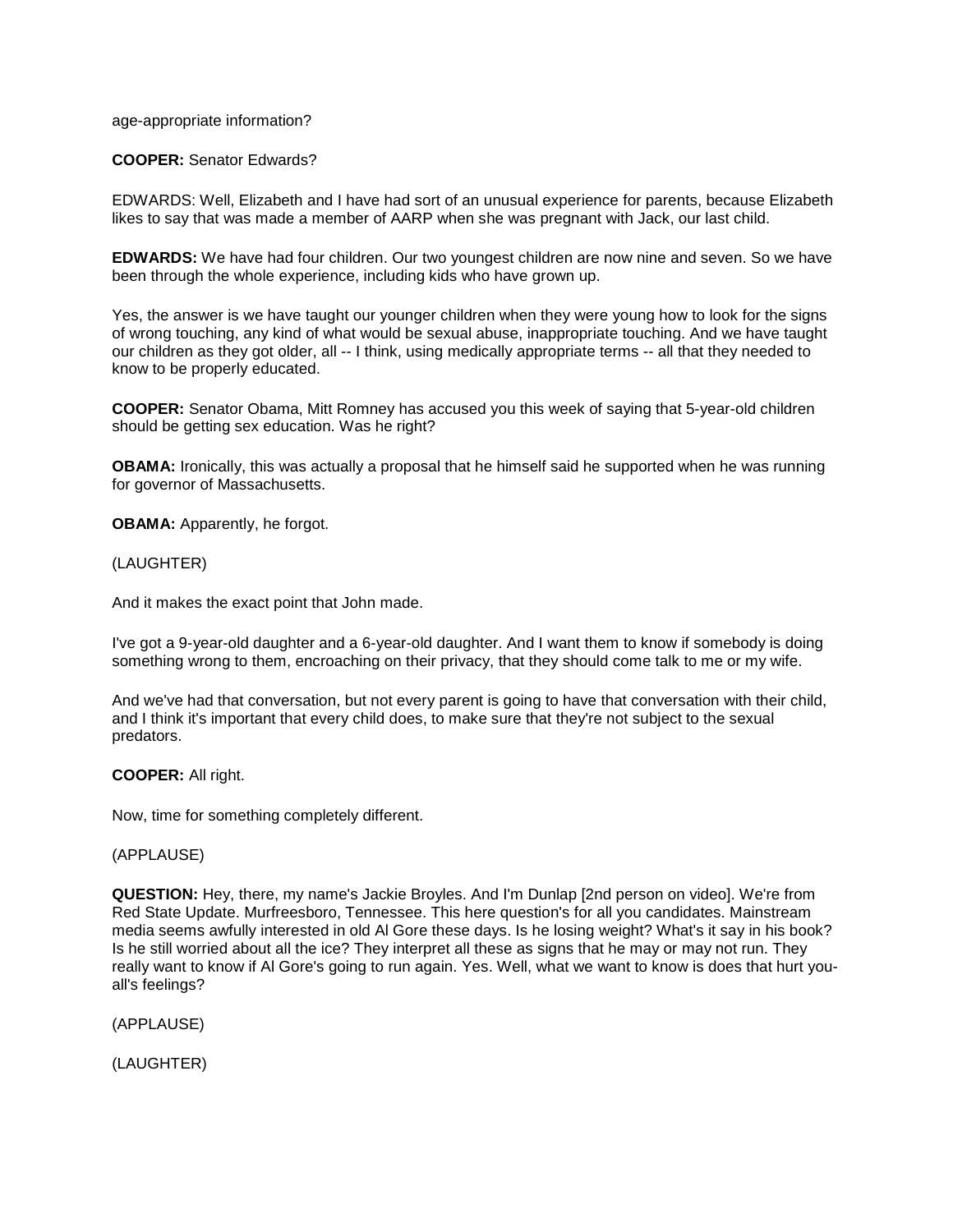age-appropriate information?

**COOPER:** Senator Edwards?

EDWARDS: Well, Elizabeth and I have had sort of an unusual experience for parents, because Elizabeth likes to say that was made a member of AARP when she was pregnant with Jack, our last child.

**EDWARDS:** We have had four children. Our two youngest children are now nine and seven. So we have been through the whole experience, including kids who have grown up.

Yes, the answer is we have taught our younger children when they were young how to look for the signs of wrong touching, any kind of what would be sexual abuse, inappropriate touching. And we have taught our children as they got older, all -- I think, using medically appropriate terms -- all that they needed to know to be properly educated.

**COOPER:** Senator Obama, Mitt Romney has accused you this week of saying that 5-year-old children should be getting sex education. Was he right?

**OBAMA:** Ironically, this was actually a proposal that he himself said he supported when he was running for governor of Massachusetts.

**OBAMA:** Apparently, he forgot.

(LAUGHTER)

And it makes the exact point that John made.

I've got a 9-year-old daughter and a 6-year-old daughter. And I want them to know if somebody is doing something wrong to them, encroaching on their privacy, that they should come talk to me or my wife.

And we've had that conversation, but not every parent is going to have that conversation with their child, and I think it's important that every child does, to make sure that they're not subject to the sexual predators.

**COOPER:** All right.

Now, time for something completely different.

(APPLAUSE)

**QUESTION:** Hey, there, my name's Jackie Broyles. And I'm Dunlap [2nd person on video]. We're from Red State Update. Murfreesboro, Tennessee. This here question's for all you candidates. Mainstream media seems awfully interested in old Al Gore these days. Is he losing weight? What's it say in his book? Is he still worried about all the ice? They interpret all these as signs that he may or may not run. They really want to know if Al Gore's going to run again. Yes. Well, what we want to know is does that hurt you-all's feelings?

(APPLAUSE)

(LAUGHTER)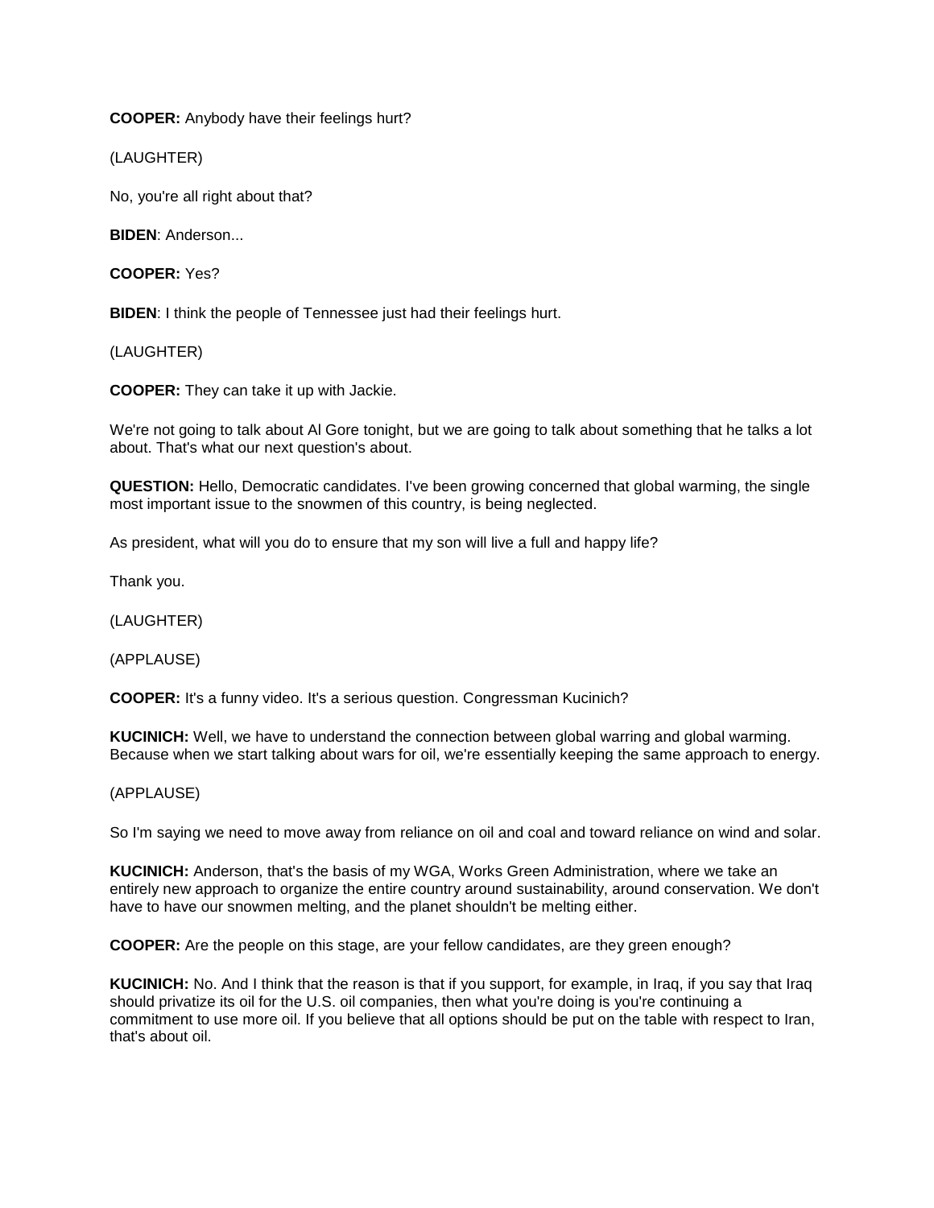**COOPER:** Anybody have their feelings hurt?

(LAUGHTER)

No, you're all right about that?

**BIDEN**: Anderson...

**COOPER:** Yes?

**BIDEN**: I think the people of Tennessee just had their feelings hurt.

(LAUGHTER)

**COOPER:** They can take it up with Jackie.

We're not going to talk about Al Gore tonight, but we are going to talk about something that he talks a lot about. That's what our next question's about.

**QUESTION:** Hello, Democratic candidates. I've been growing concerned that global warming, the single most important issue to the snowmen of this country, is being neglected.

As president, what will you do to ensure that my son will live a full and happy life?

Thank you.

(LAUGHTER)

(APPLAUSE)

**COOPER:** It's a funny video. It's a serious question. Congressman Kucinich?

**KUCINICH:** Well, we have to understand the connection between global warring and global warming. Because when we start talking about wars for oil, we're essentially keeping the same approach to energy.

(APPLAUSE)

So I'm saying we need to move away from reliance on oil and coal and toward reliance on wind and solar.

**KUCINICH:** Anderson, that's the basis of my WGA, Works Green Administration, where we take an entirely new approach to organize the entire country around sustainability, around conservation. We don't have to have our snowmen melting, and the planet shouldn't be melting either.

**COOPER:** Are the people on this stage, are your fellow candidates, are they green enough?

**KUCINICH:** No. And I think that the reason is that if you support, for example, in Iraq, if you say that Iraq should privatize its oil for the U.S. oil companies, then what you're doing is you're continuing a commitment to use more oil. If you believe that all options should be put on the table with respect to Iran, that's about oil.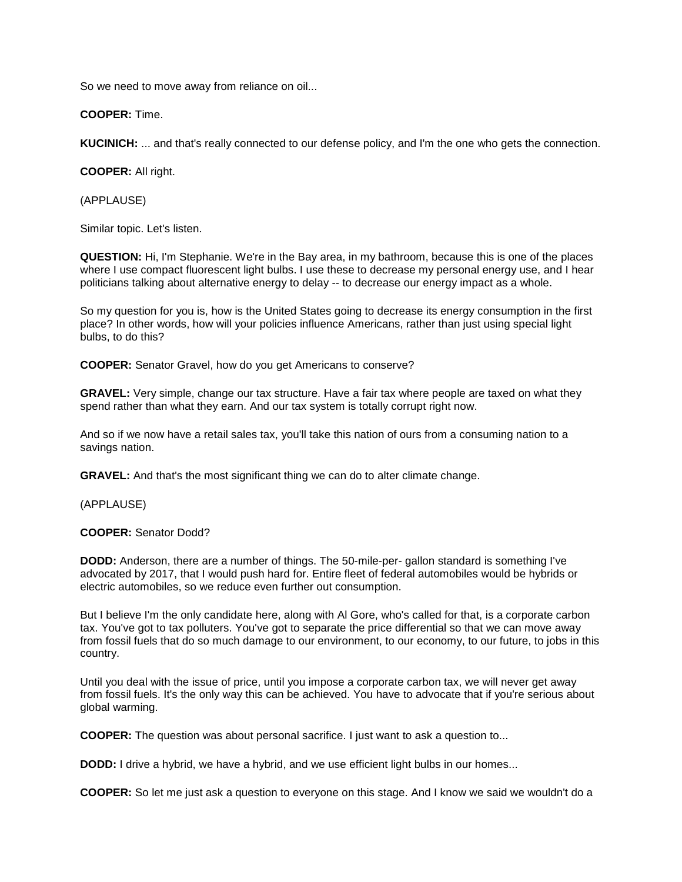So we need to move away from reliance on oil...

**COOPER:** Time.

**KUCINICH:** ... and that's really connected to our defense policy, and I'm the one who gets the connection.

**COOPER:** All right.

(APPLAUSE)

Similar topic. Let's listen.

**QUESTION:** Hi, I'm Stephanie. We're in the Bay area, in my bathroom, because this is one of the places where I use compact fluorescent light bulbs. I use these to decrease my personal energy use, and I hear politicians talking about alternative energy to delay -- to decrease our energy impact as a whole.

So my question for you is, how is the United States going to decrease its energy consumption in the first place? In other words, how will your policies influence Americans, rather than just using special light bulbs, to do this?

**COOPER:** Senator Gravel, how do you get Americans to conserve?

**GRAVEL:** Very simple, change our tax structure. Have a fair tax where people are taxed on what they spend rather than what they earn. And our tax system is totally corrupt right now.

And so if we now have a retail sales tax, you'll take this nation of ours from a consuming nation to a savings nation.

**GRAVEL:** And that's the most significant thing we can do to alter climate change.

(APPLAUSE)

**COOPER:** Senator Dodd?

**DODD:** Anderson, there are a number of things. The 50-mile-per- gallon standard is something I've advocated by 2017, that I would push hard for. Entire fleet of federal automobiles would be hybrids or electric automobiles, so we reduce even further out consumption.

But I believe I'm the only candidate here, along with Al Gore, who's called for that, is a corporate carbon tax. You've got to tax polluters. You've got to separate the price differential so that we can move away from fossil fuels that do so much damage to our environment, to our economy, to our future, to jobs in this country.

Until you deal with the issue of price, until you impose a corporate carbon tax, we will never get away from fossil fuels. It's the only way this can be achieved. You have to advocate that if you're serious about global warming.

**COOPER:** The question was about personal sacrifice. I just want to ask a question to...

**DODD:** I drive a hybrid, we have a hybrid, and we use efficient light bulbs in our homes...

**COOPER:** So let me just ask a question to everyone on this stage. And I know we said we wouldn't do a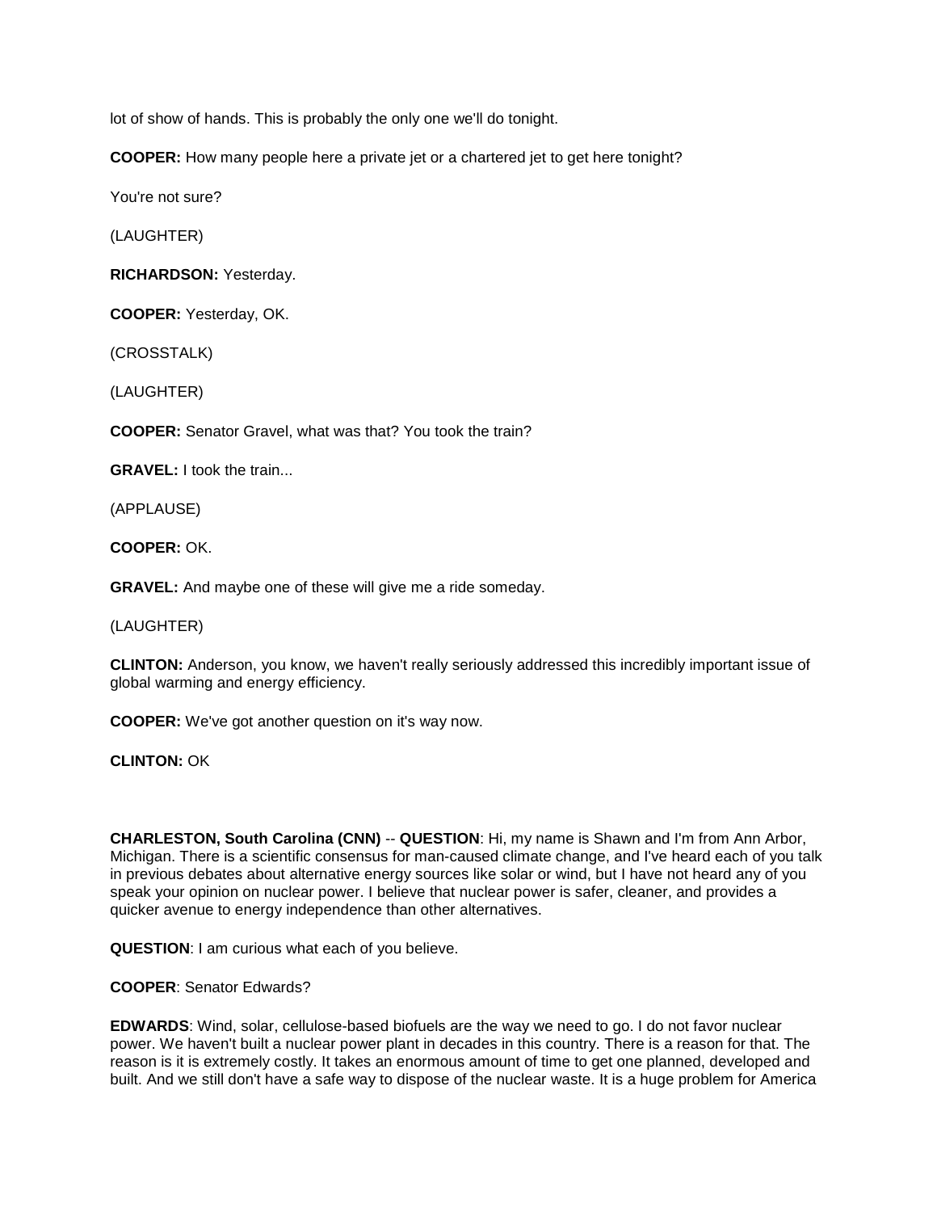lot of show of hands. This is probably the only one we'll do tonight.

**COOPER:** How many people here a private jet or a chartered jet to get here tonight?

You're not sure?

(LAUGHTER)

**RICHARDSON:** Yesterday.

**COOPER:** Yesterday, OK.

(CROSSTALK)

(LAUGHTER)

**COOPER:** Senator Gravel, what was that? You took the train?

**GRAVEL:** I took the train...

(APPLAUSE)

**COOPER:** OK.

**GRAVEL:** And maybe one of these will give me a ride someday.

(LAUGHTER)

**CLINTON:** Anderson, you know, we haven't really seriously addressed this incredibly important issue of global warming and energy efficiency.

**COOPER:** We've got another question on it's way now.

**CLINTON:** OK

**CHARLESTON, South Carolina (CNN)** -- **QUESTION**: Hi, my name is Shawn and I'm from Ann Arbor, Michigan. There is a scientific consensus for man-caused climate change, and I've heard each of you talk in previous debates about alternative energy sources like solar or wind, but I have not heard any of you speak your opinion on nuclear power. I believe that nuclear power is safer, cleaner, and provides a quicker avenue to energy independence than other alternatives.

**QUESTION**: I am curious what each of you believe.

**COOPER**: Senator Edwards?

**EDWARDS**: Wind, solar, cellulose-based biofuels are the way we need to go. I do not favor nuclear power. We haven't built a nuclear power plant in decades in this country. There is a reason for that. The reason is it is extremely costly. It takes an enormous amount of time to get one planned, developed and built. And we still don't have a safe way to dispose of the nuclear waste. It is a huge problem for America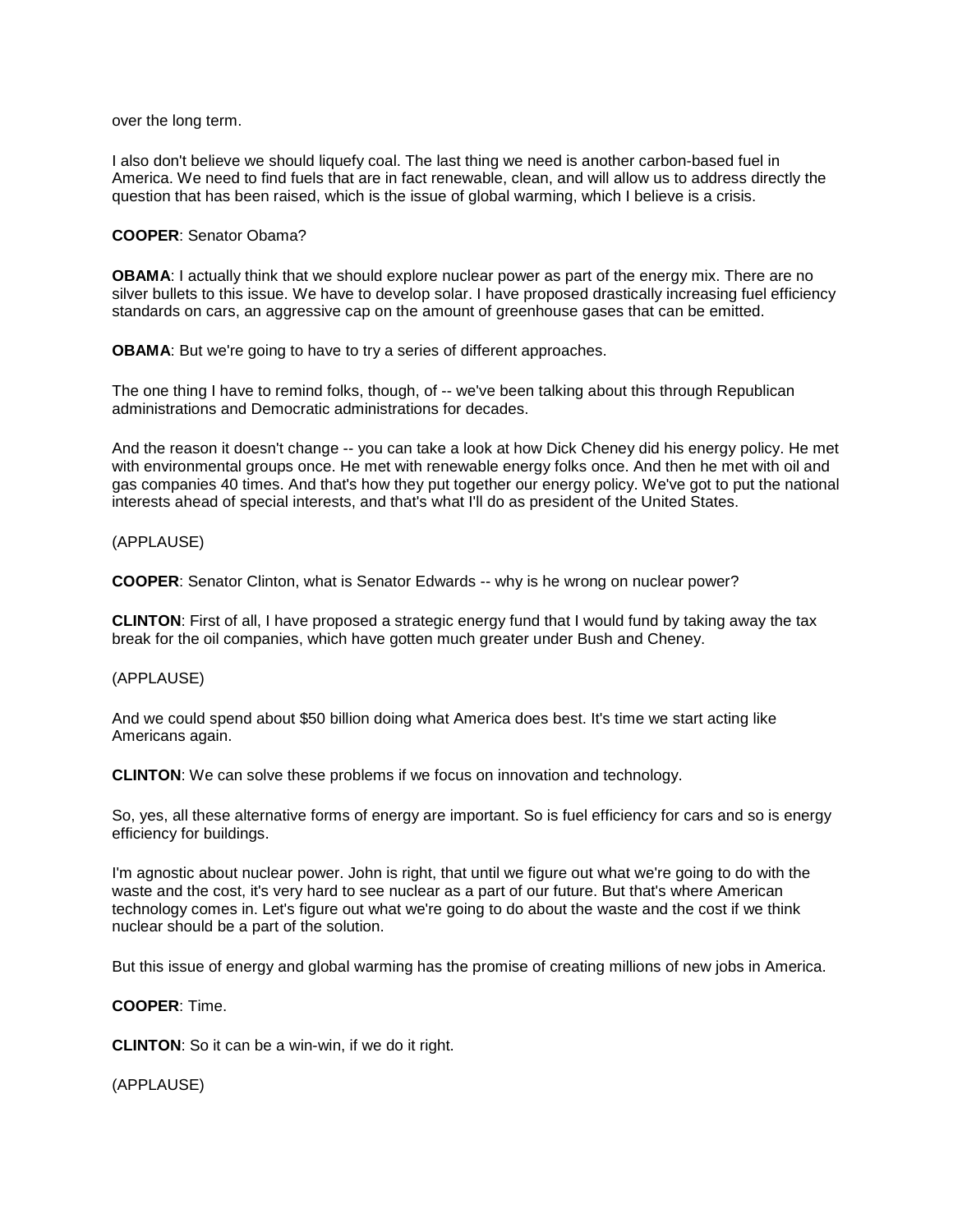over the long term.

I also don't believe we should liquefy coal. The last thing we need is another carbon-based fuel in America. We need to find fuels that are in fact renewable, clean, and will allow us to address directly the question that has been raised, which is the issue of global warming, which I believe is a crisis.

**COOPER**: Senator Obama?

**OBAMA**: I actually think that we should explore nuclear power as part of the energy mix. There are no silver bullets to this issue. We have to develop solar. I have proposed drastically increasing fuel efficiency standards on cars, an aggressive cap on the amount of greenhouse gases that can be emitted.

**OBAMA**: But we're going to have to try a series of different approaches.

The one thing I have to remind folks, though, of -- we've been talking about this through Republican administrations and Democratic administrations for decades.

And the reason it doesn't change -- you can take a look at how Dick Cheney did his energy policy. He met with environmental groups once. He met with renewable energy folks once. And then he met with oil and gas companies 40 times. And that's how they put together our energy policy. We've got to put the national interests ahead of special interests, and that's what I'll do as president of the United States.

(APPLAUSE)

**COOPER**: Senator Clinton, what is Senator Edwards -- why is he wrong on nuclear power?

**CLINTON**: First of all, I have proposed a strategic energy fund that I would fund by taking away the tax break for the oil companies, which have gotten much greater under Bush and Cheney.

(APPLAUSE)

And we could spend about $50 billion doing what America does best. It's time we start acting like Americans again.

**CLINTON**: We can solve these problems if we focus on innovation and technology.

So, yes, all these alternative forms of energy are important. So is fuel efficiency for cars and so is energy efficiency for buildings.

I'm agnostic about nuclear power. John is right, that until we figure out what we're going to do with the waste and the cost, it's very hard to see nuclear as a part of our future. But that's where American technology comes in. Let's figure out what we're going to do about the waste and the cost if we think nuclear should be a part of the solution.

But this issue of energy and global warming has the promise of creating millions of new jobs in America.

**COOPER**: Time.

**CLINTON**: So it can be a win-win, if we do it right.

(APPLAUSE)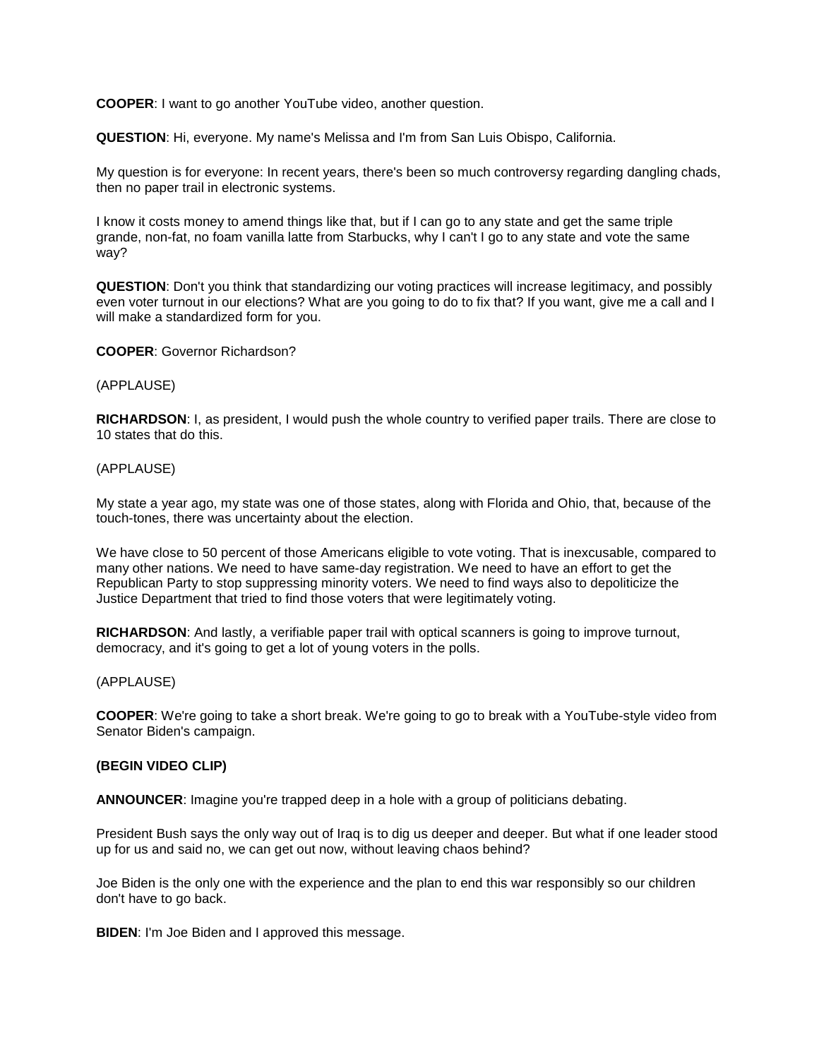**COOPER**: I want to go another YouTube video, another question.

**QUESTION**: Hi, everyone. My name's Melissa and I'm from San Luis Obispo, California.

My question is for everyone: In recent years, there's been so much controversy regarding dangling chads, then no paper trail in electronic systems.

I know it costs money to amend things like that, but if I can go to any state and get the same triple grande, non-fat, no foam vanilla latte from Starbucks, why I can't I go to any state and vote the same way?

**QUESTION**: Don't you think that standardizing our voting practices will increase legitimacy, and possibly even voter turnout in our elections? What are you going to do to fix that? If you want, give me a call and I will make a standardized form for you.

**COOPER**: Governor Richardson?

(APPLAUSE)

**RICHARDSON**: I, as president, I would push the whole country to verified paper trails. There are close to 10 states that do this.

(APPLAUSE)

My state a year ago, my state was one of those states, along with Florida and Ohio, that, because of the touch-tones, there was uncertainty about the election.

We have close to 50 percent of those Americans eligible to vote voting. That is inexcusable, compared to many other nations. We need to have same-day registration. We need to have an effort to get the Republican Party to stop suppressing minority voters. We need to find ways also to depoliticize the Justice Department that tried to find those voters that were legitimately voting.

**RICHARDSON**: And lastly, a verifiable paper trail with optical scanners is going to improve turnout, democracy, and it's going to get a lot of young voters in the polls.

(APPLAUSE)

**COOPER**: We're going to take a short break. We're going to go to break with a YouTube-style video from Senator Biden's campaign.

**(BEGIN VIDEO CLIP)**

**ANNOUNCER**: Imagine you're trapped deep in a hole with a group of politicians debating.

President Bush says the only way out of Iraq is to dig us deeper and deeper. But what if one leader stood up for us and said no, we can get out now, without leaving chaos behind?

Joe Biden is the only one with the experience and the plan to end this war responsibly so our children don't have to go back.

**BIDEN**: I'm Joe Biden and I approved this message.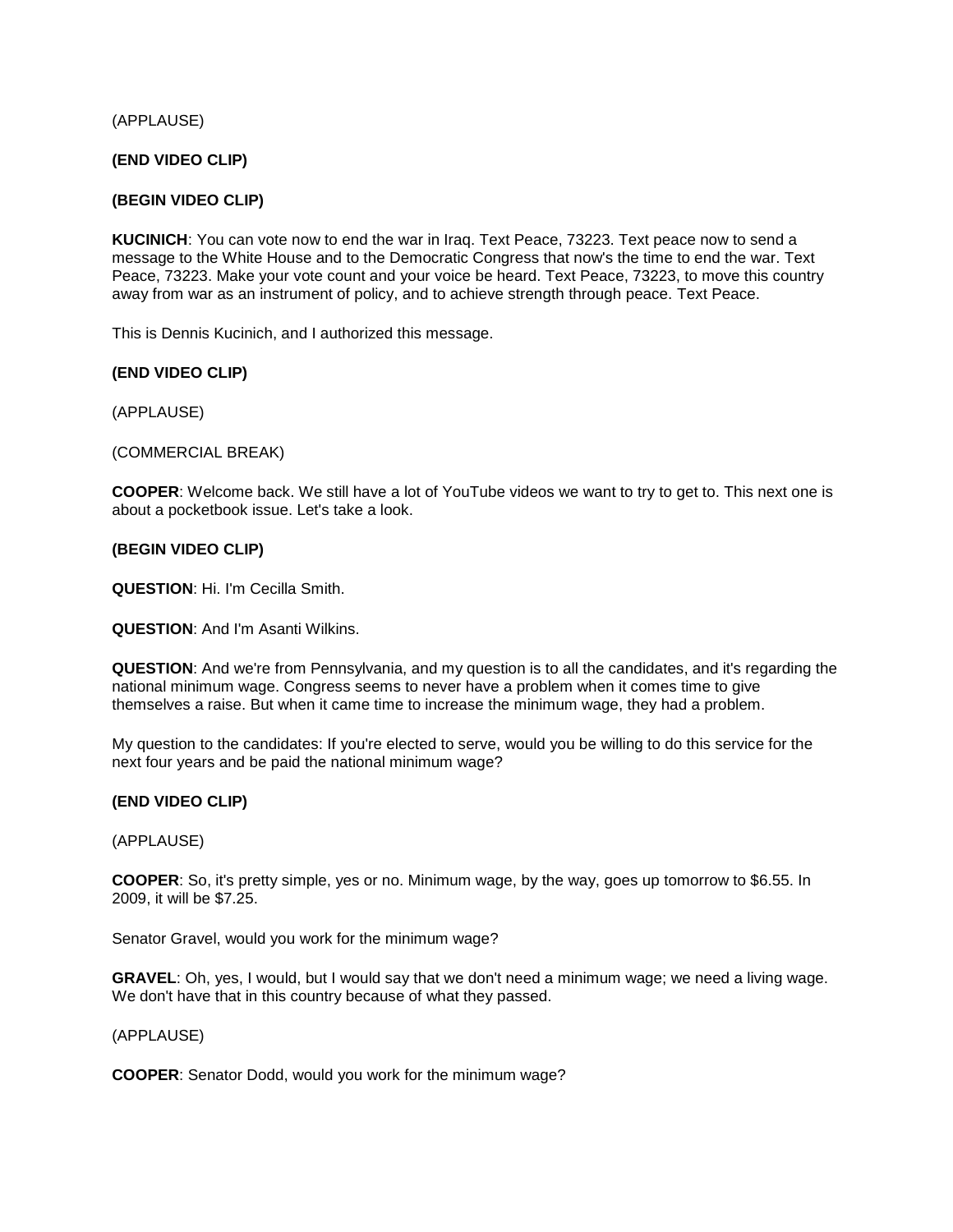(APPLAUSE)

**(END VIDEO CLIP)**

**(BEGIN VIDEO CLIP)**

**KUCINICH**: You can vote now to end the war in Iraq. Text Peace, 73223. Text peace now to send a message to the White House and to the Democratic Congress that now's the time to end the war. Text Peace, 73223. Make your vote count and your voice be heard. Text Peace, 73223, to move this country away from war as an instrument of policy, and to achieve strength through peace. Text Peace.

This is Dennis Kucinich, and I authorized this message.

**(END VIDEO CLIP)**

(APPLAUSE)

(COMMERCIAL BREAK)

**COOPER**: Welcome back. We still have a lot of YouTube videos we want to try to get to. This next one is about a pocketbook issue. Let's take a look.

**(BEGIN VIDEO CLIP)**

**QUESTION**: Hi. I'm Cecilla Smith.

**QUESTION**: And I'm Asanti Wilkins.

**QUESTION**: And we're from Pennsylvania, and my question is to all the candidates, and it's regarding the national minimum wage. Congress seems to never have a problem when it comes time to give themselves a raise. But when it came time to increase the minimum wage, they had a problem.

My question to the candidates: If you're elected to serve, would you be willing to do this service for the next four years and be paid the national minimum wage?

**(END VIDEO CLIP)**

(APPLAUSE)

**COOPER**: So, it's pretty simple, yes or no. Minimum wage, by the way, goes up tomorrow to $6.55. In 2009, it will be $7.25.

Senator Gravel, would you work for the minimum wage?

**GRAVEL**: Oh, yes, I would, but I would say that we don't need a minimum wage; we need a living wage. We don't have that in this country because of what they passed.

(APPLAUSE)

**COOPER**: Senator Dodd, would you work for the minimum wage?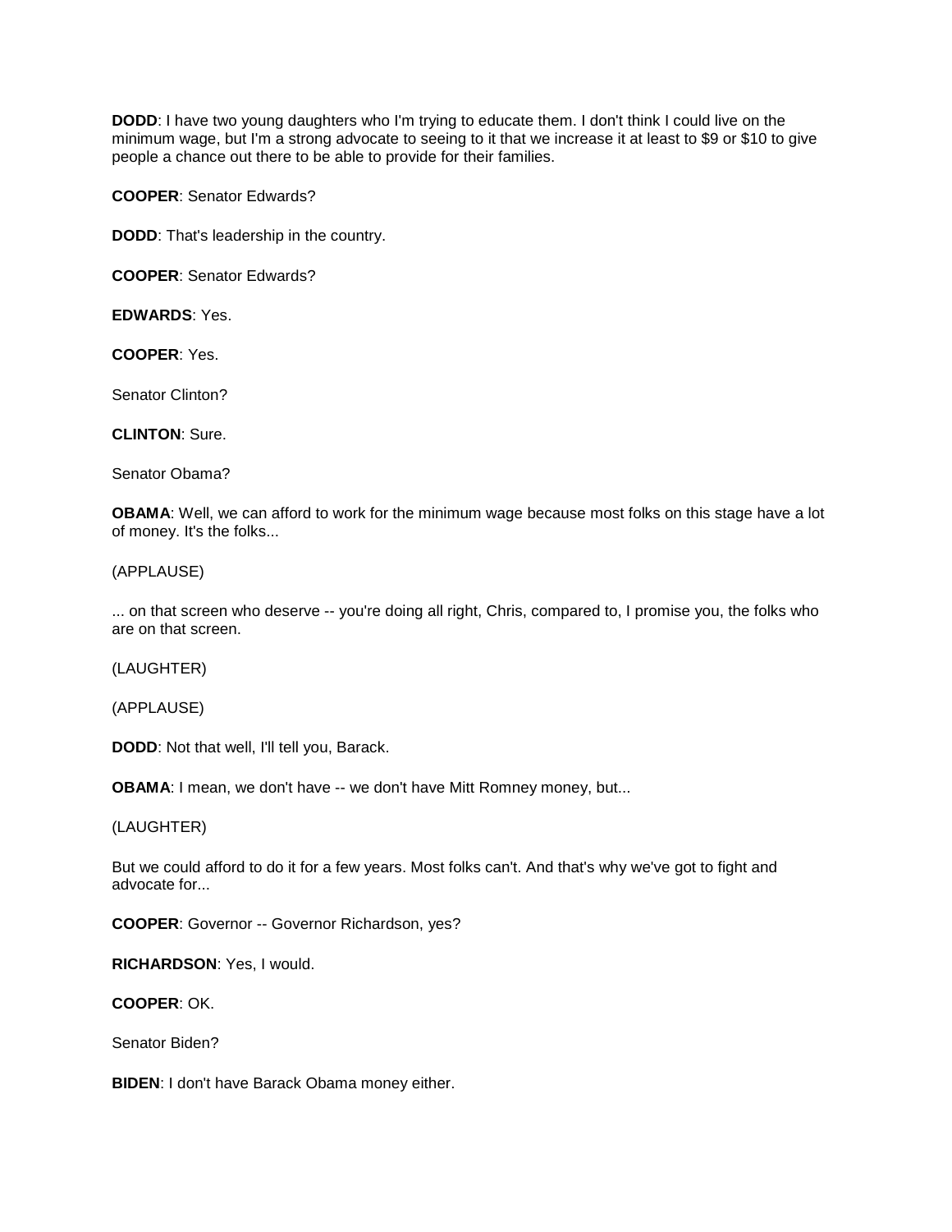**DODD**: I have two young daughters who I'm trying to educate them. I don't think I could live on the minimum wage, but I'm a strong advocate to seeing to it that we increase it at least to $9 or $10 to give people a chance out there to be able to provide for their families.

**COOPER**: Senator Edwards?

**DODD**: That's leadership in the country.

**COOPER**: Senator Edwards?

**EDWARDS**: Yes.

**COOPER**: Yes.

Senator Clinton?

**CLINTON**: Sure.

Senator Obama?

**OBAMA**: Well, we can afford to work for the minimum wage because most folks on this stage have a lot of money. It's the folks...

(APPLAUSE)

... on that screen who deserve -- you're doing all right, Chris, compared to, I promise you, the folks who are on that screen.

(LAUGHTER)

(APPLAUSE)

**DODD**: Not that well, I'll tell you, Barack.

**OBAMA**: I mean, we don't have -- we don't have Mitt Romney money, but...

(LAUGHTER)

But we could afford to do it for a few years. Most folks can't. And that's why we've got to fight and advocate for...

**COOPER**: Governor -- Governor Richardson, yes?

**RICHARDSON**: Yes, I would.

**COOPER**: OK.

Senator Biden?

**BIDEN**: I don't have Barack Obama money either.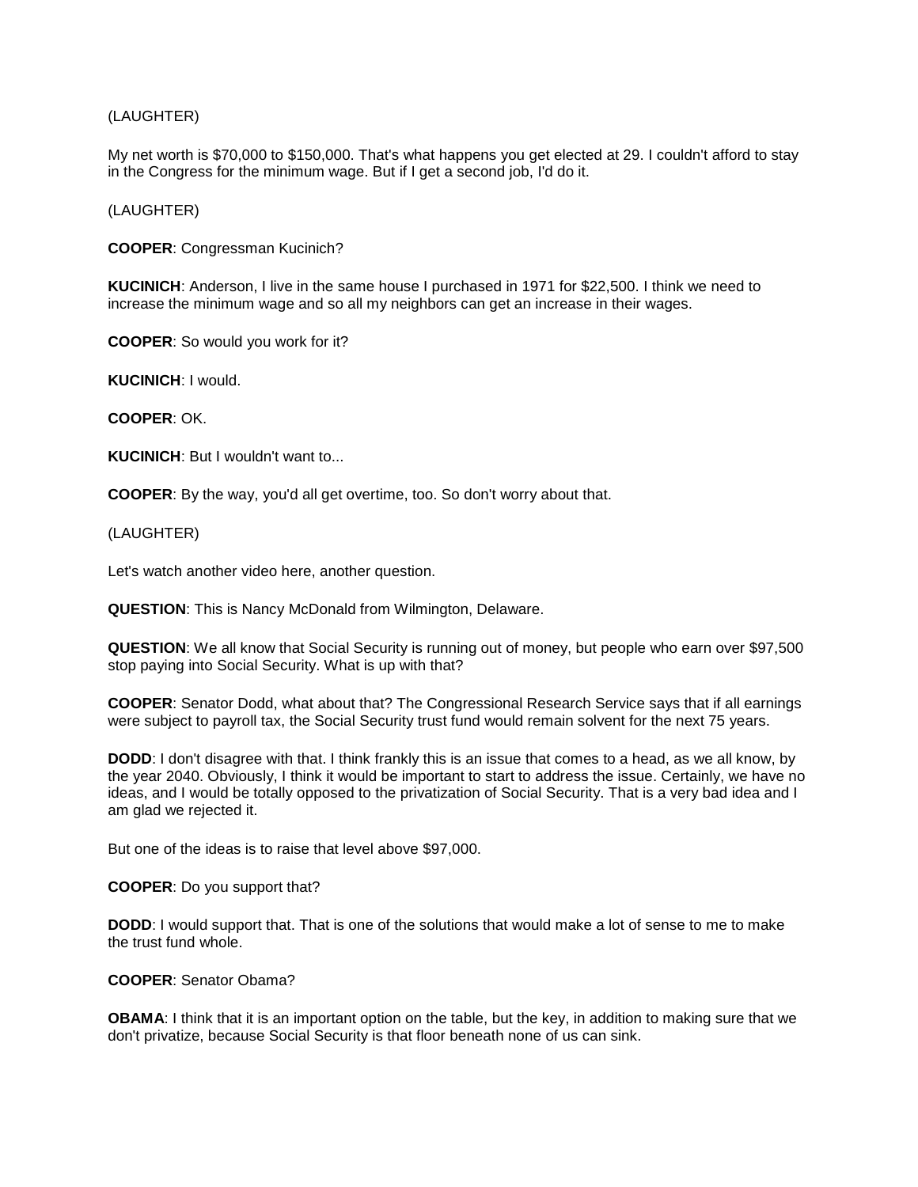(LAUGHTER)

My net worth is $70,000 to $150,000. That's what happens you get elected at 29. I couldn't afford to stay in the Congress for the minimum wage. But if I get a second job, I'd do it.

(LAUGHTER)

**COOPER**: Congressman Kucinich?

**KUCINICH**: Anderson, I live in the same house I purchased in 1971 for $22,500. I think we need to increase the minimum wage and so all my neighbors can get an increase in their wages.

**COOPER**: So would you work for it?

**KUCINICH**: I would.

**COOPER**: OK.

**KUCINICH**: But I wouldn't want to...

**COOPER**: By the way, you'd all get overtime, too. So don't worry about that.

(LAUGHTER)

Let's watch another video here, another question.

**QUESTION**: This is Nancy McDonald from Wilmington, Delaware.

**QUESTION**: We all know that Social Security is running out of money, but people who earn over $97,500 stop paying into Social Security. What is up with that?

**COOPER**: Senator Dodd, what about that? The Congressional Research Service says that if all earnings were subject to payroll tax, the Social Security trust fund would remain solvent for the next 75 years.

**DODD**: I don't disagree with that. I think frankly this is an issue that comes to a head, as we all know, by the year 2040. Obviously, I think it would be important to start to address the issue. Certainly, we have no ideas, and I would be totally opposed to the privatization of Social Security. That is a very bad idea and I am glad we rejected it.

But one of the ideas is to raise that level above $97,000.

**COOPER**: Do you support that?

**DODD**: I would support that. That is one of the solutions that would make a lot of sense to me to make the trust fund whole.

**COOPER**: Senator Obama?

**OBAMA**: I think that it is an important option on the table, but the key, in addition to making sure that we don't privatize, because Social Security is that floor beneath none of us can sink.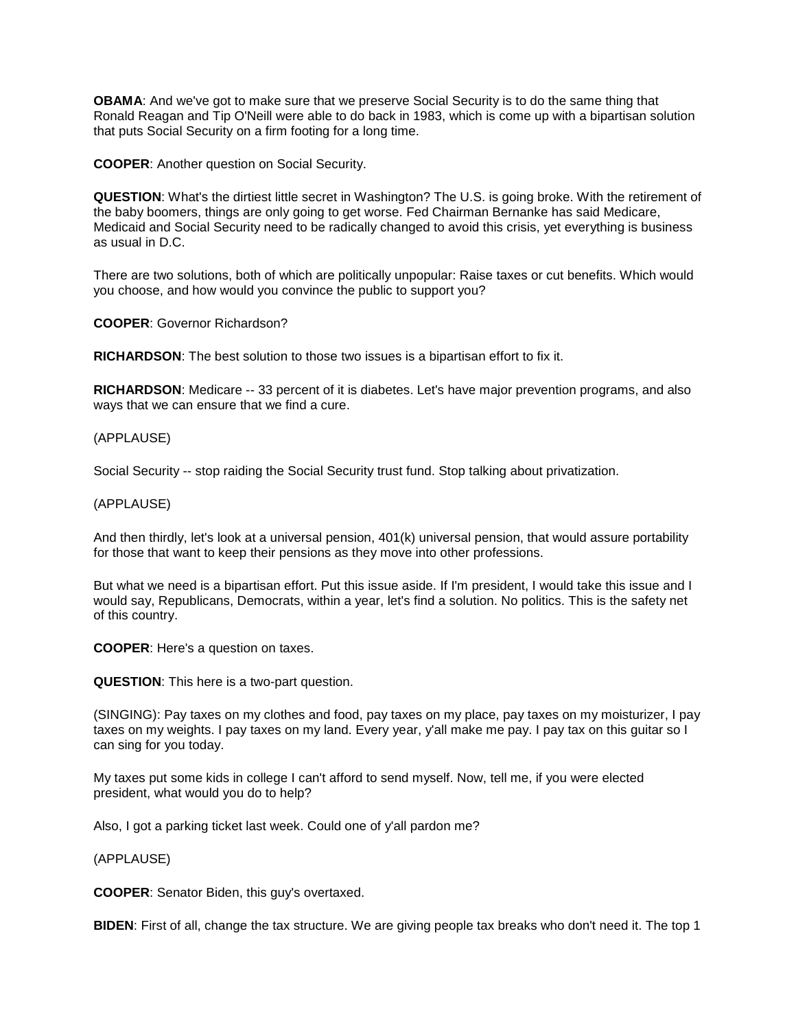**OBAMA**: And we've got to make sure that we preserve Social Security is to do the same thing that Ronald Reagan and Tip O'Neill were able to do back in 1983, which is come up with a bipartisan solution that puts Social Security on a firm footing for a long time.

**COOPER**: Another question on Social Security.

**QUESTION**: What's the dirtiest little secret in Washington? The U.S. is going broke. With the retirement of the baby boomers, things are only going to get worse. Fed Chairman Bernanke has said Medicare, Medicaid and Social Security need to be radically changed to avoid this crisis, yet everything is business as usual in D.C.

There are two solutions, both of which are politically unpopular: Raise taxes or cut benefits. Which would you choose, and how would you convince the public to support you?

**COOPER**: Governor Richardson?

**RICHARDSON**: The best solution to those two issues is a bipartisan effort to fix it.

**RICHARDSON**: Medicare -- 33 percent of it is diabetes. Let's have major prevention programs, and also ways that we can ensure that we find a cure.

(APPLAUSE)

Social Security -- stop raiding the Social Security trust fund. Stop talking about privatization.

(APPLAUSE)

And then thirdly, let's look at a universal pension, 401(k) universal pension, that would assure portability for those that want to keep their pensions as they move into other professions.

But what we need is a bipartisan effort. Put this issue aside. If I'm president, I would take this issue and I would say, Republicans, Democrats, within a year, let's find a solution. No politics. This is the safety net of this country.

**COOPER**: Here's a question on taxes.

**QUESTION**: This here is a two-part question.

(SINGING): Pay taxes on my clothes and food, pay taxes on my place, pay taxes on my moisturizer, I pay taxes on my weights. I pay taxes on my land. Every year, y'all make me pay. I pay tax on this guitar so I can sing for you today.

My taxes put some kids in college I can't afford to send myself. Now, tell me, if you were elected president, what would you do to help?

Also, I got a parking ticket last week. Could one of y'all pardon me?

(APPLAUSE)

**COOPER**: Senator Biden, this guy's overtaxed.

**BIDEN**: First of all, change the tax structure. We are giving people tax breaks who don't need it. The top 1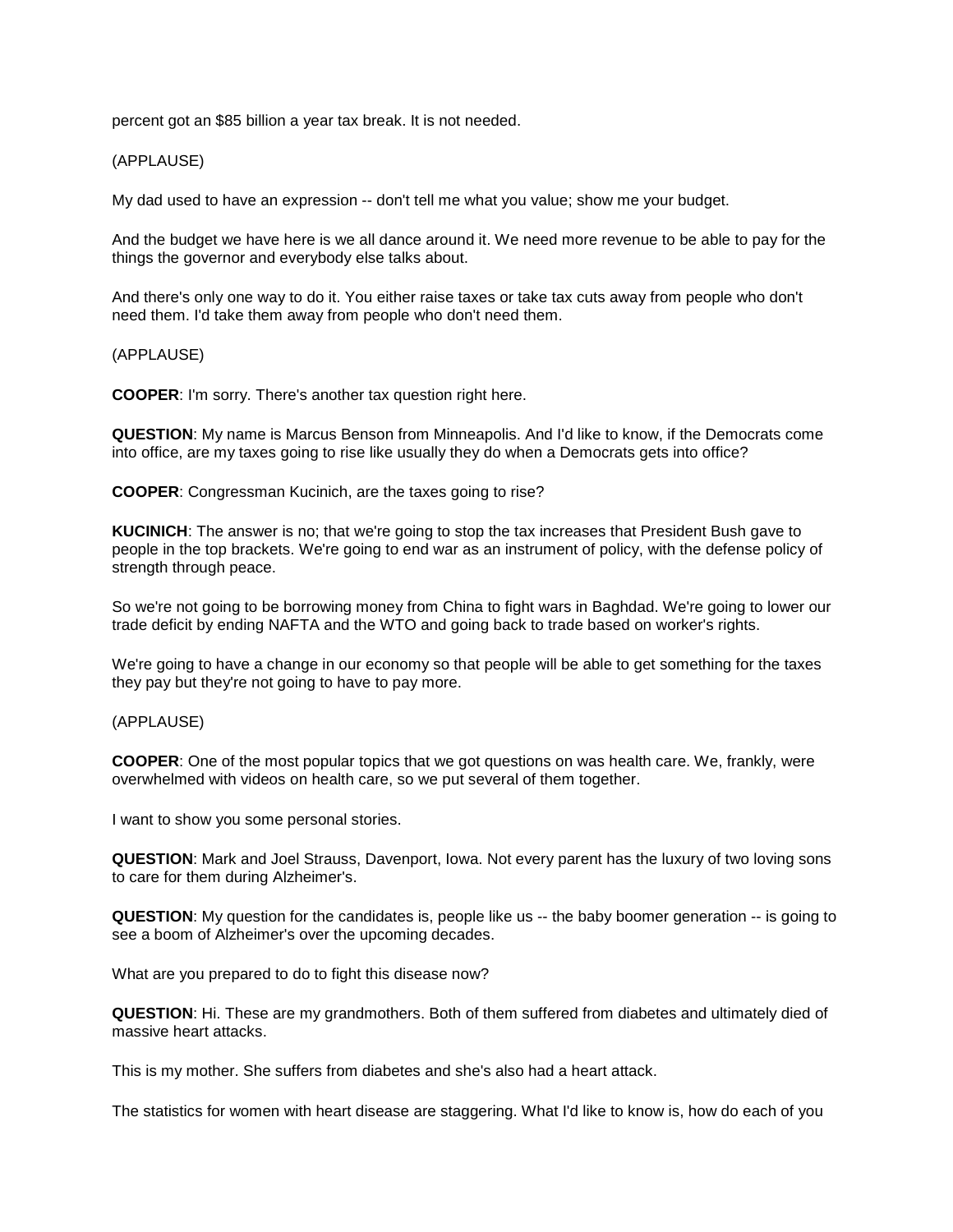percent got an $85 billion a year tax break. It is not needed.

(APPLAUSE)

My dad used to have an expression -- don't tell me what you value; show me your budget.

And the budget we have here is we all dance around it. We need more revenue to be able to pay for the things the governor and everybody else talks about.

And there's only one way to do it. You either raise taxes or take tax cuts away from people who don't need them. I'd take them away from people who don't need them.

(APPLAUSE)

**COOPER**: I'm sorry. There's another tax question right here.

**QUESTION**: My name is Marcus Benson from Minneapolis. And I'd like to know, if the Democrats come into office, are my taxes going to rise like usually they do when a Democrats gets into office?

**COOPER**: Congressman Kucinich, are the taxes going to rise?

**KUCINICH**: The answer is no; that we're going to stop the tax increases that President Bush gave to people in the top brackets. We're going to end war as an instrument of policy, with the defense policy of strength through peace.

So we're not going to be borrowing money from China to fight wars in Baghdad. We're going to lower our trade deficit by ending NAFTA and the WTO and going back to trade based on worker's rights.

We're going to have a change in our economy so that people will be able to get something for the taxes they pay but they're not going to have to pay more.

(APPLAUSE)

**COOPER**: One of the most popular topics that we got questions on was health care. We, frankly, were overwhelmed with videos on health care, so we put several of them together.

I want to show you some personal stories.

**QUESTION**: Mark and Joel Strauss, Davenport, Iowa. Not every parent has the luxury of two loving sons to care for them during Alzheimer's.

**QUESTION**: My question for the candidates is, people like us -- the baby boomer generation -- is going to see a boom of Alzheimer's over the upcoming decades.

What are you prepared to do to fight this disease now?

**QUESTION**: Hi. These are my grandmothers. Both of them suffered from diabetes and ultimately died of massive heart attacks.

This is my mother. She suffers from diabetes and she's also had a heart attack.

The statistics for women with heart disease are staggering. What I'd like to know is, how do each of you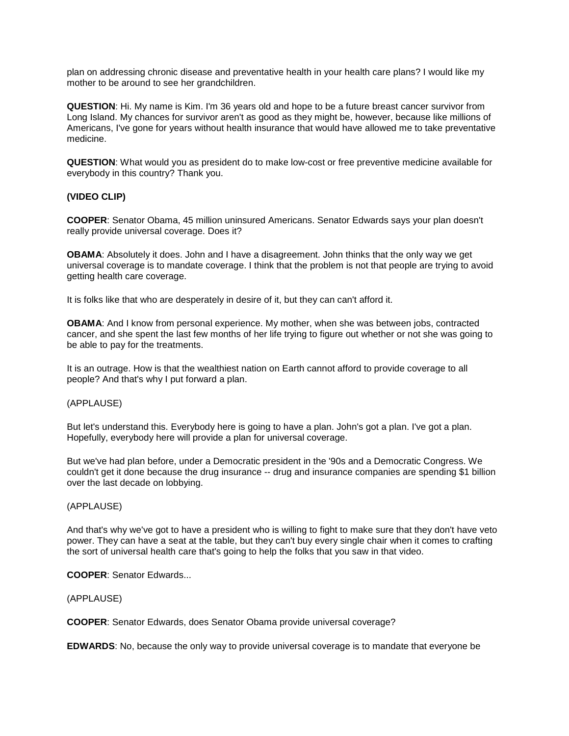plan on addressing chronic disease and preventative health in your health care plans? I would like my mother to be around to see her grandchildren.

**QUESTION**: Hi. My name is Kim. I'm 36 years old and hope to be a future breast cancer survivor from Long Island. My chances for survivor aren't as good as they might be, however, because like millions of Americans, I've gone for years without health insurance that would have allowed me to take preventative medicine.

**QUESTION**: What would you as president do to make low-cost or free preventive medicine available for everybody in this country? Thank you.

**(VIDEO CLIP)**

**COOPER**: Senator Obama, 45 million uninsured Americans. Senator Edwards says your plan doesn't really provide universal coverage. Does it?

**OBAMA**: Absolutely it does. John and I have a disagreement. John thinks that the only way we get universal coverage is to mandate coverage. I think that the problem is not that people are trying to avoid getting health care coverage.

It is folks like that who are desperately in desire of it, but they can can't afford it.

**OBAMA**: And I know from personal experience. My mother, when she was between jobs, contracted cancer, and she spent the last few months of her life trying to figure out whether or not she was going to be able to pay for the treatments.

It is an outrage. How is that the wealthiest nation on Earth cannot afford to provide coverage to all people? And that's why I put forward a plan.

(APPLAUSE)

But let's understand this. Everybody here is going to have a plan. John's got a plan. I've got a plan. Hopefully, everybody here will provide a plan for universal coverage.

But we've had plan before, under a Democratic president in the '90s and a Democratic Congress. We couldn't get it done because the drug insurance -- drug and insurance companies are spending $1 billion over the last decade on lobbying.

(APPLAUSE)

And that's why we've got to have a president who is willing to fight to make sure that they don't have veto power. They can have a seat at the table, but they can't buy every single chair when it comes to crafting the sort of universal health care that's going to help the folks that you saw in that video.

**COOPER**: Senator Edwards...

(APPLAUSE)

**COOPER**: Senator Edwards, does Senator Obama provide universal coverage?

**EDWARDS**: No, because the only way to provide universal coverage is to mandate that everyone be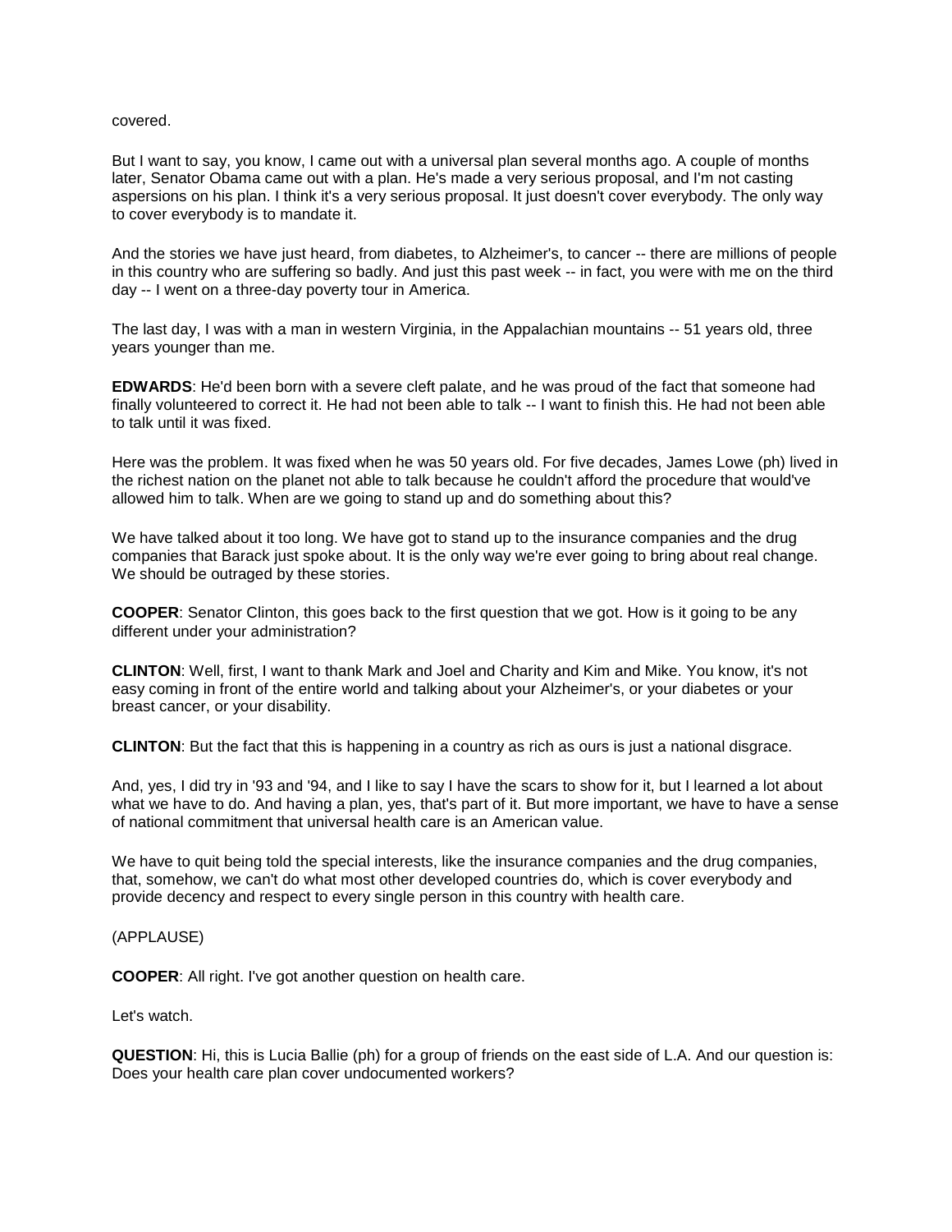covered.

But I want to say, you know, I came out with a universal plan several months ago. A couple of months later, Senator Obama came out with a plan. He's made a very serious proposal, and I'm not casting aspersions on his plan. I think it's a very serious proposal. It just doesn't cover everybody. The only way to cover everybody is to mandate it.

And the stories we have just heard, from diabetes, to Alzheimer's, to cancer -- there are millions of people in this country who are suffering so badly. And just this past week -- in fact, you were with me on the third day -- I went on a three-day poverty tour in America.

The last day, I was with a man in western Virginia, in the Appalachian mountains -- 51 years old, three years younger than me.

**EDWARDS**: He'd been born with a severe cleft palate, and he was proud of the fact that someone had finally volunteered to correct it. He had not been able to talk -- I want to finish this. He had not been able to talk until it was fixed.

Here was the problem. It was fixed when he was 50 years old. For five decades, James Lowe (ph) lived in the richest nation on the planet not able to talk because he couldn't afford the procedure that would've allowed him to talk. When are we going to stand up and do something about this?

We have talked about it too long. We have got to stand up to the insurance companies and the drug companies that Barack just spoke about. It is the only way we're ever going to bring about real change. We should be outraged by these stories.

**COOPER**: Senator Clinton, this goes back to the first question that we got. How is it going to be any different under your administration?

**CLINTON**: Well, first, I want to thank Mark and Joel and Charity and Kim and Mike. You know, it's not easy coming in front of the entire world and talking about your Alzheimer's, or your diabetes or your breast cancer, or your disability.

**CLINTON**: But the fact that this is happening in a country as rich as ours is just a national disgrace.

And, yes, I did try in '93 and '94, and I like to say I have the scars to show for it, but I learned a lot about what we have to do. And having a plan, yes, that's part of it. But more important, we have to have a sense of national commitment that universal health care is an American value.

We have to quit being told the special interests, like the insurance companies and the drug companies, that, somehow, we can't do what most other developed countries do, which is cover everybody and provide decency and respect to every single person in this country with health care.

(APPLAUSE)

**COOPER**: All right. I've got another question on health care.

Let's watch.

**QUESTION**: Hi, this is Lucia Ballie (ph) for a group of friends on the east side of L.A. And our question is: Does your health care plan cover undocumented workers?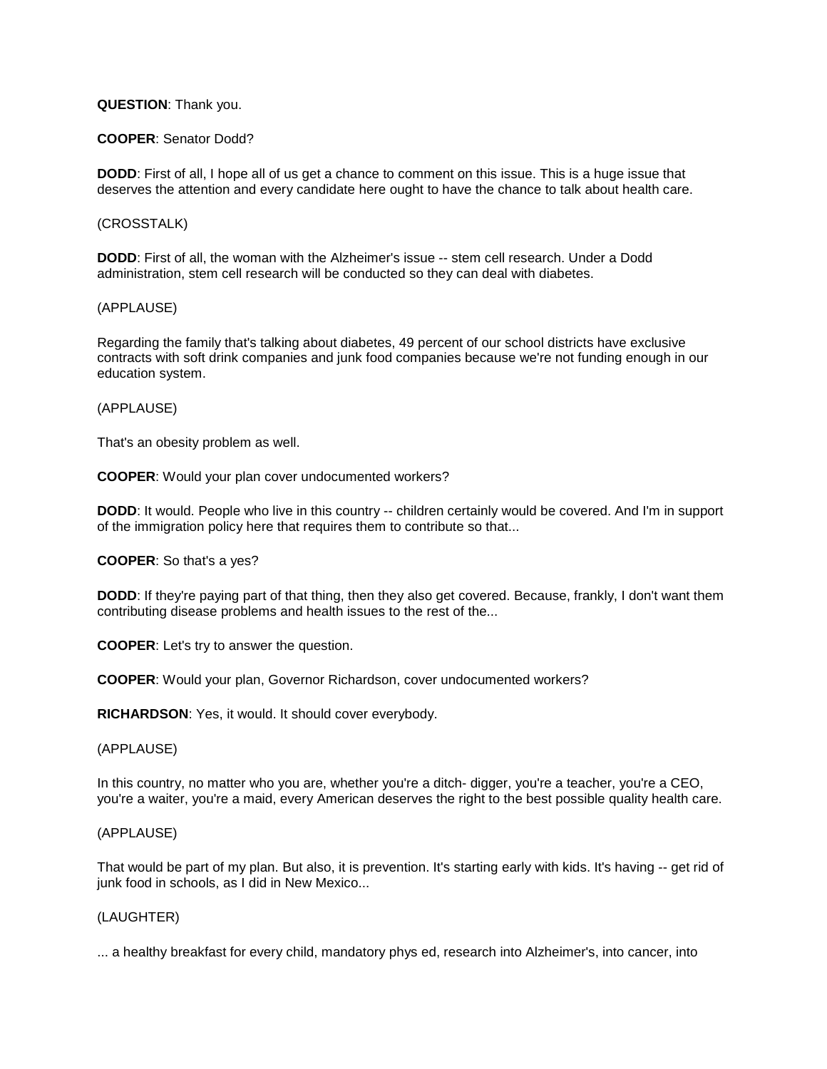**QUESTION**: Thank you.

**COOPER**: Senator Dodd?

**DODD**: First of all, I hope all of us get a chance to comment on this issue. This is a huge issue that deserves the attention and every candidate here ought to have the chance to talk about health care.

(CROSSTALK)

**DODD**: First of all, the woman with the Alzheimer's issue -- stem cell research. Under a Dodd administration, stem cell research will be conducted so they can deal with diabetes.

(APPLAUSE)

Regarding the family that's talking about diabetes, 49 percent of our school districts have exclusive contracts with soft drink companies and junk food companies because we're not funding enough in our education system.

(APPLAUSE)

That's an obesity problem as well.

**COOPER**: Would your plan cover undocumented workers?

**DODD**: It would. People who live in this country -- children certainly would be covered. And I'm in support of the immigration policy here that requires them to contribute so that...

**COOPER**: So that's a yes?

**DODD**: If they're paying part of that thing, then they also get covered. Because, frankly, I don't want them contributing disease problems and health issues to the rest of the...

**COOPER**: Let's try to answer the question.

**COOPER**: Would your plan, Governor Richardson, cover undocumented workers?

**RICHARDSON**: Yes, it would. It should cover everybody.

(APPLAUSE)

In this country, no matter who you are, whether you're a ditch- digger, you're a teacher, you're a CEO, you're a waiter, you're a maid, every American deserves the right to the best possible quality health care.

(APPLAUSE)

That would be part of my plan. But also, it is prevention. It's starting early with kids. It's having -- get rid of junk food in schools, as I did in New Mexico...

(LAUGHTER)

... a healthy breakfast for every child, mandatory phys ed, research into Alzheimer's, into cancer, into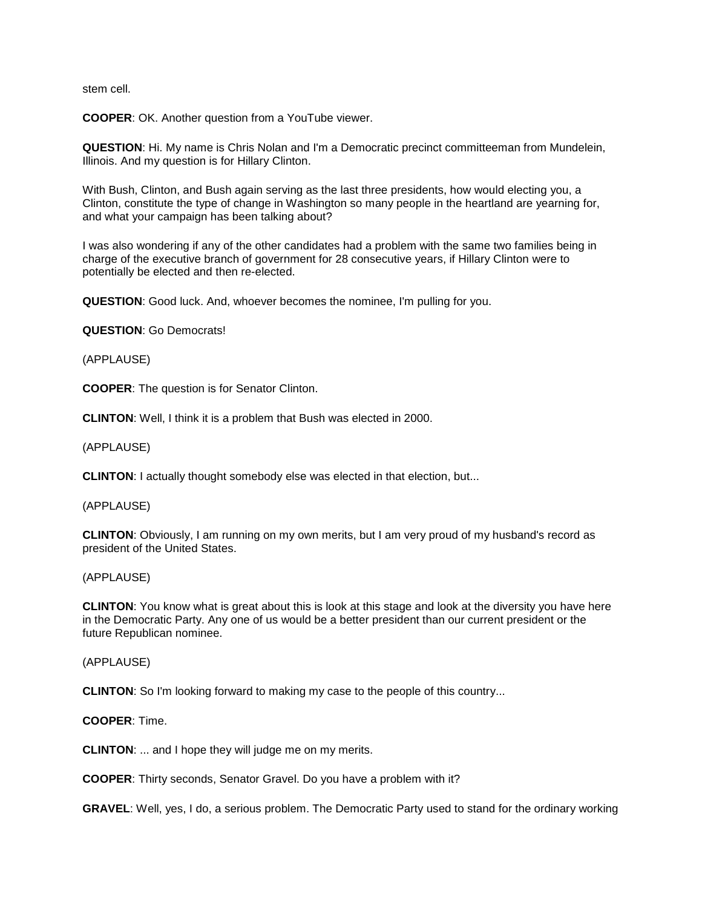stem cell.

**COOPER**: OK. Another question from a YouTube viewer.

**QUESTION**: Hi. My name is Chris Nolan and I'm a Democratic precinct committeeman from Mundelein, Illinois. And my question is for Hillary Clinton.

With Bush, Clinton, and Bush again serving as the last three presidents, how would electing you, a Clinton, constitute the type of change in Washington so many people in the heartland are yearning for, and what your campaign has been talking about?

I was also wondering if any of the other candidates had a problem with the same two families being in charge of the executive branch of government for 28 consecutive years, if Hillary Clinton were to potentially be elected and then re-elected.

**QUESTION**: Good luck. And, whoever becomes the nominee, I'm pulling for you.

**QUESTION**: Go Democrats!

(APPLAUSE)

**COOPER**: The question is for Senator Clinton.

**CLINTON**: Well, I think it is a problem that Bush was elected in 2000.

(APPLAUSE)

**CLINTON**: I actually thought somebody else was elected in that election, but...

(APPLAUSE)

**CLINTON**: Obviously, I am running on my own merits, but I am very proud of my husband's record as president of the United States.

(APPLAUSE)

**CLINTON**: You know what is great about this is look at this stage and look at the diversity you have here in the Democratic Party. Any one of us would be a better president than our current president or the future Republican nominee.

(APPLAUSE)

**CLINTON**: So I'm looking forward to making my case to the people of this country...

**COOPER**: Time.

**CLINTON**: ... and I hope they will judge me on my merits.

**COOPER**: Thirty seconds, Senator Gravel. Do you have a problem with it?

**GRAVEL**: Well, yes, I do, a serious problem. The Democratic Party used to stand for the ordinary working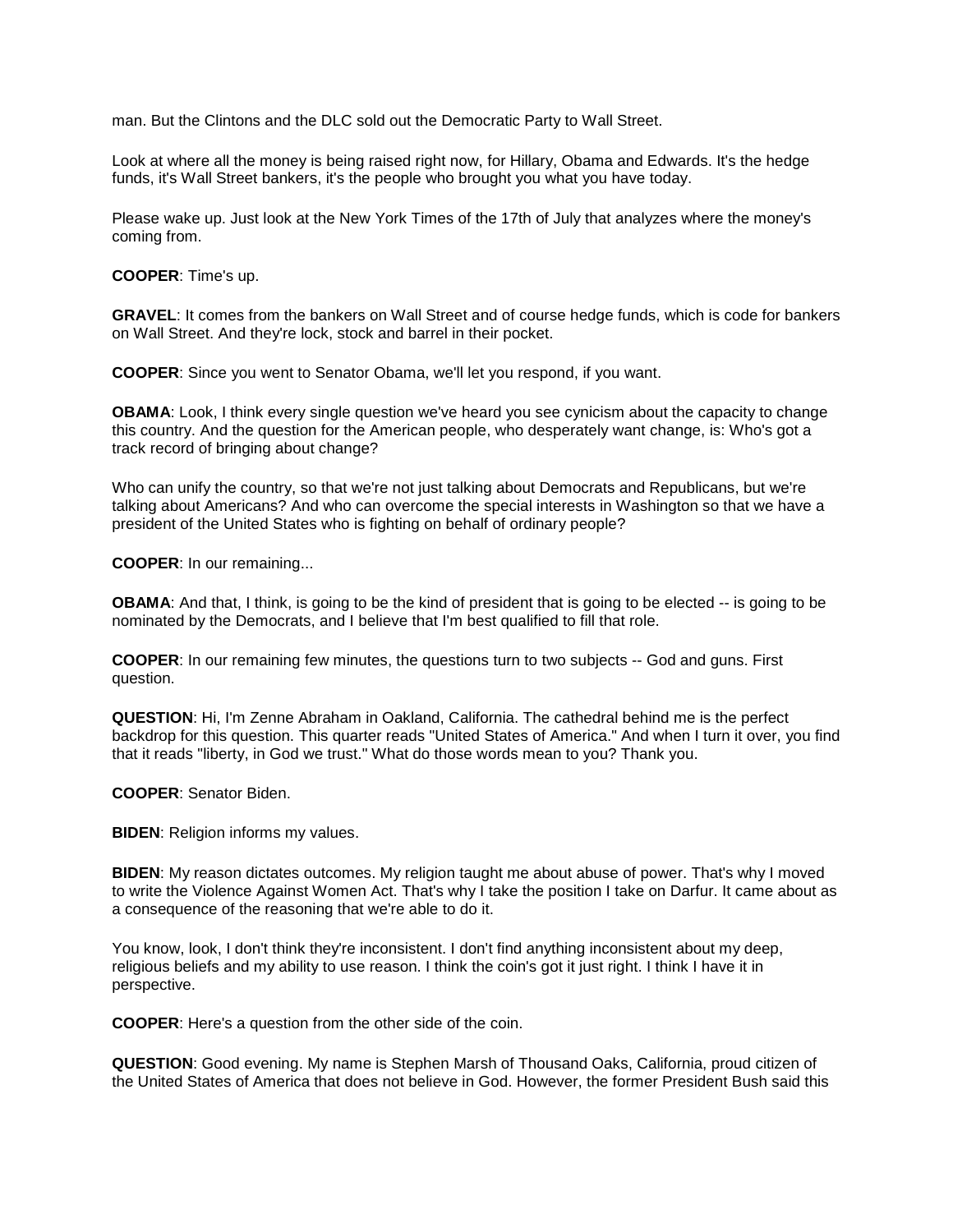man. But the Clintons and the DLC sold out the Democratic Party to Wall Street.

Look at where all the money is being raised right now, for Hillary, Obama and Edwards. It's the hedge funds, it's Wall Street bankers, it's the people who brought you what you have today.

Please wake up. Just look at the New York Times of the 17th of July that analyzes where the money's coming from.

**COOPER**: Time's up.

**GRAVEL**: It comes from the bankers on Wall Street and of course hedge funds, which is code for bankers on Wall Street. And they're lock, stock and barrel in their pocket.

**COOPER**: Since you went to Senator Obama, we'll let you respond, if you want.

**OBAMA**: Look, I think every single question we've heard you see cynicism about the capacity to change this country. And the question for the American people, who desperately want change, is: Who's got a track record of bringing about change?

Who can unify the country, so that we're not just talking about Democrats and Republicans, but we're talking about Americans? And who can overcome the special interests in Washington so that we have a president of the United States who is fighting on behalf of ordinary people?

**COOPER**: In our remaining...

**OBAMA**: And that, I think, is going to be the kind of president that is going to be elected -- is going to be nominated by the Democrats, and I believe that I'm best qualified to fill that role.

**COOPER**: In our remaining few minutes, the questions turn to two subjects -- God and guns. First question.

**QUESTION**: Hi, I'm Zenne Abraham in Oakland, California. The cathedral behind me is the perfect backdrop for this question. This quarter reads "United States of America." And when I turn it over, you find that it reads "liberty, in God we trust." What do those words mean to you? Thank you.

**COOPER**: Senator Biden.

**BIDEN**: Religion informs my values.

**BIDEN**: My reason dictates outcomes. My religion taught me about abuse of power. That's why I moved to write the Violence Against Women Act. That's why I take the position I take on Darfur. It came about as a consequence of the reasoning that we're able to do it.

You know, look, I don't think they're inconsistent. I don't find anything inconsistent about my deep, religious beliefs and my ability to use reason. I think the coin's got it just right. I think I have it in perspective.

**COOPER**: Here's a question from the other side of the coin.

**QUESTION**: Good evening. My name is Stephen Marsh of Thousand Oaks, California, proud citizen of the United States of America that does not believe in God. However, the former President Bush said this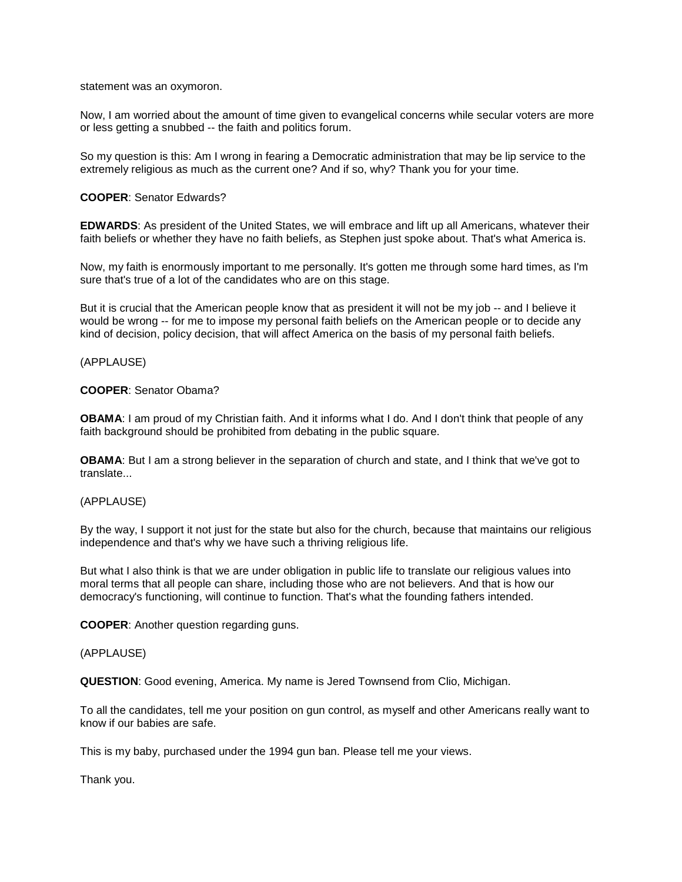statement was an oxymoron.

Now, I am worried about the amount of time given to evangelical concerns while secular voters are more or less getting a snubbed -- the faith and politics forum.

So my question is this: Am I wrong in fearing a Democratic administration that may be lip service to the extremely religious as much as the current one? And if so, why? Thank you for your time.

**COOPER**: Senator Edwards?

**EDWARDS**: As president of the United States, we will embrace and lift up all Americans, whatever their faith beliefs or whether they have no faith beliefs, as Stephen just spoke about. That's what America is.

Now, my faith is enormously important to me personally. It's gotten me through some hard times, as I'm sure that's true of a lot of the candidates who are on this stage.

But it is crucial that the American people know that as president it will not be my job -- and I believe it would be wrong -- for me to impose my personal faith beliefs on the American people or to decide any kind of decision, policy decision, that will affect America on the basis of my personal faith beliefs.

(APPLAUSE)

**COOPER**: Senator Obama?

**OBAMA**: I am proud of my Christian faith. And it informs what I do. And I don't think that people of any faith background should be prohibited from debating in the public square.

**OBAMA**: But I am a strong believer in the separation of church and state, and I think that we've got to translate...

(APPLAUSE)

By the way, I support it not just for the state but also for the church, because that maintains our religious independence and that's why we have such a thriving religious life.

But what I also think is that we are under obligation in public life to translate our religious values into moral terms that all people can share, including those who are not believers. And that is how our democracy's functioning, will continue to function. That's what the founding fathers intended.

**COOPER**: Another question regarding guns.

(APPLAUSE)

**QUESTION**: Good evening, America. My name is Jered Townsend from Clio, Michigan.

To all the candidates, tell me your position on gun control, as myself and other Americans really want to know if our babies are safe.

This is my baby, purchased under the 1994 gun ban. Please tell me your views.

Thank you.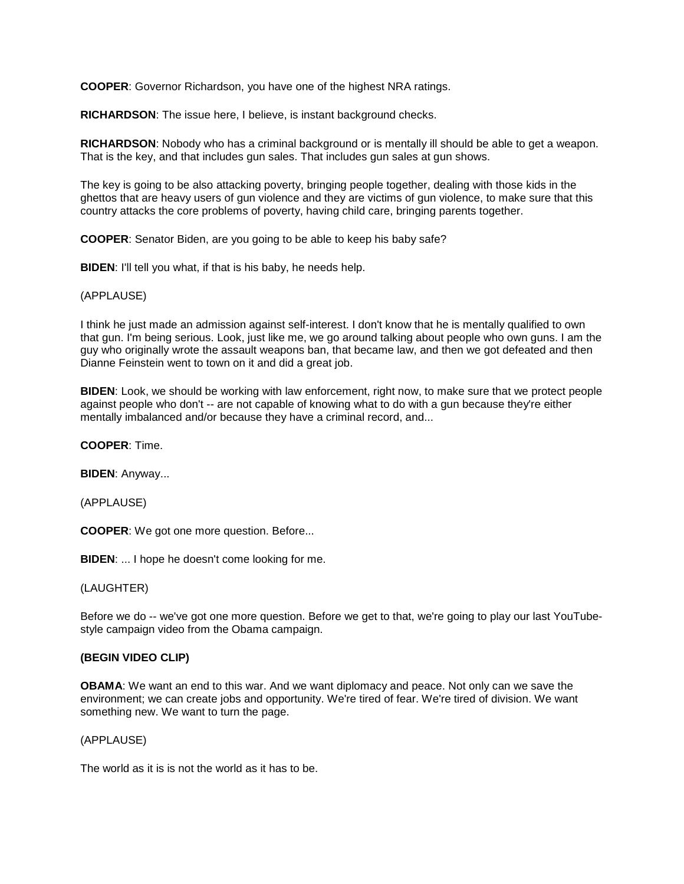**COOPER**: Governor Richardson, you have one of the highest NRA ratings.

**RICHARDSON**: The issue here, I believe, is instant background checks.

**RICHARDSON**: Nobody who has a criminal background or is mentally ill should be able to get a weapon. That is the key, and that includes gun sales. That includes gun sales at gun shows.

The key is going to be also attacking poverty, bringing people together, dealing with those kids in the ghettos that are heavy users of gun violence and they are victims of gun violence, to make sure that this country attacks the core problems of poverty, having child care, bringing parents together.

**COOPER**: Senator Biden, are you going to be able to keep his baby safe?

**BIDEN**: I'll tell you what, if that is his baby, he needs help.

(APPLAUSE)

I think he just made an admission against self-interest. I don't know that he is mentally qualified to own that gun. I'm being serious. Look, just like me, we go around talking about people who own guns. I am the guy who originally wrote the assault weapons ban, that became law, and then we got defeated and then Dianne Feinstein went to town on it and did a great job.

**BIDEN**: Look, we should be working with law enforcement, right now, to make sure that we protect people against people who don't -- are not capable of knowing what to do with a gun because they're either mentally imbalanced and/or because they have a criminal record, and...

**COOPER**: Time.

**BIDEN**: Anyway...

(APPLAUSE)

**COOPER**: We got one more question. Before...

**BIDEN**: ... I hope he doesn't come looking for me.

(LAUGHTER)

Before we do -- we've got one more question. Before we get to that, we're going to play our last YouTube-style campaign video from the Obama campaign.

**(BEGIN VIDEO CLIP)**

**OBAMA**: We want an end to this war. And we want diplomacy and peace. Not only can we save the environment; we can create jobs and opportunity. We're tired of fear. We're tired of division. We want something new. We want to turn the page.

(APPLAUSE)

The world as it is is not the world as it has to be.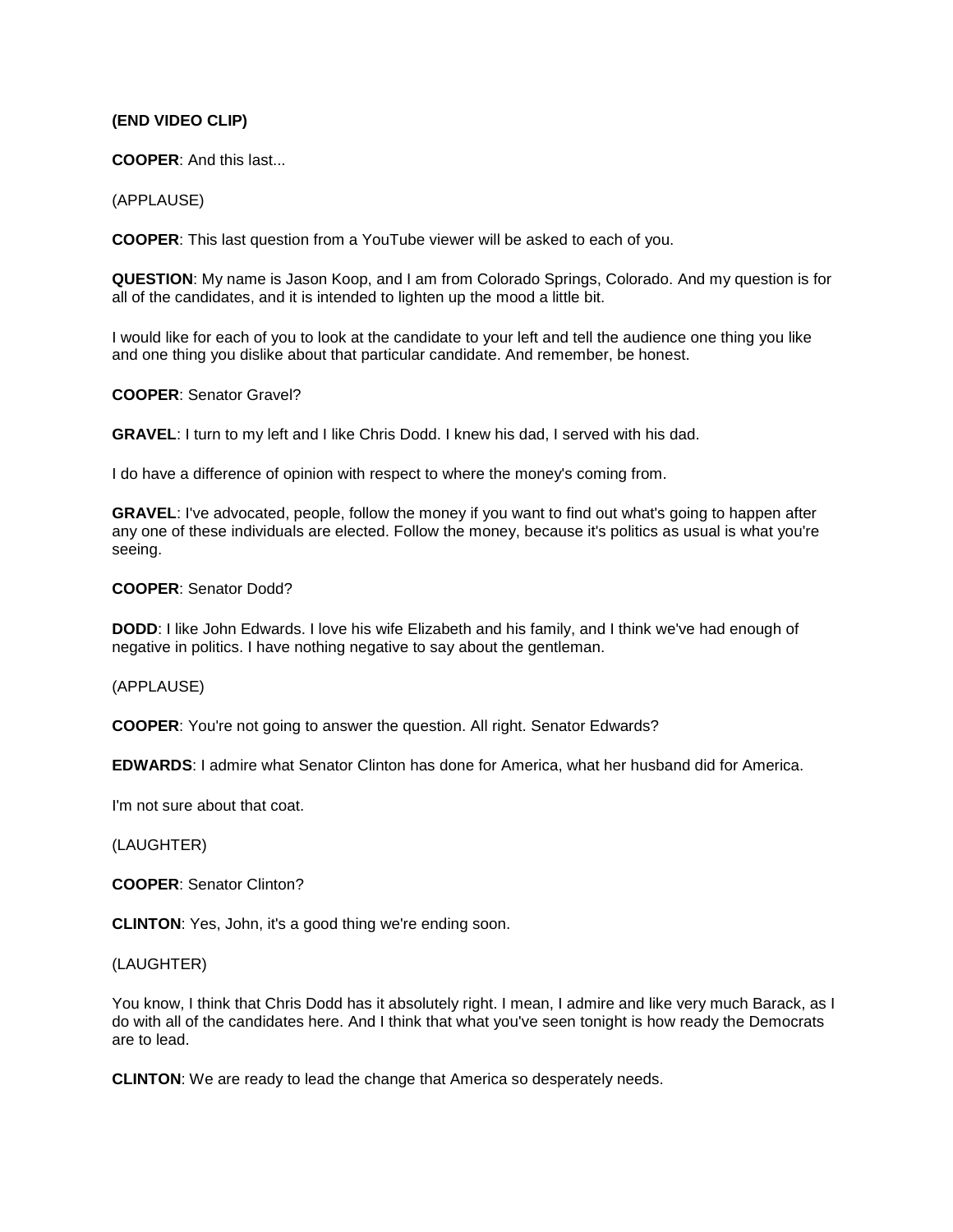**(END VIDEO CLIP)**

**COOPER**: And this last...

(APPLAUSE)

**COOPER**: This last question from a YouTube viewer will be asked to each of you.

**QUESTION**: My name is Jason Koop, and I am from Colorado Springs, Colorado. And my question is for all of the candidates, and it is intended to lighten up the mood a little bit.

I would like for each of you to look at the candidate to your left and tell the audience one thing you like and one thing you dislike about that particular candidate. And remember, be honest.

**COOPER**: Senator Gravel?

**GRAVEL**: I turn to my left and I like Chris Dodd. I knew his dad, I served with his dad.

I do have a difference of opinion with respect to where the money's coming from.

**GRAVEL**: I've advocated, people, follow the money if you want to find out what's going to happen after any one of these individuals are elected. Follow the money, because it's politics as usual is what you're seeing.

**COOPER**: Senator Dodd?

**DODD**: I like John Edwards. I love his wife Elizabeth and his family, and I think we've had enough of negative in politics. I have nothing negative to say about the gentleman.

(APPLAUSE)

**COOPER**: You're not going to answer the question. All right. Senator Edwards?

**EDWARDS**: I admire what Senator Clinton has done for America, what her husband did for America.

I'm not sure about that coat.

(LAUGHTER)

**COOPER**: Senator Clinton?

**CLINTON**: Yes, John, it's a good thing we're ending soon.

(LAUGHTER)

You know, I think that Chris Dodd has it absolutely right. I mean, I admire and like very much Barack, as I do with all of the candidates here. And I think that what you've seen tonight is how ready the Democrats are to lead.

**CLINTON**: We are ready to lead the change that America so desperately needs.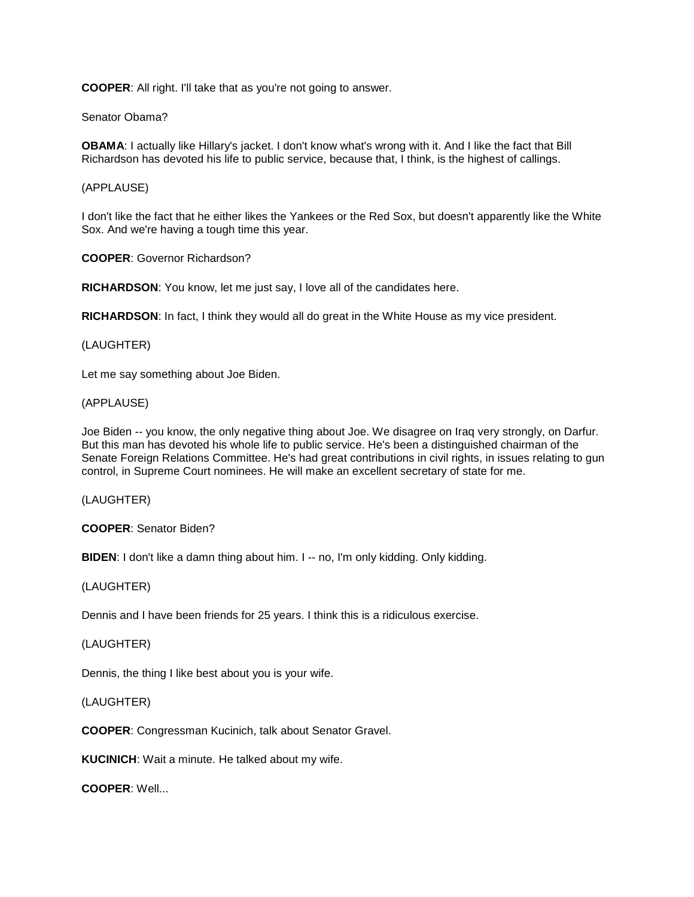**COOPER**: All right. I'll take that as you're not going to answer.

Senator Obama?

**OBAMA**: I actually like Hillary's jacket. I don't know what's wrong with it. And I like the fact that Bill Richardson has devoted his life to public service, because that, I think, is the highest of callings.

(APPLAUSE)

I don't like the fact that he either likes the Yankees or the Red Sox, but doesn't apparently like the White Sox. And we're having a tough time this year.

**COOPER**: Governor Richardson?

**RICHARDSON**: You know, let me just say, I love all of the candidates here.

**RICHARDSON**: In fact, I think they would all do great in the White House as my vice president.

(LAUGHTER)

Let me say something about Joe Biden.

(APPLAUSE)

Joe Biden -- you know, the only negative thing about Joe. We disagree on Iraq very strongly, on Darfur. But this man has devoted his whole life to public service. He's been a distinguished chairman of the Senate Foreign Relations Committee. He's had great contributions in civil rights, in issues relating to gun control, in Supreme Court nominees. He will make an excellent secretary of state for me.

(LAUGHTER)

**COOPER**: Senator Biden?

**BIDEN**: I don't like a damn thing about him. I -- no, I'm only kidding. Only kidding.

(LAUGHTER)

Dennis and I have been friends for 25 years. I think this is a ridiculous exercise.

(LAUGHTER)

Dennis, the thing I like best about you is your wife.

(LAUGHTER)

**COOPER**: Congressman Kucinich, talk about Senator Gravel.

**KUCINICH**: Wait a minute. He talked about my wife.

**COOPER**: Well...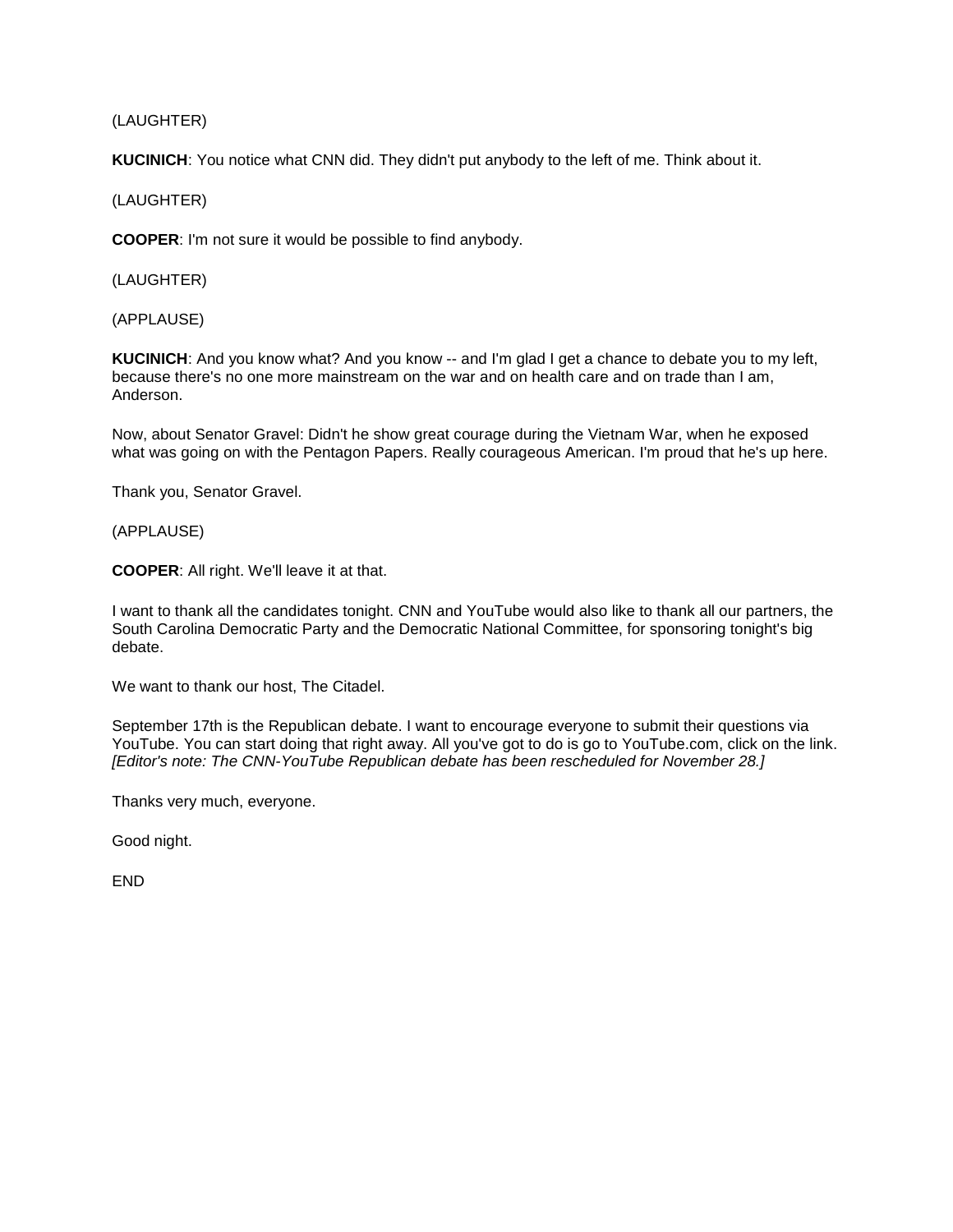(LAUGHTER)

**KUCINICH**: You notice what CNN did. They didn't put anybody to the left of me. Think about it.

(LAUGHTER)

**COOPER**: I'm not sure it would be possible to find anybody.

(LAUGHTER)

(APPLAUSE)

**KUCINICH**: And you know what? And you know -- and I'm glad I get a chance to debate you to my left, because there's no one more mainstream on the war and on health care and on trade than I am, Anderson.

Now, about Senator Gravel: Didn't he show great courage during the Vietnam War, when he exposed what was going on with the Pentagon Papers. Really courageous American. I'm proud that he's up here.

Thank you, Senator Gravel.

(APPLAUSE)

**COOPER**: All right. We'll leave it at that.

I want to thank all the candidates tonight. CNN and YouTube would also like to thank all our partners, the South Carolina Democratic Party and the Democratic National Committee, for sponsoring tonight's big debate.

We want to thank our host, The Citadel.

September 17th is the Republican debate. I want to encourage everyone to submit their questions via YouTube. You can start doing that right away. All you've got to do is go to YouTube.com, click on the link. *[Editor's note: The CNN-YouTube Republican debate has been rescheduled for November 28.]*

Thanks very much, everyone.

Good night.

END